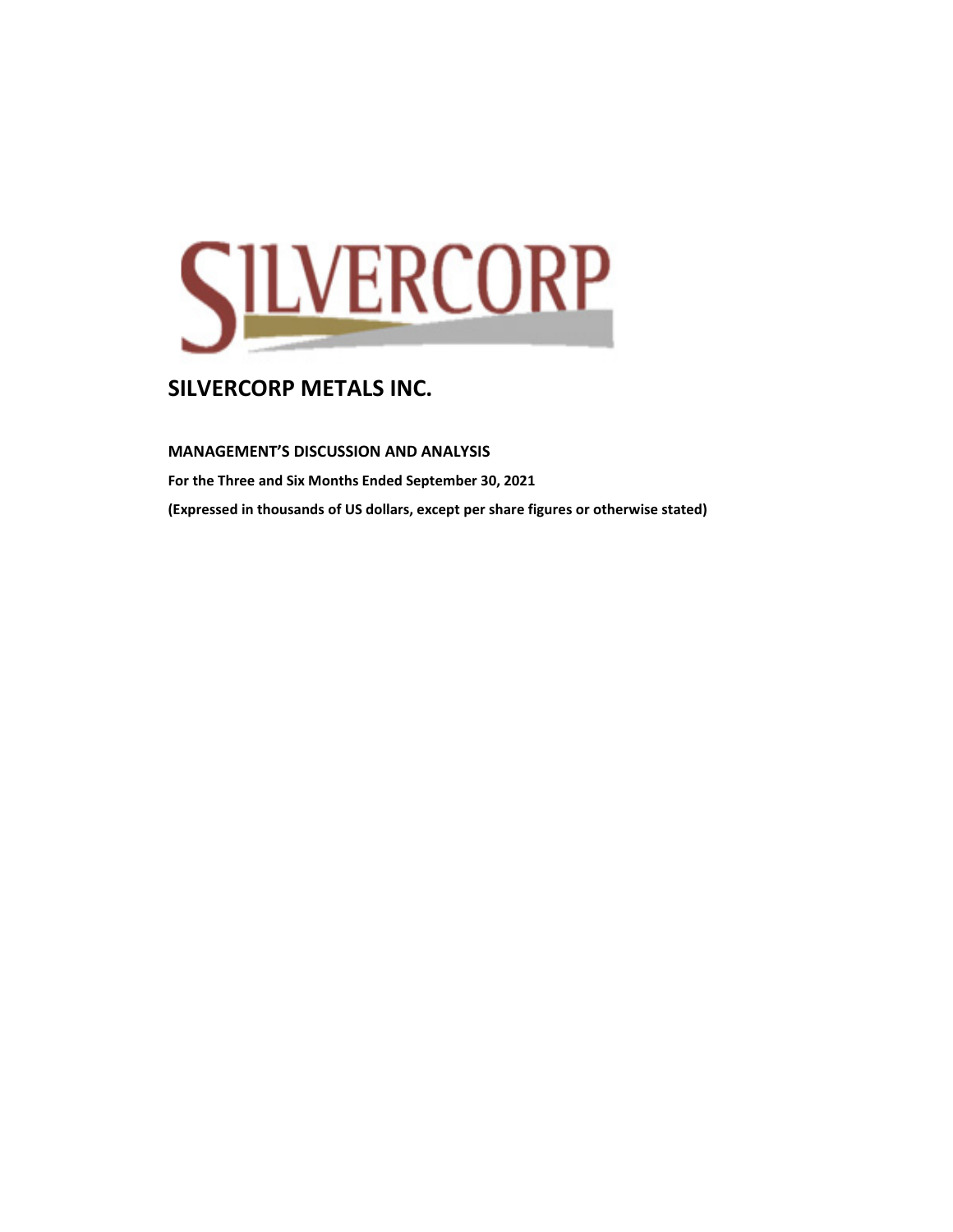# SILVERCORP METALS INC.

## MANAGEMENT'S DISCUSSION AND ANALYSIS

**For the Three and Six Months Ended September 30, 2021**

**(Expressed in thousands of US dollars, except per share figures or otherwise stated)**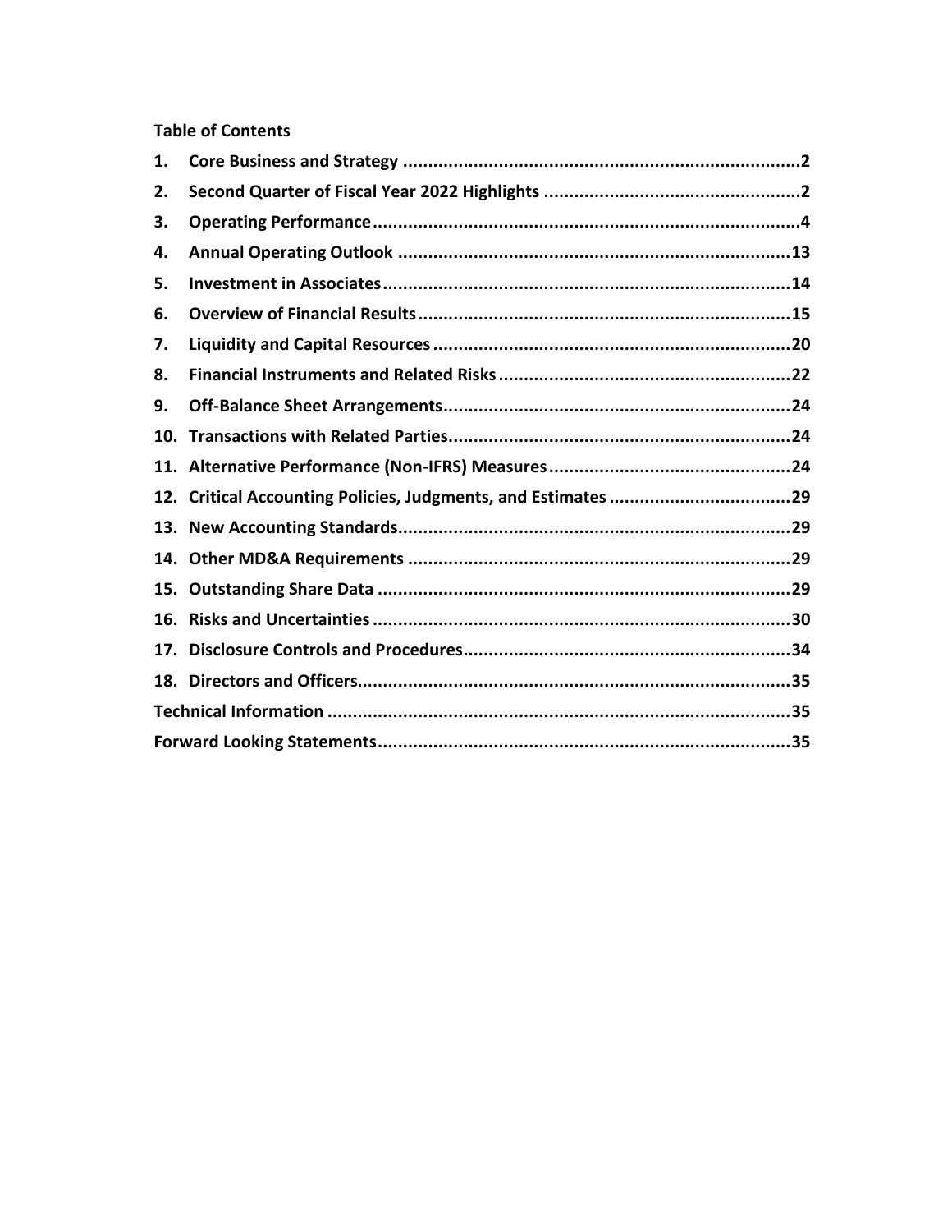**Table of Contents**

1. Core Business and Strategy ............................................................................2
2. Second Quarter of Fiscal Year 2022 Highlights ..................................................2
3. Operating Performance..................................................................................4
4. Annual Operating Outlook ...........................................................................13
5. Investment in Associates...............................................................................14
6. Overview of Financial Results........................................................................15
7. Liquidity and Capital Resources .....................................................................20
8. Financial Instruments and Related Risks .........................................................22
9. Off-Balance Sheet Arrangements...................................................................24
10. Transactions with Related Parties..................................................................24
11. Alternative Performance (Non-IFRS) Measures ...............................................24
12. Critical Accounting Policies, Judgments, and Estimates ...................................29
13. New Accounting Standards............................................................................29
14. Other MD&A Requirements ..........................................................................29
15. Outstanding Share Data ................................................................................29
16. Risks and Uncertainties .................................................................................30
17. Disclosure Controls and Procedures...............................................................34
18. Directors and Officers...................................................................................35

Technical Information .........................................................................................35

Forward Looking Statements................................................................................35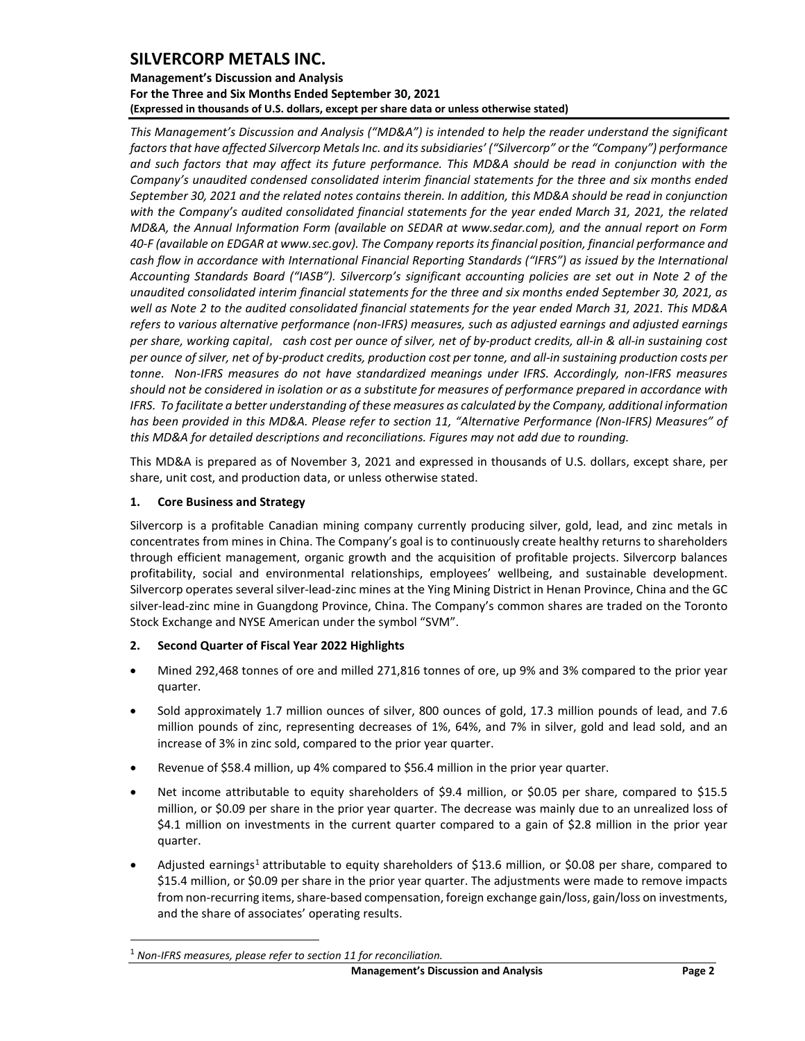This Management's Discussion and Analysis ("MD&A") is intended to help the reader understand the significant factors that have affected Silvercorp Metals Inc. and its subsidiaries' ("Silvercorp" or the "Company") performance and such factors that may affect its future performance. This MD&A should be read in conjunction with the Company's unaudited condensed consolidated interim financial statements for the three and six months ended September 30, 2021 and the related notes contains therein. In addition, this MD&A should be read in conjunction with the Company's audited consolidated financial statements for the year ended March 31, 2021, the related MD&A, the Annual Information Form (available on SEDAR at www.sedar.com), and the annual report on Form 40-F (available on EDGAR at www.sec.gov). The Company reports its financial position, financial performance and cash flow in accordance with International Financial Reporting Standards ("IFRS") as issued by the International Accounting Standards Board ("IASB"). Silvercorp's significant accounting policies are set out in Note 2 of the unaudited consolidated interim financial statements for the three and six months ended September 30, 2021, as well as Note 2 to the audited consolidated financial statements for the year ended March 31, 2021. This MD&A refers to various alternative performance (non-IFRS) measures, such as adjusted earnings and adjusted earnings per share, working capital, cash cost per ounce of silver, net of by-product credits, all-in & all-in sustaining cost per ounce of silver, net of by-product credits, production cost per tonne, and all-in sustaining production costs per tonne. Non-IFRS measures do not have standardized meanings under IFRS. Accordingly, non-IFRS measures should not be considered in isolation or as a substitute for measures of performance prepared in accordance with IFRS. To facilitate a better understanding of these measures as calculated by the Company, additional information has been provided in this MD&A. Please refer to section 11, "Alternative Performance (Non-IFRS) Measures" of this MD&A for detailed descriptions and reconciliations. Figures may not add due to rounding.

This MD&A is prepared as of November 3, 2021 and expressed in thousands of U.S. dollars, except share, per share, unit cost, and production data, or unless otherwise stated.

## 1. Core Business and Strategy

Silvercorp is a profitable Canadian mining company currently producing silver, gold, lead, and zinc metals in concentrates from mines in China. The Company's goal is to continuously create healthy returns to shareholders through efficient management, organic growth and the acquisition of profitable projects. Silvercorp balances profitability, social and environmental relationships, employees' wellbeing, and sustainable development. Silvercorp operates several silver-lead-zinc mines at the Ying Mining District in Henan Province, China and the GC silver-lead-zinc mine in Guangdong Province, China. The Company's common shares are traded on the Toronto Stock Exchange and NYSE American under the symbol "SVM".

## 2. Second Quarter of Fiscal Year 2022 Highlights

- Mined 292,468 tonnes of ore and milled 271,816 tonnes of ore, up 9% and 3% compared to the prior year quarter.
- Sold approximately 1.7 million ounces of silver, 800 ounces of gold, 17.3 million pounds of lead, and 7.6 million pounds of zinc, representing decreases of 1%, 64%, and 7% in silver, gold and lead sold, and an increase of 3% in zinc sold, compared to the prior year quarter.
- Revenue of $58.4 million, up 4% compared to $56.4 million in the prior year quarter.
- Net income attributable to equity shareholders of $9.4 million, or $0.05 per share, compared to $15.5 million, or $0.09 per share in the prior year quarter. The decrease was mainly due to an unrealized loss of $4.1 million on investments in the current quarter compared to a gain of $2.8 million in the prior year quarter.
- Adjusted earnings[1] attributable to equity shareholders of $13.6 million, or $0.08 per share, compared to $15.4 million, or $0.09 per share in the prior year quarter. The adjustments were made to remove impacts from non-recurring items, share-based compensation, foreign exchange gain/loss, gain/loss on investments, and the share of associates' operating results.

[1] *Non-IFRS measures, please refer to section 11 for reconciliation.*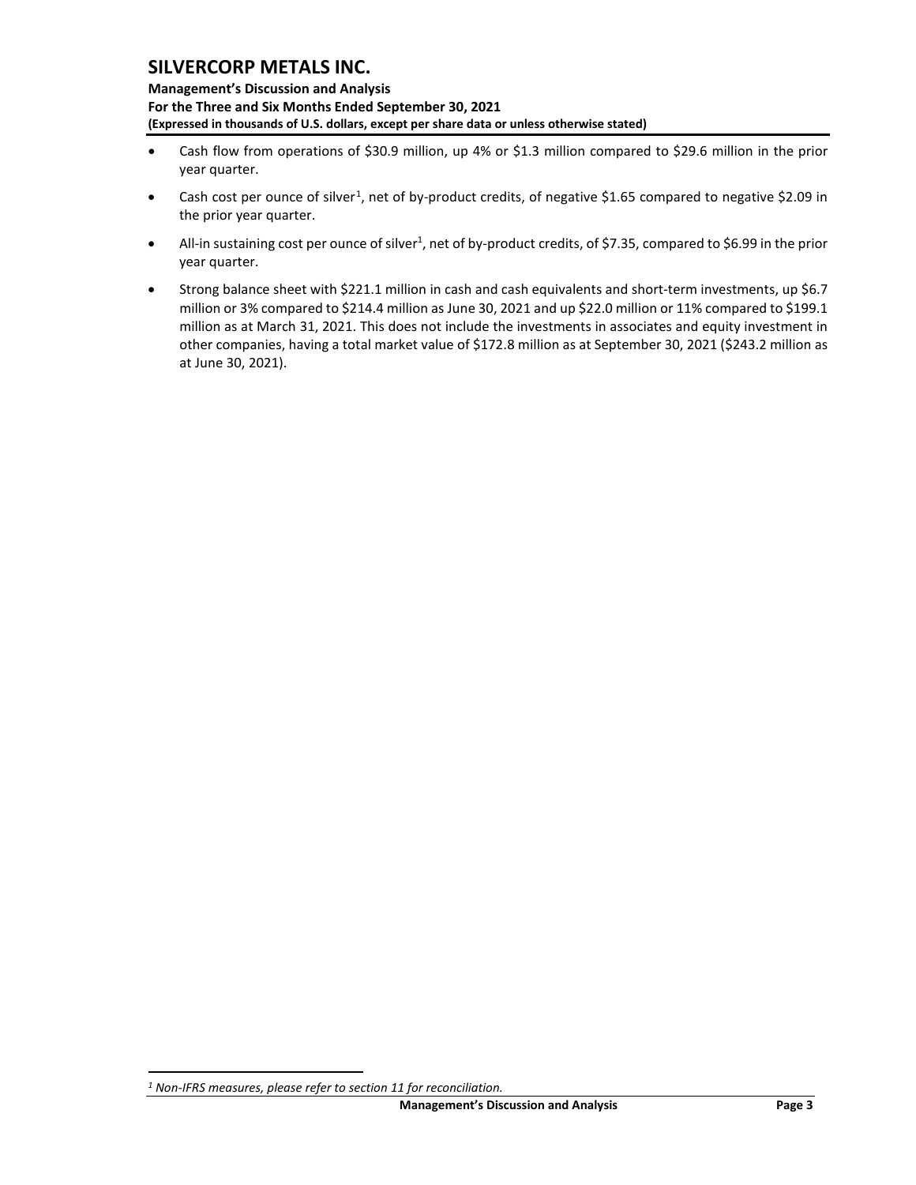- Cash flow from operations of $30.9 million, up 4% or $1.3 million compared to $29.6 million in the prior year quarter.
- Cash cost per ounce of silver[1], net of by-product credits, of negative $1.65 compared to negative $2.09 in the prior year quarter.
- All-in sustaining cost per ounce of silver[1], net of by-product credits, of $7.35, compared to $6.99 in the prior year quarter.
- Strong balance sheet with $221.1 million in cash and cash equivalents and short-term investments, up $6.7 million or 3% compared to $214.4 million as June 30, 2021 and up $22.0 million or 11% compared to $199.1 million as at March 31, 2021. This does not include the investments in associates and equity investment in other companies, having a total market value of $172.8 million as at September 30, 2021 ($243.2 million as at June 30, 2021).

*[1] Non-IFRS measures, please refer to section 11 for reconciliation.*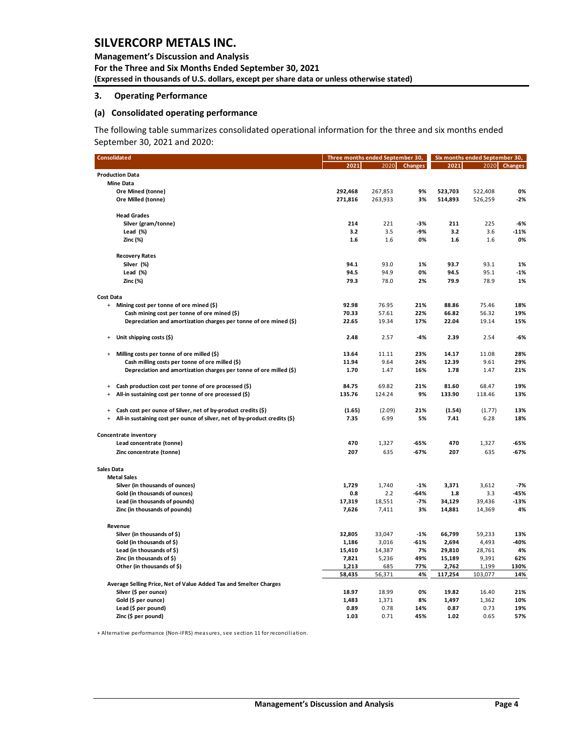## 3. Operating Performance

### (a) Consolidated operating performance

The following table summarizes consolidated operational information for the three and six months ended September 30, 2021 and 2020:

| Consolidated | Three months ended September 30, | | | Six months ended September 30, | | |
|---|---|---|---|---|---|---|
| | 2021 | 2020 | Changes | 2021 | 2020 | Changes |
| **Production Data** | | | | | | |
| **Mine Data** | | | | | | |
| Ore Mined (tonne) | 292,468 | 267,853 | 9% | 523,703 | 522,408 | 0% |
| Ore Milled (tonne) | 271,816 | 263,933 | 3% | 514,893 | 526,259 | -2% |
| **Head Grades** | | | | | | |
| Silver (gram/tonne) | 214 | 221 | -3% | 211 | 225 | -6% |
| Lead (%) | 3.2 | 3.5 | -9% | 3.2 | 3.6 | -11% |
| Zinc (%) | 1.6 | 1.6 | 0% | 1.6 | 1.6 | 0% |
| **Recovery Rates** | | | | | | |
| Silver (%) | 94.1 | 93.0 | 1% | 93.7 | 93.1 | 1% |
| Lead (%) | 94.5 | 94.9 | 0% | 94.5 | 95.1 | -1% |
| Zinc (%) | 79.3 | 78.0 | 2% | 79.9 | 78.9 | 1% |
| **Cost Data** | | | | | | |
| + Mining cost per tonne of ore mined ($) | 92.98 | 76.95 | 21% | 88.86 | 75.46 | 18% |
| Cash mining cost per tonne of ore mined ($) | 70.33 | 57.61 | 22% | 66.82 | 56.32 | 19% |
| Depreciation and amortization charges per tonne of ore mined ($) | 22.65 | 19.34 | 17% | 22.04 | 19.14 | 15% |
| + Unit shipping costs ($) | 2.48 | 2.57 | -4% | 2.39 | 2.54 | -6% |
| + Milling costs per tonne of ore milled ($) | 13.64 | 11.11 | 23% | 14.17 | 11.08 | 28% |
| Cash milling costs per tonne of ore milled ($) | 11.94 | 9.64 | 24% | 12.39 | 9.61 | 29% |
| Depreciation and amortization charges per tonne of ore milled ($) | 1.70 | 1.47 | 16% | 1.78 | 1.47 | 21% |
| + Cash production cost per tonne of ore processed ($) | 84.75 | 69.82 | 21% | 81.60 | 68.47 | 19% |
| + All-in sustaining cost per tonne of ore processed ($) | 135.76 | 124.24 | 9% | 133.90 | 118.46 | 13% |
| + Cash cost per ounce of Silver, net of by-product credits ($) | (1.65) | (2.09) | 21% | (1.54) | (1.77) | 13% |
| + All-in sustaining cost per ounce of silver, net of by-product credits ($) | 7.35 | 6.99 | 5% | 7.41 | 6.28 | 18% |
| **Concentrate inventory** | | | | | | |
| Lead concentrate (tonne) | 470 | 1,327 | -65% | 470 | 1,327 | -65% |
| Zinc concentrate (tonne) | 207 | 635 | -67% | 207 | 635 | -67% |
| **Sales Data** | | | | | | |
| **Metal Sales** | | | | | | |
| Silver (in thousands of ounces) | 1,729 | 1,740 | -1% | 3,371 | 3,612 | -7% |
| Gold (in thousands of ounces) | 0.8 | 2.2 | -64% | 1.8 | 3.3 | -45% |
| Lead (in thousands of pounds) | 17,319 | 18,551 | -7% | 34,129 | 39,436 | -13% |
| Zinc (in thousands of pounds) | 7,626 | 7,411 | 3% | 14,881 | 14,369 | 4% |
| **Revenue** | | | | | | |
| Silver (in thousands of $) | 32,805 | 33,047 | -1% | 66,799 | 59,233 | 13% |
| Gold (in thousands of $) | 1,186 | 3,016 | -61% | 2,694 | 4,493 | -40% |
| Lead (in thousands of $) | 15,410 | 14,387 | 7% | 29,810 | 28,761 | 4% |
| Zinc (in thousands of $) | 7,821 | 5,236 | 49% | 15,189 | 9,391 | 62% |
| Other (in thousands of $) | 1,213 | 685 | 77% | 2,762 | 1,199 | 130% |
| | 58,435 | 56,371 | 4% | 117,254 | 103,077 | 14% |
| **Average Selling Price, Net of Value Added Tax and Smelter Charges** | | | | | | |
| Silver ($ per ounce) | 18.97 | 18.99 | 0% | 19.82 | 16.40 | 21% |
| Gold ($ per ounce) | 1,483 | 1,371 | 8% | 1,497 | 1,362 | 10% |
| Lead ($ per pound) | 0.89 | 0.78 | 14% | 0.87 | 0.73 | 19% |
| Zinc ($ per pound) | 1.03 | 0.71 | 45% | 1.02 | 0.65 | 57% |

+ Alternative performance (Non-IFRS) measures, see section 11 for reconciliation.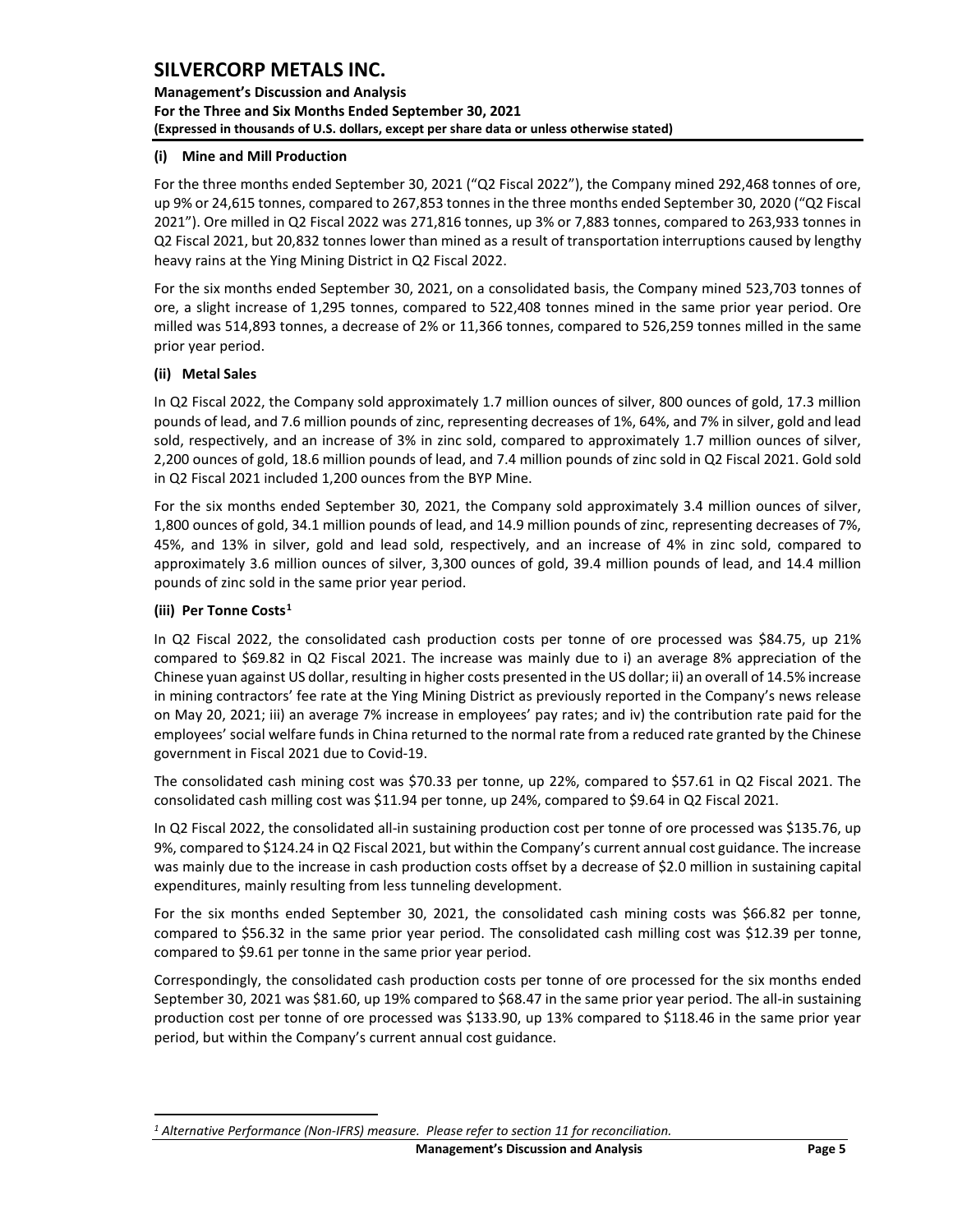#### (i) Mine and Mill Production

For the three months ended September 30, 2021 ("Q2 Fiscal 2022"), the Company mined 292,468 tonnes of ore, up 9% or 24,615 tonnes, compared to 267,853 tonnes in the three months ended September 30, 2020 ("Q2 Fiscal 2021"). Ore milled in Q2 Fiscal 2022 was 271,816 tonnes, up 3% or 7,883 tonnes, compared to 263,933 tonnes in Q2 Fiscal 2021, but 20,832 tonnes lower than mined as a result of transportation interruptions caused by lengthy heavy rains at the Ying Mining District in Q2 Fiscal 2022.

For the six months ended September 30, 2021, on a consolidated basis, the Company mined 523,703 tonnes of ore, a slight increase of 1,295 tonnes, compared to 522,408 tonnes mined in the same prior year period. Ore milled was 514,893 tonnes, a decrease of 2% or 11,366 tonnes, compared to 526,259 tonnes milled in the same prior year period.

#### (ii) Metal Sales

In Q2 Fiscal 2022, the Company sold approximately 1.7 million ounces of silver, 800 ounces of gold, 17.3 million pounds of lead, and 7.6 million pounds of zinc, representing decreases of 1%, 64%, and 7% in silver, gold and lead sold, respectively, and an increase of 3% in zinc sold, compared to approximately 1.7 million ounces of silver, 2,200 ounces of gold, 18.6 million pounds of lead, and 7.4 million pounds of zinc sold in Q2 Fiscal 2021. Gold sold in Q2 Fiscal 2021 included 1,200 ounces from the BYP Mine.

For the six months ended September 30, 2021, the Company sold approximately 3.4 million ounces of silver, 1,800 ounces of gold, 34.1 million pounds of lead, and 14.9 million pounds of zinc, representing decreases of 7%, 45%, and 13% in silver, gold and lead sold, respectively, and an increase of 4% in zinc sold, compared to approximately 3.6 million ounces of silver, 3,300 ounces of gold, 39.4 million pounds of lead, and 14.4 million pounds of zinc sold in the same prior year period.

#### (iii) Per Tonne Costs[1]

In Q2 Fiscal 2022, the consolidated cash production costs per tonne of ore processed was $84.75, up 21% compared to $69.82 in Q2 Fiscal 2021. The increase was mainly due to i) an average 8% appreciation of the Chinese yuan against US dollar, resulting in higher costs presented in the US dollar; ii) an overall of 14.5% increase in mining contractors' fee rate at the Ying Mining District as previously reported in the Company's news release on May 20, 2021; iii) an average 7% increase in employees' pay rates; and iv) the contribution rate paid for the employees' social welfare funds in China returned to the normal rate from a reduced rate granted by the Chinese government in Fiscal 2021 due to Covid-19.

The consolidated cash mining cost was $70.33 per tonne, up 22%, compared to $57.61 in Q2 Fiscal 2021. The consolidated cash milling cost was $11.94 per tonne, up 24%, compared to $9.64 in Q2 Fiscal 2021.

In Q2 Fiscal 2022, the consolidated all-in sustaining production cost per tonne of ore processed was $135.76, up 9%, compared to $124.24 in Q2 Fiscal 2021, but within the Company's current annual cost guidance. The increase was mainly due to the increase in cash production costs offset by a decrease of $2.0 million in sustaining capital expenditures, mainly resulting from less tunneling development.

For the six months ended September 30, 2021, the consolidated cash mining costs was $66.82 per tonne, compared to $56.32 in the same prior year period. The consolidated cash milling cost was $12.39 per tonne, compared to $9.61 per tonne in the same prior year period.

Correspondingly, the consolidated cash production costs per tonne of ore processed for the six months ended September 30, 2021 was $81.60, up 19% compared to $68.47 in the same prior year period. The all-in sustaining production cost per tonne of ore processed was $133.90, up 13% compared to $118.46 in the same prior year period, but within the Company's current annual cost guidance.

---

*[1] Alternative Performance (Non-IFRS) measure. Please refer to section 11 for reconciliation.*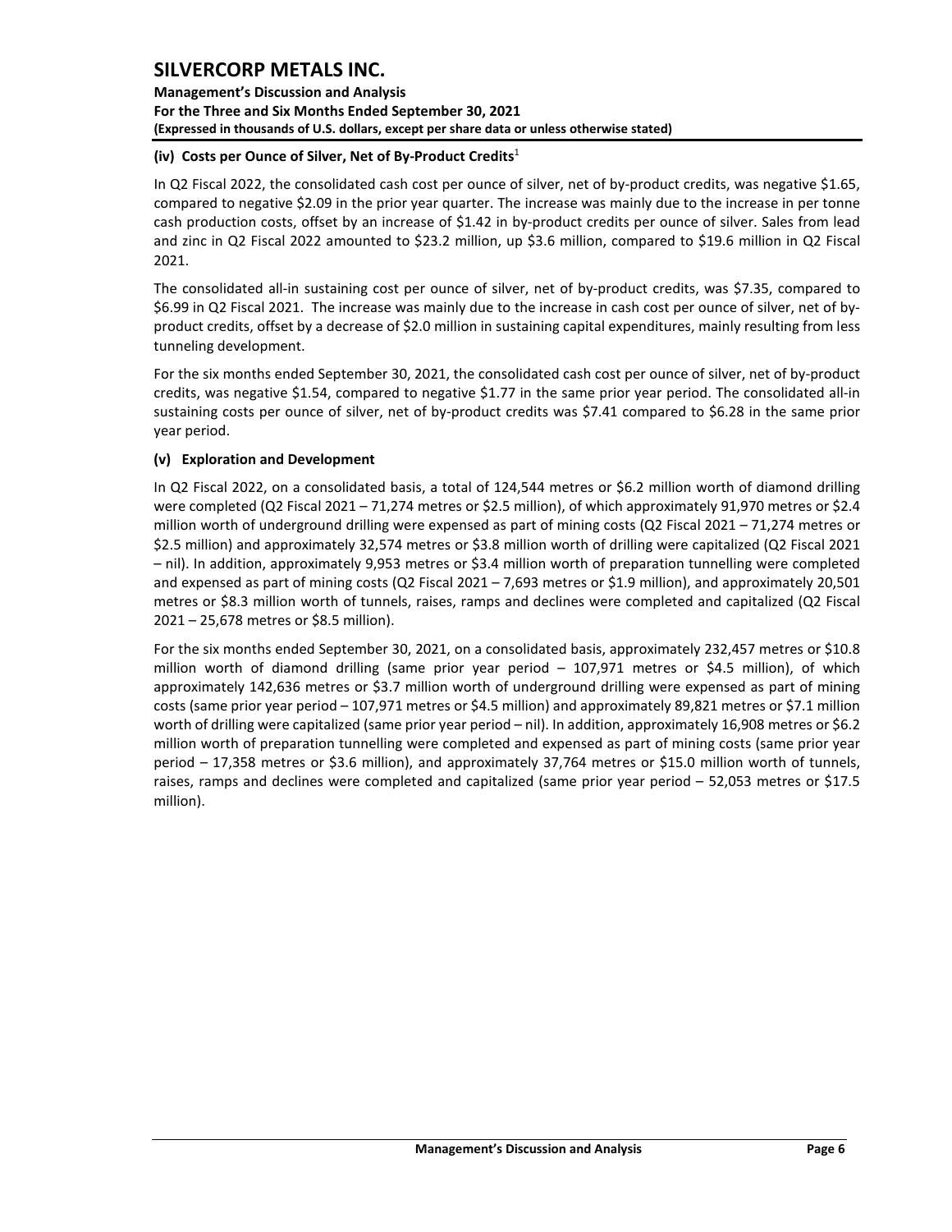### (iv) Costs per Ounce of Silver, Net of By-Product Credits[1]

In Q2 Fiscal 2022, the consolidated cash cost per ounce of silver, net of by-product credits, was negative \$1.65, compared to negative \$2.09 in the prior year quarter. The increase was mainly due to the increase in per tonne cash production costs, offset by an increase of \$1.42 in by-product credits per ounce of silver. Sales from lead and zinc in Q2 Fiscal 2022 amounted to \$23.2 million, up \$3.6 million, compared to \$19.6 million in Q2 Fiscal 2021.

The consolidated all-in sustaining cost per ounce of silver, net of by-product credits, was \$7.35, compared to \$6.99 in Q2 Fiscal 2021. The increase was mainly due to the increase in cash cost per ounce of silver, net of by-product credits, offset by a decrease of \$2.0 million in sustaining capital expenditures, mainly resulting from less tunneling development.

For the six months ended September 30, 2021, the consolidated cash cost per ounce of silver, net of by-product credits, was negative \$1.54, compared to negative \$1.77 in the same prior year period. The consolidated all-in sustaining costs per ounce of silver, net of by-product credits was \$7.41 compared to \$6.28 in the same prior year period.

### (v) Exploration and Development

In Q2 Fiscal 2022, on a consolidated basis, a total of 124,544 metres or \$6.2 million worth of diamond drilling were completed (Q2 Fiscal 2021 – 71,274 metres or \$2.5 million), of which approximately 91,970 metres or \$2.4 million worth of underground drilling were expensed as part of mining costs (Q2 Fiscal 2021 – 71,274 metres or \$2.5 million) and approximately 32,574 metres or \$3.8 million worth of drilling were capitalized (Q2 Fiscal 2021 – nil). In addition, approximately 9,953 metres or \$3.4 million worth of preparation tunnelling were completed and expensed as part of mining costs (Q2 Fiscal 2021 – 7,693 metres or \$1.9 million), and approximately 20,501 metres or \$8.3 million worth of tunnels, raises, ramps and declines were completed and capitalized (Q2 Fiscal 2021 – 25,678 metres or \$8.5 million).

For the six months ended September 30, 2021, on a consolidated basis, approximately 232,457 metres or \$10.8 million worth of diamond drilling (same prior year period – 107,971 metres or \$4.5 million), of which approximately 142,636 metres or \$3.7 million worth of underground drilling were expensed as part of mining costs (same prior year period – 107,971 metres or \$4.5 million) and approximately 89,821 metres or \$7.1 million worth of drilling were capitalized (same prior year period – nil). In addition, approximately 16,908 metres or \$6.2 million worth of preparation tunnelling were completed and expensed as part of mining costs (same prior year period – 17,358 metres or \$3.6 million), and approximately 37,764 metres or \$15.0 million worth of tunnels, raises, ramps and declines were completed and capitalized (same prior year period – 52,053 metres or \$17.5 million).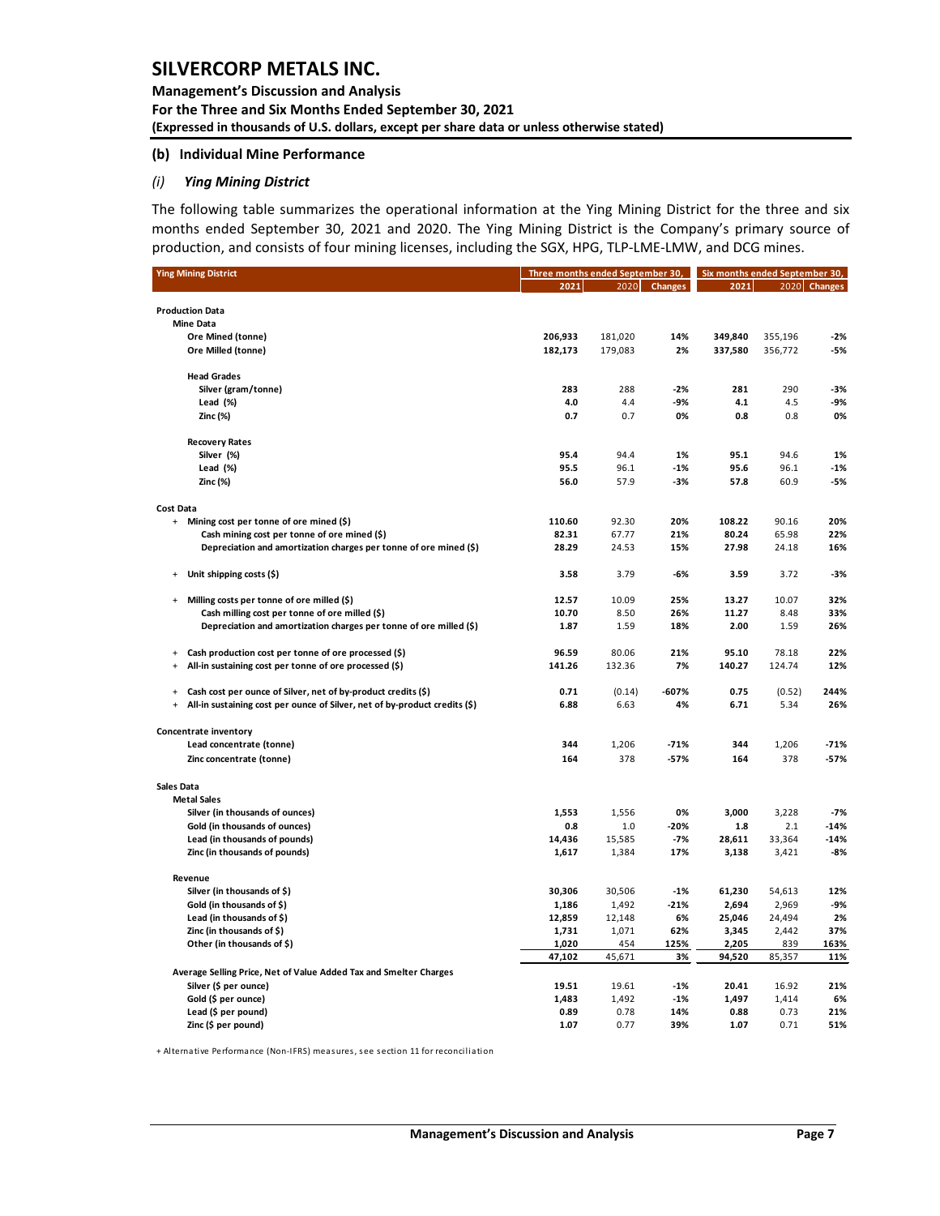### (b) Individual Mine Performance

#### *(i) Ying Mining District*

The following table summarizes the operational information at the Ying Mining District for the three and six months ended September 30, 2021 and 2020. The Ying Mining District is the Company's primary source of production, and consists of four mining licenses, including the SGX, HPG, TLP-LME-LMW, and DCG mines.

| Ying Mining District | Three months ended September 30, | | | Six months ended September 30, | | |
|---|---|---|---|---|---|---|
| | 2021 | 2020 | Changes | 2021 | 2020 | Changes |
| **Production Data** | | | | | | |
| **Mine Data** | | | | | | |
| **Ore Mined (tonne)** | **206,933** | 181,020 | **14%** | **349,840** | 355,196 | **-2%** |
| **Ore Milled (tonne)** | **182,173** | 179,083 | **2%** | **337,580** | 356,772 | **-5%** |
| **Head Grades** | | | | | | |
| **Silver (gram/tonne)** | **283** | 288 | **-2%** | **281** | 290 | **-3%** |
| **Lead (%)** | **4.0** | 4.4 | **-9%** | **4.1** | 4.5 | **-9%** |
| **Zinc (%)** | **0.7** | 0.7 | **0%** | **0.8** | 0.8 | **0%** |
| **Recovery Rates** | | | | | | |
| **Silver (%)** | **95.4** | 94.4 | **1%** | **95.1** | 94.6 | **1%** |
| **Lead (%)** | **95.5** | 96.1 | **-1%** | **95.6** | 96.1 | **-1%** |
| **Zinc (%)** | **56.0** | 57.9 | **-3%** | **57.8** | 60.9 | **-5%** |
| **Cost Data** | | | | | | |
| + **Mining cost per tonne of ore mined ($)** | **110.60** | 92.30 | **20%** | **108.22** | 90.16 | **20%** |
| **Cash mining cost per tonne of ore mined ($)** | **82.31** | 67.77 | **21%** | **80.24** | 65.98 | **22%** |
| **Depreciation and amortization charges per tonne of ore mined ($)** | **28.29** | 24.53 | **15%** | **27.98** | 24.18 | **16%** |
| + **Unit shipping costs ($)** | **3.58** | 3.79 | **-6%** | **3.59** | 3.72 | **-3%** |
| + **Milling costs per tonne of ore milled ($)** | **12.57** | 10.09 | **25%** | **13.27** | 10.07 | **32%** |
| **Cash milling cost per tonne of ore milled ($)** | **10.70** | 8.50 | **26%** | **11.27** | 8.48 | **33%** |
| **Depreciation and amortization charges per tonne of ore milled ($)** | **1.87** | 1.59 | **18%** | **2.00** | 1.59 | **26%** |
| + **Cash production cost per tonne of ore processed ($)** | **96.59** | 80.06 | **21%** | **95.10** | 78.18 | **22%** |
| + **All-in sustaining cost per tonne of ore processed ($)** | **141.26** | 132.36 | **7%** | **140.27** | 124.74 | **12%** |
| + **Cash cost per ounce of Silver, net of by-product credits ($)** | **0.71** | (0.14) | **-607%** | **0.75** | (0.52) | **244%** |
| + **All-in sustaining cost per ounce of Silver, net of by-product credits ($)** | **6.88** | 6.63 | **4%** | **6.71** | 5.34 | **26%** |
| **Concentrate inventory** | | | | | | |
| **Lead concentrate (tonne)** | **344** | 1,206 | **-71%** | **344** | 1,206 | **-71%** |
| **Zinc concentrate (tonne)** | **164** | 378 | **-57%** | **164** | 378 | **-57%** |
| **Sales Data** | | | | | | |
| **Metal Sales** | | | | | | |
| **Silver (in thousands of ounces)** | **1,553** | 1,556 | **0%** | **3,000** | 3,228 | **-7%** |
| **Gold (in thousands of ounces)** | **0.8** | 1.0 | **-20%** | **1.8** | 2.1 | **-14%** |
| **Lead (in thousands of pounds)** | **14,436** | 15,585 | **-7%** | **28,611** | 33,364 | **-14%** |
| **Zinc (in thousands of pounds)** | **1,617** | 1,384 | **17%** | **3,138** | 3,421 | **-8%** |
| **Revenue** | | | | | | |
| **Silver (in thousands of $)** | **30,306** | 30,506 | **-1%** | **61,230** | 54,613 | **12%** |
| **Gold (in thousands of $)** | **1,186** | 1,492 | **-21%** | **2,694** | 2,969 | **-9%** |
| **Lead (in thousands of $)** | **12,859** | 12,148 | **6%** | **25,046** | 24,494 | **2%** |
| **Zinc (in thousands of $)** | **1,731** | 1,071 | **62%** | **3,345** | 2,442 | **37%** |
| **Other (in thousands of $)** | **1,020** | 454 | **125%** | **2,205** | 839 | **163%** |
| | **47,102** | 45,671 | **3%** | **94,520** | 85,357 | **11%** |
| **Average Selling Price, Net of Value Added Tax and Smelter Charges** | | | | | | |
| **Silver ($ per ounce)** | **19.51** | 19.61 | **-1%** | **20.41** | 16.92 | **21%** |
| **Gold ($ per ounce)** | **1,483** | 1,492 | **-1%** | **1,497** | 1,414 | **6%** |
| **Lead ($ per pound)** | **0.89** | 0.78 | **14%** | **0.88** | 0.73 | **21%** |
| **Zinc ($ per pound)** | **1.07** | 0.77 | **39%** | **1.07** | 0.71 | **51%** |

+ Alternative Performance (Non-IFRS) measures, see section 11 for reconciliation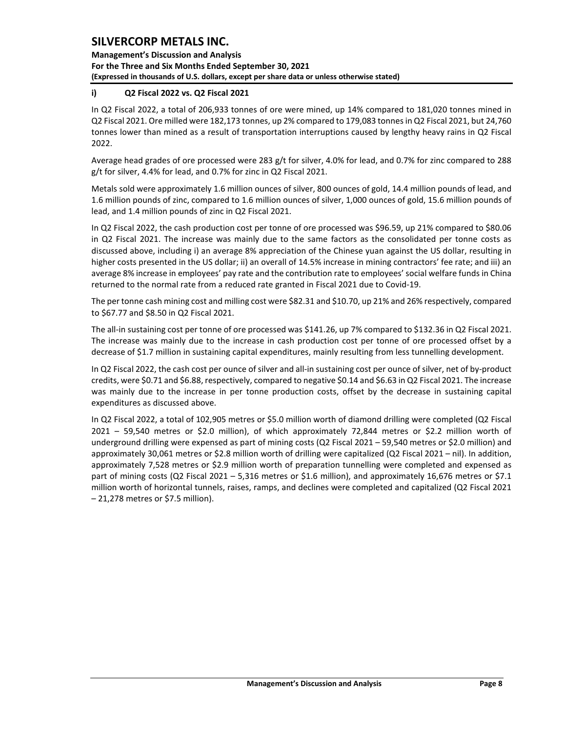### i) Q2 Fiscal 2022 vs. Q2 Fiscal 2021

In Q2 Fiscal 2022, a total of 206,933 tonnes of ore were mined, up 14% compared to 181,020 tonnes mined in Q2 Fiscal 2021. Ore milled were 182,173 tonnes, up 2% compared to 179,083 tonnes in Q2 Fiscal 2021, but 24,760 tonnes lower than mined as a result of transportation interruptions caused by lengthy heavy rains in Q2 Fiscal 2022.

Average head grades of ore processed were 283 g/t for silver, 4.0% for lead, and 0.7% for zinc compared to 288 g/t for silver, 4.4% for lead, and 0.7% for zinc in Q2 Fiscal 2021.

Metals sold were approximately 1.6 million ounces of silver, 800 ounces of gold, 14.4 million pounds of lead, and 1.6 million pounds of zinc, compared to 1.6 million ounces of silver, 1,000 ounces of gold, 15.6 million pounds of lead, and 1.4 million pounds of zinc in Q2 Fiscal 2021.

In Q2 Fiscal 2022, the cash production cost per tonne of ore processed was $96.59, up 21% compared to $80.06 in Q2 Fiscal 2021. The increase was mainly due to the same factors as the consolidated per tonne costs as discussed above, including i) an average 8% appreciation of the Chinese yuan against the US dollar, resulting in higher costs presented in the US dollar; ii) an overall of 14.5% increase in mining contractors' fee rate; and iii) an average 8% increase in employees' pay rate and the contribution rate to employees' social welfare funds in China returned to the normal rate from a reduced rate granted in Fiscal 2021 due to Covid-19.

The per tonne cash mining cost and milling cost were $82.31 and $10.70, up 21% and 26% respectively, compared to $67.77 and $8.50 in Q2 Fiscal 2021.

The all-in sustaining cost per tonne of ore processed was $141.26, up 7% compared to $132.36 in Q2 Fiscal 2021. The increase was mainly due to the increase in cash production cost per tonne of ore processed offset by a decrease of $1.7 million in sustaining capital expenditures, mainly resulting from less tunnelling development.

In Q2 Fiscal 2022, the cash cost per ounce of silver and all-in sustaining cost per ounce of silver, net of by-product credits, were $0.71 and $6.88, respectively, compared to negative $0.14 and $6.63 in Q2 Fiscal 2021. The increase was mainly due to the increase in per tonne production costs, offset by the decrease in sustaining capital expenditures as discussed above.

In Q2 Fiscal 2022, a total of 102,905 metres or $5.0 million worth of diamond drilling were completed (Q2 Fiscal 2021 – 59,540 metres or $2.0 million), of which approximately 72,844 metres or $2.2 million worth of underground drilling were expensed as part of mining costs (Q2 Fiscal 2021 – 59,540 metres or $2.0 million) and approximately 30,061 metres or $2.8 million worth of drilling were capitalized (Q2 Fiscal 2021 – nil). In addition, approximately 7,528 metres or $2.9 million worth of preparation tunnelling were completed and expensed as part of mining costs (Q2 Fiscal 2021 – 5,316 metres or $1.6 million), and approximately 16,676 metres or $7.1 million worth of horizontal tunnels, raises, ramps, and declines were completed and capitalized (Q2 Fiscal 2021 – 21,278 metres or $7.5 million).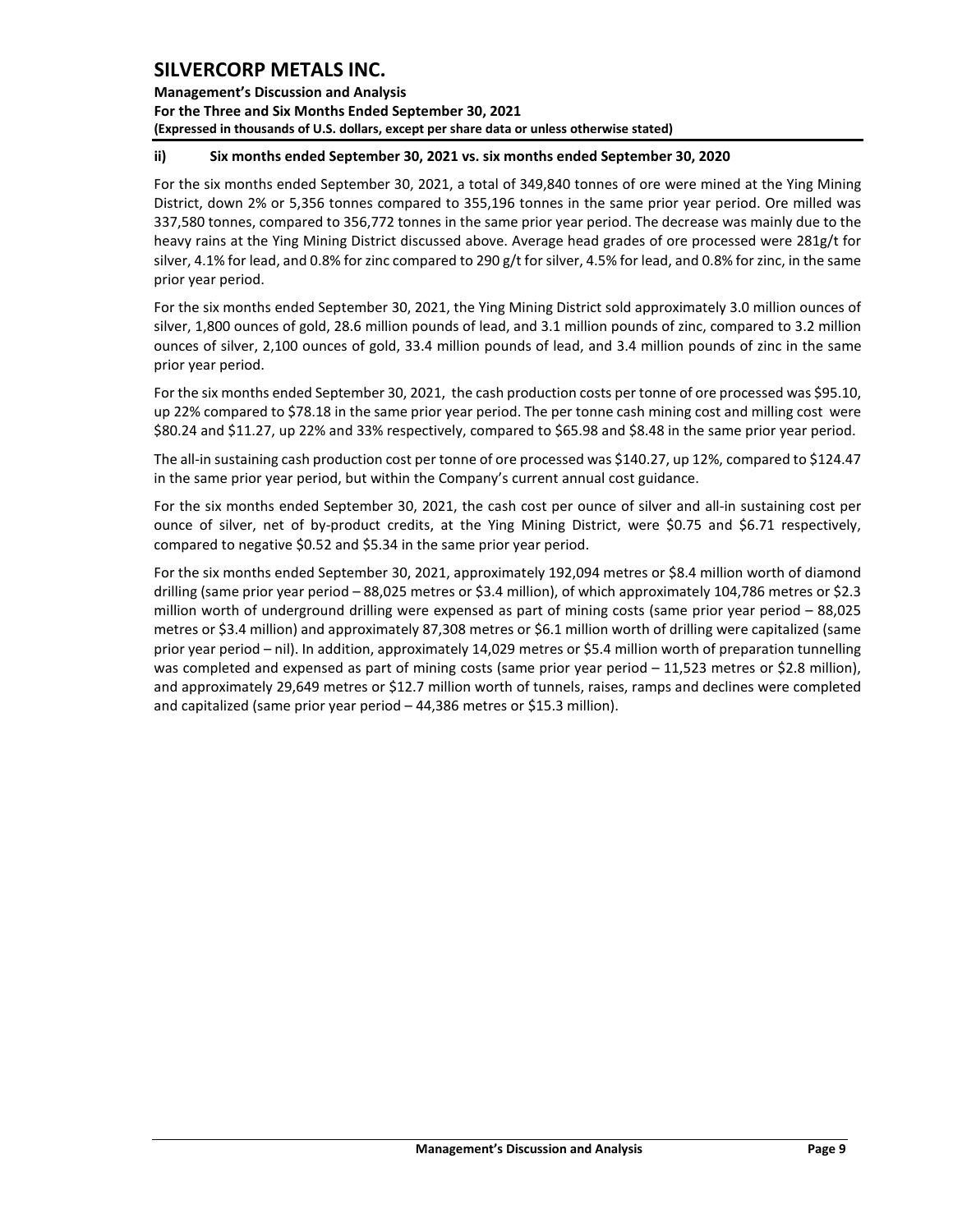### ii) Six months ended September 30, 2021 vs. six months ended September 30, 2020

For the six months ended September 30, 2021, a total of 349,840 tonnes of ore were mined at the Ying Mining District, down 2% or 5,356 tonnes compared to 355,196 tonnes in the same prior year period. Ore milled was 337,580 tonnes, compared to 356,772 tonnes in the same prior year period. The decrease was mainly due to the heavy rains at the Ying Mining District discussed above. Average head grades of ore processed were 281g/t for silver, 4.1% for lead, and 0.8% for zinc compared to 290 g/t for silver, 4.5% for lead, and 0.8% for zinc, in the same prior year period.

For the six months ended September 30, 2021, the Ying Mining District sold approximately 3.0 million ounces of silver, 1,800 ounces of gold, 28.6 million pounds of lead, and 3.1 million pounds of zinc, compared to 3.2 million ounces of silver, 2,100 ounces of gold, 33.4 million pounds of lead, and 3.4 million pounds of zinc in the same prior year period.

For the six months ended September 30, 2021, the cash production costs per tonne of ore processed was $95.10, up 22% compared to $78.18 in the same prior year period. The per tonne cash mining cost and milling cost were $80.24 and $11.27, up 22% and 33% respectively, compared to $65.98 and $8.48 in the same prior year period.

The all-in sustaining cash production cost per tonne of ore processed was $140.27, up 12%, compared to $124.47 in the same prior year period, but within the Company's current annual cost guidance.

For the six months ended September 30, 2021, the cash cost per ounce of silver and all-in sustaining cost per ounce of silver, net of by-product credits, at the Ying Mining District, were $0.75 and $6.71 respectively, compared to negative $0.52 and $5.34 in the same prior year period.

For the six months ended September 30, 2021, approximately 192,094 metres or $8.4 million worth of diamond drilling (same prior year period – 88,025 metres or $3.4 million), of which approximately 104,786 metres or $2.3 million worth of underground drilling were expensed as part of mining costs (same prior year period – 88,025 metres or $3.4 million) and approximately 87,308 metres or $6.1 million worth of drilling were capitalized (same prior year period – nil). In addition, approximately 14,029 metres or $5.4 million worth of preparation tunnelling was completed and expensed as part of mining costs (same prior year period – 11,523 metres or $2.8 million), and approximately 29,649 metres or $12.7 million worth of tunnels, raises, ramps and declines were completed and capitalized (same prior year period – 44,386 metres or $15.3 million).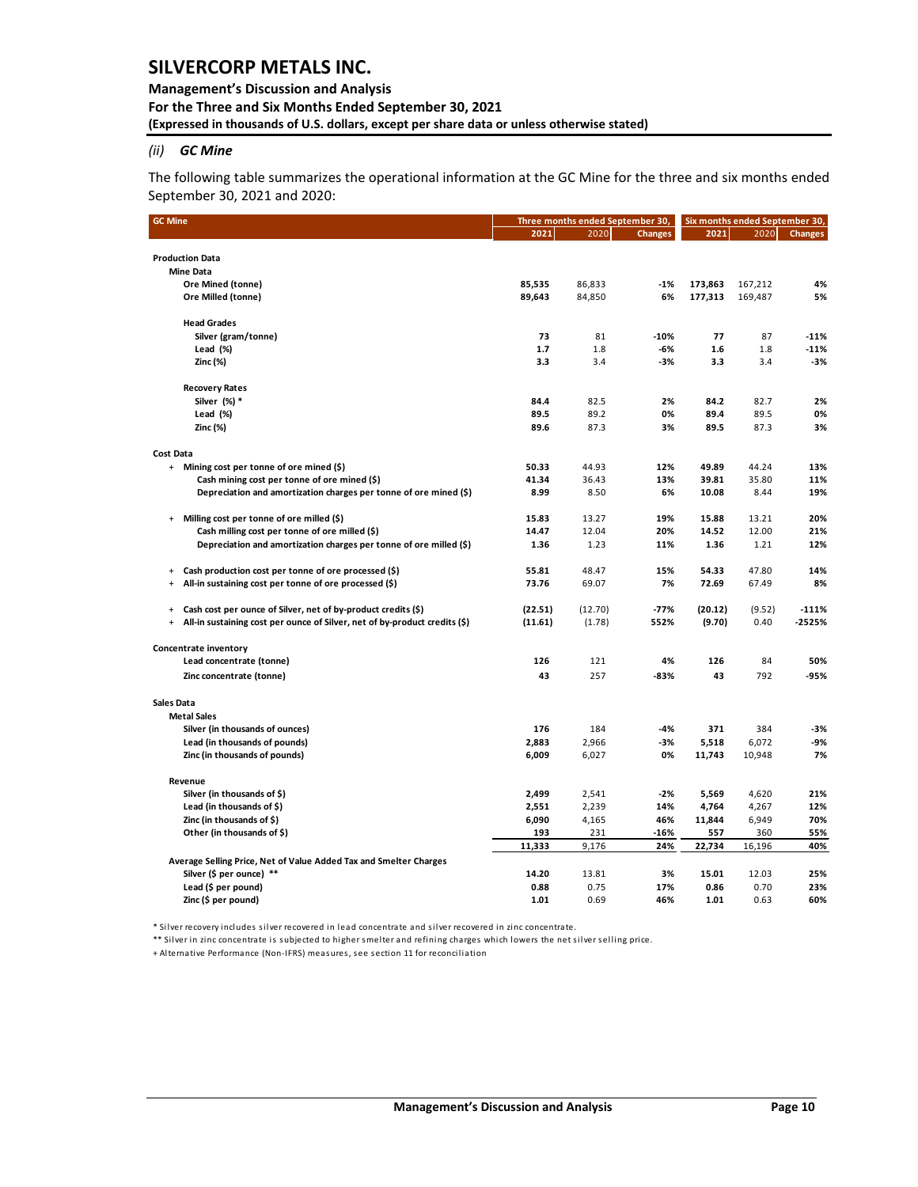### (ii) *GC Mine*

The following table summarizes the operational information at the GC Mine for the three and six months ended September 30, 2021 and 2020:

| GC Mine | Three months ended September 30, | | | Six months ended September 30, | | |
|---|---|---|---|---|---|---|
| | 2021 | 2020 | Changes | 2021 | 2020 | Changes |
| **Production Data** | | | | | | |
| **Mine Data** | | | | | | |
| **Ore Mined (tonne)** | **85,535** | 86,833 | **-1%** | **173,863** | 167,212 | **4%** |
| **Ore Milled (tonne)** | **89,643** | 84,850 | **6%** | **177,313** | 169,487 | **5%** |
| **Head Grades** | | | | | | |
| **Silver (gram/tonne)** | **73** | 81 | **-10%** | **77** | 87 | **-11%** |
| **Lead (%)** | **1.7** | 1.8 | **-6%** | **1.6** | 1.8 | **-11%** |
| **Zinc (%)** | **3.3** | 3.4 | **-3%** | **3.3** | 3.4 | **-3%** |
| **Recovery Rates** | | | | | | |
| **Silver (%) *** | **84.4** | 82.5 | **2%** | **84.2** | 82.7 | **2%** |
| **Lead (%)** | **89.5** | 89.2 | **0%** | **89.4** | 89.5 | **0%** |
| **Zinc (%)** | **89.6** | 87.3 | **3%** | **89.5** | 87.3 | **3%** |
| **Cost Data** | | | | | | |
| + **Mining cost per tonne of ore mined ($)** | **50.33** | 44.93 | **12%** | **49.89** | 44.24 | **13%** |
| **Cash mining cost per tonne of ore mined ($)** | **41.34** | 36.43 | **13%** | **39.81** | 35.80 | **11%** |
| **Depreciation and amortization charges per tonne of ore mined ($)** | **8.99** | 8.50 | **6%** | **10.08** | 8.44 | **19%** |
| + **Milling cost per tonne of ore milled ($)** | **15.83** | 13.27 | **19%** | **15.88** | 13.21 | **20%** |
| **Cash milling cost per tonne of ore milled ($)** | **14.47** | 12.04 | **20%** | **14.52** | 12.00 | **21%** |
| **Depreciation and amortization charges per tonne of ore milled ($)** | **1.36** | 1.23 | **11%** | **1.36** | 1.21 | **12%** |
| + **Cash production cost per tonne of ore processed ($)** | **55.81** | 48.47 | **15%** | **54.33** | 47.80 | **14%** |
| + **All-in sustaining cost per tonne of ore processed ($)** | **73.76** | 69.07 | **7%** | **72.69** | 67.49 | **8%** |
| + **Cash cost per ounce of Silver, net of by-product credits ($)** | **(22.51)** | (12.70) | **-77%** | **(20.12)** | (9.52) | **-111%** |
| + **All-in sustaining cost per ounce of Silver, net of by-product credits ($)** | **(11.61)** | (1.78) | **552%** | **(9.70)** | 0.40 | **-2525%** |
| **Concentrate inventory** | | | | | | |
| **Lead concentrate (tonne)** | **126** | 121 | **4%** | **126** | 84 | **50%** |
| **Zinc concentrate (tonne)** | **43** | 257 | **-83%** | **43** | 792 | **-95%** |
| **Sales Data** | | | | | | |
| **Metal Sales** | | | | | | |
| **Silver (in thousands of ounces)** | **176** | 184 | **-4%** | **371** | 384 | **-3%** |
| **Lead (in thousands of pounds)** | **2,883** | 2,966 | **-3%** | **5,518** | 6,072 | **-9%** |
| **Zinc (in thousands of pounds)** | **6,009** | 6,027 | **0%** | **11,743** | 10,948 | **7%** |
| **Revenue** | | | | | | |
| **Silver (in thousands of $)** | **2,499** | 2,541 | **-2%** | **5,569** | 4,620 | **21%** |
| **Lead (in thousands of $)** | **2,551** | 2,239 | **14%** | **4,764** | 4,267 | **12%** |
| **Zinc (in thousands of $)** | **6,090** | 4,165 | **46%** | **11,844** | 6,949 | **70%** |
| **Other (in thousands of $)** | **193** | 231 | **-16%** | **557** | 360 | **55%** |
| | **11,333** | 9,176 | **24%** | **22,734** | 16,196 | **40%** |
| **Average Selling Price, Net of Value Added Tax and Smelter Charges** | | | | | | |
| **Silver ($ per ounce) **** | **14.20** | 13.81 | **3%** | **15.01** | 12.03 | **25%** |
| **Lead ($ per pound)** | **0.88** | 0.75 | **17%** | **0.86** | 0.70 | **23%** |
| **Zinc ($ per pound)** | **1.01** | 0.69 | **46%** | **1.01** | 0.63 | **60%** |

* Silver recovery includes silver recovered in lead concentrate and silver recovered in zinc concentrate.

** Silver in zinc concentrate is subjected to higher smelter and refining charges which lowers the net silver selling price.

+ Alternative Performance (Non-IFRS) measures, see section 11 for reconciliation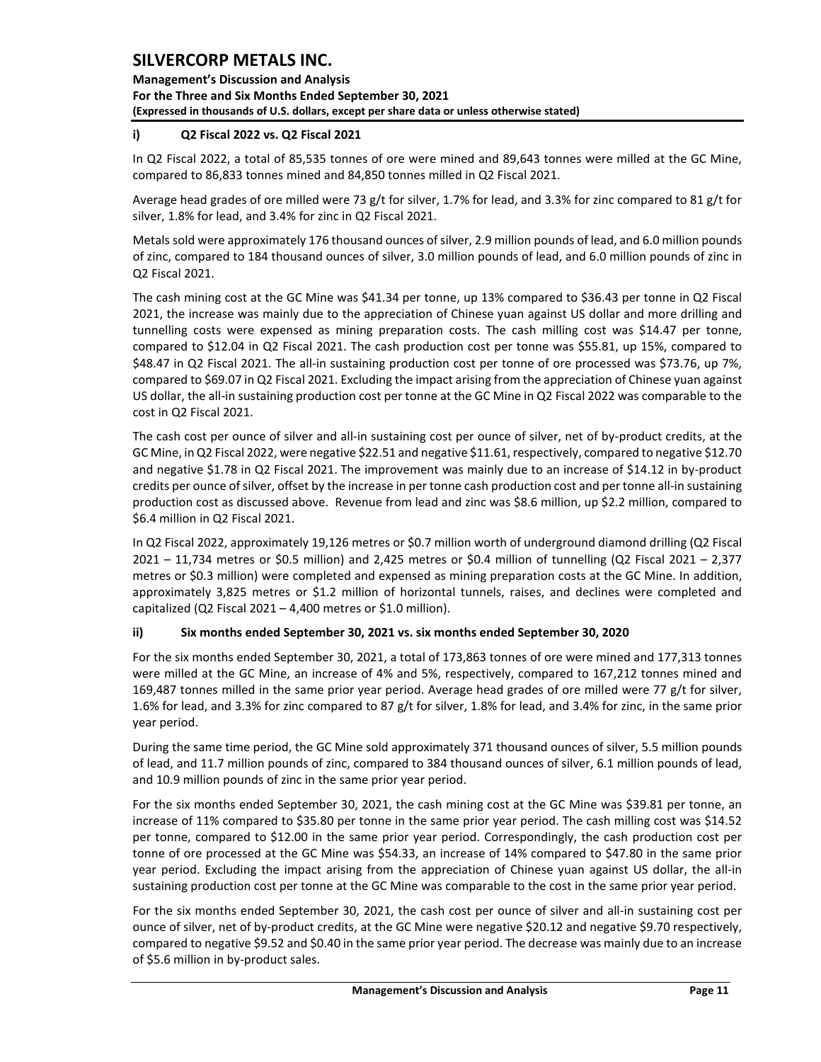### i) Q2 Fiscal 2022 vs. Q2 Fiscal 2021

In Q2 Fiscal 2022, a total of 85,535 tonnes of ore were mined and 89,643 tonnes were milled at the GC Mine, compared to 86,833 tonnes mined and 84,850 tonnes milled in Q2 Fiscal 2021.

Average head grades of ore milled were 73 g/t for silver, 1.7% for lead, and 3.3% for zinc compared to 81 g/t for silver, 1.8% for lead, and 3.4% for zinc in Q2 Fiscal 2021.

Metals sold were approximately 176 thousand ounces of silver, 2.9 million pounds of lead, and 6.0 million pounds of zinc, compared to 184 thousand ounces of silver, 3.0 million pounds of lead, and 6.0 million pounds of zinc in Q2 Fiscal 2021.

The cash mining cost at the GC Mine was $41.34 per tonne, up 13% compared to $36.43 per tonne in Q2 Fiscal 2021, the increase was mainly due to the appreciation of Chinese yuan against US dollar and more drilling and tunnelling costs were expensed as mining preparation costs. The cash milling cost was $14.47 per tonne, compared to $12.04 in Q2 Fiscal 2021. The cash production cost per tonne was $55.81, up 15%, compared to $48.47 in Q2 Fiscal 2021. The all-in sustaining production cost per tonne of ore processed was $73.76, up 7%, compared to $69.07 in Q2 Fiscal 2021. Excluding the impact arising from the appreciation of Chinese yuan against US dollar, the all-in sustaining production cost per tonne at the GC Mine in Q2 Fiscal 2022 was comparable to the cost in Q2 Fiscal 2021.

The cash cost per ounce of silver and all-in sustaining cost per ounce of silver, net of by-product credits, at the GC Mine, in Q2 Fiscal 2022, were negative $22.51 and negative $11.61, respectively, compared to negative $12.70 and negative $1.78 in Q2 Fiscal 2021. The improvement was mainly due to an increase of $14.12 in by-product credits per ounce of silver, offset by the increase in per tonne cash production cost and per tonne all-in sustaining production cost as discussed above. Revenue from lead and zinc was $8.6 million, up $2.2 million, compared to $6.4 million in Q2 Fiscal 2021.

In Q2 Fiscal 2022, approximately 19,126 metres or $0.7 million worth of underground diamond drilling (Q2 Fiscal 2021 – 11,734 metres or $0.5 million) and 2,425 metres or $0.4 million of tunnelling (Q2 Fiscal 2021 – 2,377 metres or $0.3 million) were completed and expensed as mining preparation costs at the GC Mine. In addition, approximately 3,825 metres or $1.2 million of horizontal tunnels, raises, and declines were completed and capitalized (Q2 Fiscal 2021 – 4,400 metres or $1.0 million).

### ii) Six months ended September 30, 2021 vs. six months ended September 30, 2020

For the six months ended September 30, 2021, a total of 173,863 tonnes of ore were mined and 177,313 tonnes were milled at the GC Mine, an increase of 4% and 5%, respectively, compared to 167,212 tonnes mined and 169,487 tonnes milled in the same prior year period. Average head grades of ore milled were 77 g/t for silver, 1.6% for lead, and 3.3% for zinc compared to 87 g/t for silver, 1.8% for lead, and 3.4% for zinc, in the same prior year period.

During the same time period, the GC Mine sold approximately 371 thousand ounces of silver, 5.5 million pounds of lead, and 11.7 million pounds of zinc, compared to 384 thousand ounces of silver, 6.1 million pounds of lead, and 10.9 million pounds of zinc in the same prior year period.

For the six months ended September 30, 2021, the cash mining cost at the GC Mine was $39.81 per tonne, an increase of 11% compared to $35.80 per tonne in the same prior year period. The cash milling cost was $14.52 per tonne, compared to $12.00 in the same prior year period. Correspondingly, the cash production cost per tonne of ore processed at the GC Mine was $54.33, an increase of 14% compared to $47.80 in the same prior year period. Excluding the impact arising from the appreciation of Chinese yuan against US dollar, the all-in sustaining production cost per tonne at the GC Mine was comparable to the cost in the same prior year period.

For the six months ended September 30, 2021, the cash cost per ounce of silver and all-in sustaining cost per ounce of silver, net of by-product credits, at the GC Mine were negative $20.12 and negative $9.70 respectively, compared to negative $9.52 and $0.40 in the same prior year period. The decrease was mainly due to an increase of $5.6 million in by-product sales.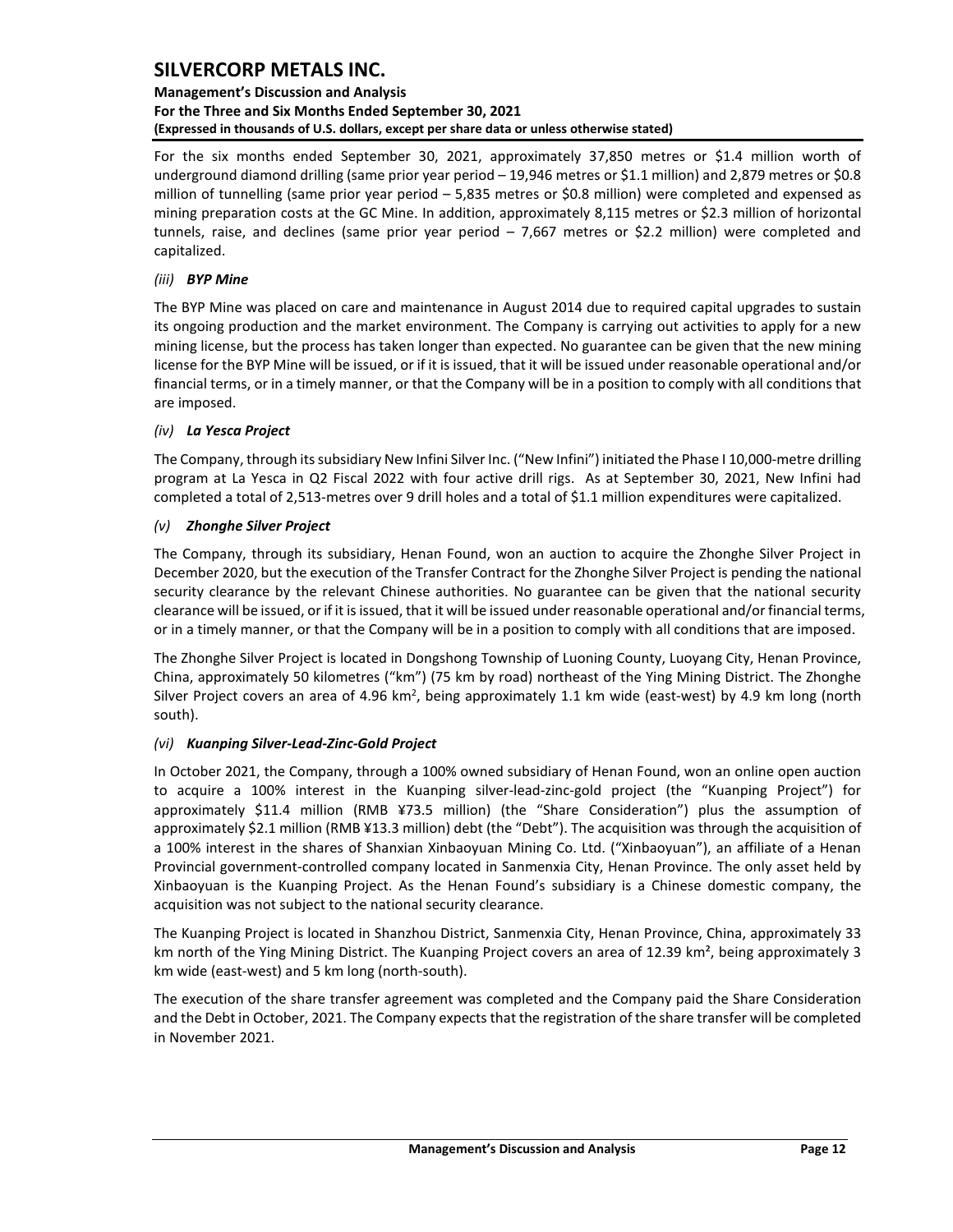For the six months ended September 30, 2021, approximately 37,850 metres or $1.4 million worth of underground diamond drilling (same prior year period – 19,946 metres or $1.1 million) and 2,879 metres or $0.8 million of tunnelling (same prior year period – 5,835 metres or $0.8 million) were completed and expensed as mining preparation costs at the GC Mine. In addition, approximately 8,115 metres or $2.3 million of horizontal tunnels, raise, and declines (same prior year period – 7,667 metres or $2.2 million) were completed and capitalized.

*(iii)* ***BYP Mine***

The BYP Mine was placed on care and maintenance in August 2014 due to required capital upgrades to sustain its ongoing production and the market environment. The Company is carrying out activities to apply for a new mining license, but the process has taken longer than expected. No guarantee can be given that the new mining license for the BYP Mine will be issued, or if it is issued, that it will be issued under reasonable operational and/or financial terms, or in a timely manner, or that the Company will be in a position to comply with all conditions that are imposed.

*(iv)* ***La Yesca Project***

The Company, through its subsidiary New Infini Silver Inc. ("New Infini") initiated the Phase I 10,000-metre drilling program at La Yesca in Q2 Fiscal 2022 with four active drill rigs. As at September 30, 2021, New Infini had completed a total of 2,513-metres over 9 drill holes and a total of $1.1 million expenditures were capitalized.

*(v)* ***Zhonghe Silver Project***

The Company, through its subsidiary, Henan Found, won an auction to acquire the Zhonghe Silver Project in December 2020, but the execution of the Transfer Contract for the Zhonghe Silver Project is pending the national security clearance by the relevant Chinese authorities. No guarantee can be given that the national security clearance will be issued, or if it is issued, that it will be issued under reasonable operational and/or financial terms, or in a timely manner, or that the Company will be in a position to comply with all conditions that are imposed.

The Zhonghe Silver Project is located in Dongshong Township of Luoning County, Luoyang City, Henan Province, China, approximately 50 kilometres ("km") (75 km by road) northeast of the Ying Mining District. The Zhonghe Silver Project covers an area of 4.96 $km^2$, being approximately 1.1 km wide (east-west) by 4.9 km long (north south).

*(vi)* ***Kuanping Silver-Lead-Zinc-Gold Project***

In October 2021, the Company, through a 100% owned subsidiary of Henan Found, won an online open auction to acquire a 100% interest in the Kuanping silver-lead-zinc-gold project (the "Kuanping Project") for approximately $11.4 million (RMB ¥73.5 million) (the "Share Consideration") plus the assumption of approximately $2.1 million (RMB ¥13.3 million) debt (the "Debt"). The acquisition was through the acquisition of a 100% interest in the shares of Shanxian Xinbaoyuan Mining Co. Ltd. ("Xinbaoyuan"), an affiliate of a Henan Provincial government-controlled company located in Sanmenxia City, Henan Province. The only asset held by Xinbaoyuan is the Kuanping Project. As the Henan Found's subsidiary is a Chinese domestic company, the acquisition was not subject to the national security clearance.

The Kuanping Project is located in Shanzhou District, Sanmenxia City, Henan Province, China, approximately 33 km north of the Ying Mining District. The Kuanping Project covers an area of 12.39 $km^2$, being approximately 3 km wide (east-west) and 5 km long (north-south).

The execution of the share transfer agreement was completed and the Company paid the Share Consideration and the Debt in October, 2021. The Company expects that the registration of the share transfer will be completed in November 2021.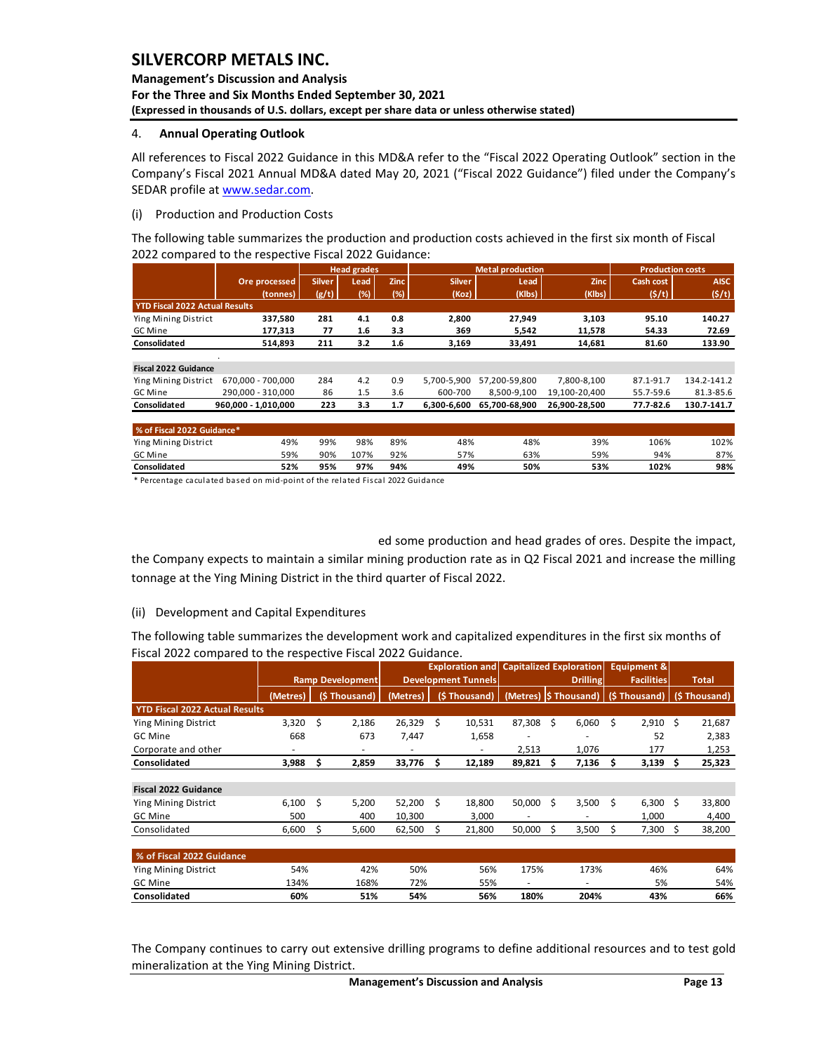## 4. **Annual Operating Outlook**

All references to Fiscal 2022 Guidance in this MD&A refer to the "Fiscal 2022 Operating Outlook" section in the Company's Fiscal 2021 Annual MD&A dated May 20, 2021 ("Fiscal 2022 Guidance") filed under the Company's SEDAR profile at www.sedar.com.

(i) Production and Production Costs

The following table summarizes the production and production costs achieved in the first six month of Fiscal 2022 compared to the respective Fiscal 2022 Guidance:

| | Ore processed | Head grades | | | Metal production | | | Production costs | |
|---|---|---|---|---|---|---|---|---|---|
| | (tonnes) | Silver (g/t) | Lead (%) | Zinc (%) | Silver (Koz) | Lead (Klbs) | Zinc (Klbs) | Cash cost ($/t) | AISC ($/t) |
| **YTD Fiscal 2022 Actual Results** | | | | | | | | | |
| Ying Mining District | **337,580** | **281** | **4.1** | **0.8** | **2,800** | **27,949** | **3,103** | **95.10** | **140.27** |
| GC Mine | **177,313** | **77** | **1.6** | **3.3** | **369** | **5,542** | **11,578** | **54.33** | **72.69** |
| **Consolidated** | **514,893** | **211** | **3.2** | **1.6** | **3,169** | **33,491** | **14,681** | **81.60** | **133.90** |
| **Fiscal 2022 Guidance** | | | | | | | | | |
| Ying Mining District | 670,000 - 700,000 | 284 | 4.2 | 0.9 | 5,700-5,900 | 57,200-59,800 | 7,800-8,100 | 87.1-91.7 | 134.2-141.2 |
| GC Mine | 290,000 - 310,000 | 86 | 1.5 | 3.6 | 600-700 | 8,500-9,100 | 19,100-20,400 | 55.7-59.6 | 81.3-85.6 |
| **Consolidated** | **960,000 - 1,010,000** | **223** | **3.3** | **1.7** | **6,300-6,600** | **65,700-68,900** | **26,900-28,500** | **77.7-82.6** | **130.7-141.7** |
| **% of Fiscal 2022 Guidance*** | | | | | | | | | |
| Ying Mining District | 49% | 99% | 98% | 89% | 48% | 48% | 39% | 106% | 102% |
| GC Mine | 59% | 90% | 107% | 92% | 57% | 63% | 59% | 94% | 87% |
| **Consolidated** | **52%** | **95%** | **97%** | **94%** | **49%** | **50%** | **53%** | **102%** | **98%** |

\* Percentage caculated based on mid-point of the related Fiscal 2022 Guidance

ed some production and head grades of ores. Despite the impact, the Company expects to maintain a similar mining production rate as in Q2 Fiscal 2021 and increase the milling tonnage at the Ying Mining District in the third quarter of Fiscal 2022.

(ii) Development and Capital Expenditures

The following table summarizes the development work and capitalized expenditures in the first six months of Fiscal 2022 compared to the respective Fiscal 2022 Guidance.

| | Ramp Development | | Exploration and Development Tunnels | | Capitalized Exploration Drilling | | Equipment & Facilities | Total |
|---|---|---|---|---|---|---|---|---|
| | (Metres) | ($ Thousand) | (Metres) | ($ Thousand) | (Metres) | $ Thousand) | ($ Thousand) | ($ Thousand) |
| **YTD Fiscal 2022 Actual Results** | | | | | | | | |
| Ying Mining District | 3,320 | $ 2,186 | 26,329 | $ 10,531 | 87,308 | $ 6,060 | $ 2,910 | $ 21,687 |
| GC Mine | 668 | 673 | 7,447 | 1,658 | - | - | 52 | 2,383 |
| Corporate and other | - | - | - | - | 2,513 | 1,076 | 177 | 1,253 |
| **Consolidated** | **3,988** | **$ 2,859** | **33,776** | **$ 12,189** | **89,821** | **$ 7,136** | **$ 3,139** | **$ 25,323** |
| **Fiscal 2022 Guidance** | | | | | | | | |
| Ying Mining District | 6,100 | $ 5,200 | 52,200 | $ 18,800 | 50,000 | $ 3,500 | $ 6,300 | $ 33,800 |
| GC Mine | 500 | 400 | 10,300 | 3,000 | - | - | 1,000 | 4,400 |
| Consolidated | 6,600 | $ 5,600 | 62,500 | $ 21,800 | 50,000 | $ 3,500 | $ 7,300 | $ 38,200 |
| **% of Fiscal 2022 Guidance** | | | | | | | | |
| Ying Mining District | 54% | 42% | 50% | 56% | 175% | 173% | 46% | 64% |
| GC Mine | 134% | 168% | 72% | 55% | - | - | 5% | 54% |
| **Consolidated** | **60%** | **51%** | **54%** | **56%** | **180%** | **204%** | **43%** | **66%** |

The Company continues to carry out extensive drilling programs to define additional resources and to test gold mineralization at the Ying Mining District.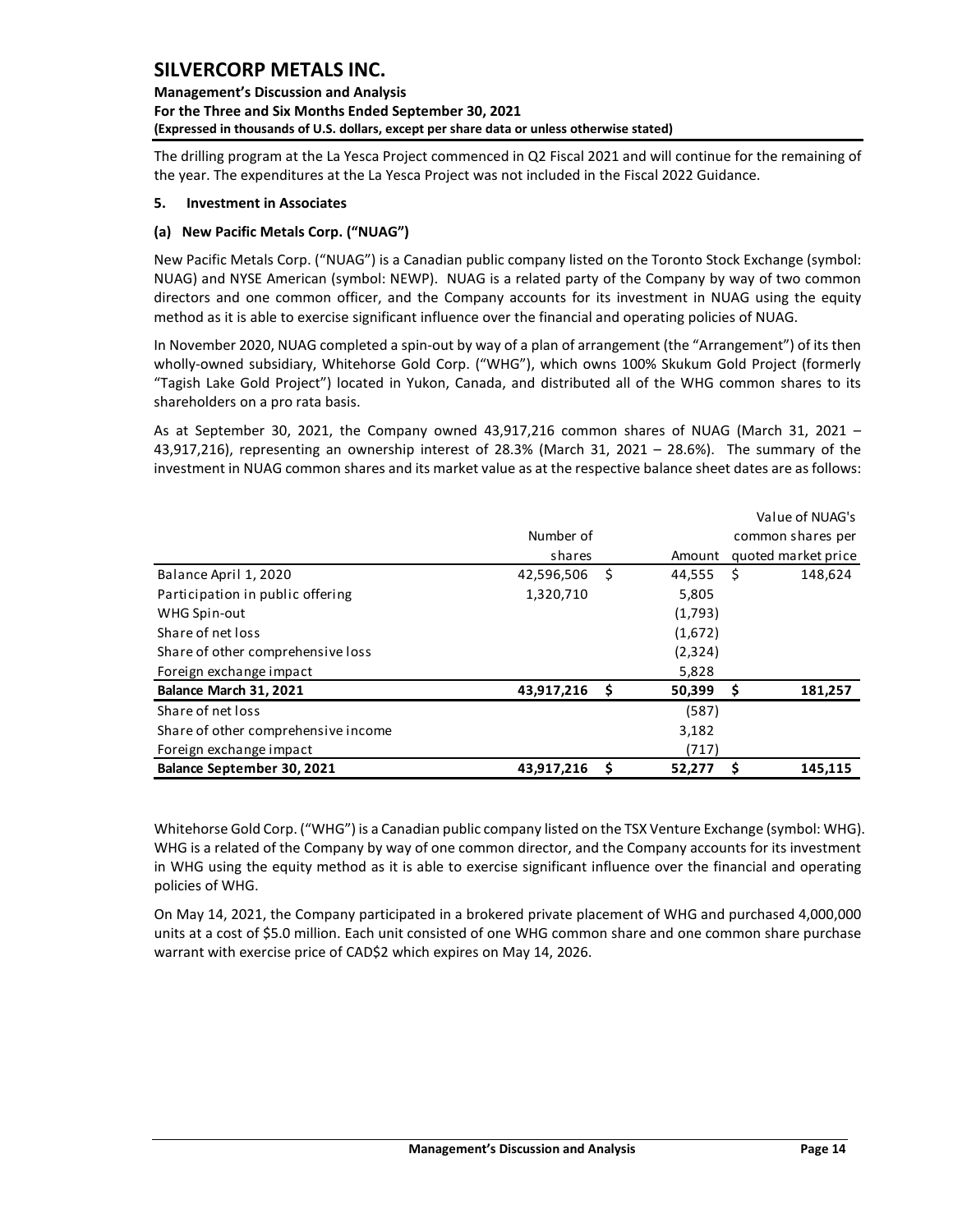The drilling program at the La Yesca Project commenced in Q2 Fiscal 2021 and will continue for the remaining of the year. The expenditures at the La Yesca Project was not included in the Fiscal 2022 Guidance.

## 5. Investment in Associates

### (a) New Pacific Metals Corp. ("NUAG")

New Pacific Metals Corp. ("NUAG") is a Canadian public company listed on the Toronto Stock Exchange (symbol: NUAG) and NYSE American (symbol: NEWP). NUAG is a related party of the Company by way of two common directors and one common officer, and the Company accounts for its investment in NUAG using the equity method as it is able to exercise significant influence over the financial and operating policies of NUAG.

In November 2020, NUAG completed a spin-out by way of a plan of arrangement (the "Arrangement") of its then wholly-owned subsidiary, Whitehorse Gold Corp. ("WHG"), which owns 100% Skukum Gold Project (formerly "Tagish Lake Gold Project") located in Yukon, Canada, and distributed all of the WHG common shares to its shareholders on a pro rata basis.

As at September 30, 2021, the Company owned 43,917,216 common shares of NUAG (March 31, 2021 – 43,917,216), representing an ownership interest of 28.3% (March 31, 2021 – 28.6%). The summary of the investment in NUAG common shares and its market value as at the respective balance sheet dates are as follows:

| | Number of shares | Amount | Value of NUAG's common shares per quoted market price |
|---|---|---|---|
| Balance April 1, 2020 | 42,596,506 | $ 44,555 | $ 148,624 |
| Participation in public offering | 1,320,710 | 5,805 | |
| WHG Spin-out | | (1,793) | |
| Share of net loss | | (1,672) | |
| Share of other comprehensive loss | | (2,324) | |
| Foreign exchange impact | | 5,828 | |
| **Balance March 31, 2021** | **43,917,216** | **$ 50,399** | **$ 181,257** |
| Share of net loss | | (587) | |
| Share of other comprehensive income | | 3,182 | |
| Foreign exchange impact | | (717) | |
| **Balance September 30, 2021** | **43,917,216** | **$ 52,277** | **$ 145,115** |

Whitehorse Gold Corp. ("WHG") is a Canadian public company listed on the TSX Venture Exchange (symbol: WHG). WHG is a related of the Company by way of one common director, and the Company accounts for its investment in WHG using the equity method as it is able to exercise significant influence over the financial and operating policies of WHG.

On May 14, 2021, the Company participated in a brokered private placement of WHG and purchased 4,000,000 units at a cost of $5.0 million. Each unit consisted of one WHG common share and one common share purchase warrant with exercise price of CAD$2 which expires on May 14, 2026.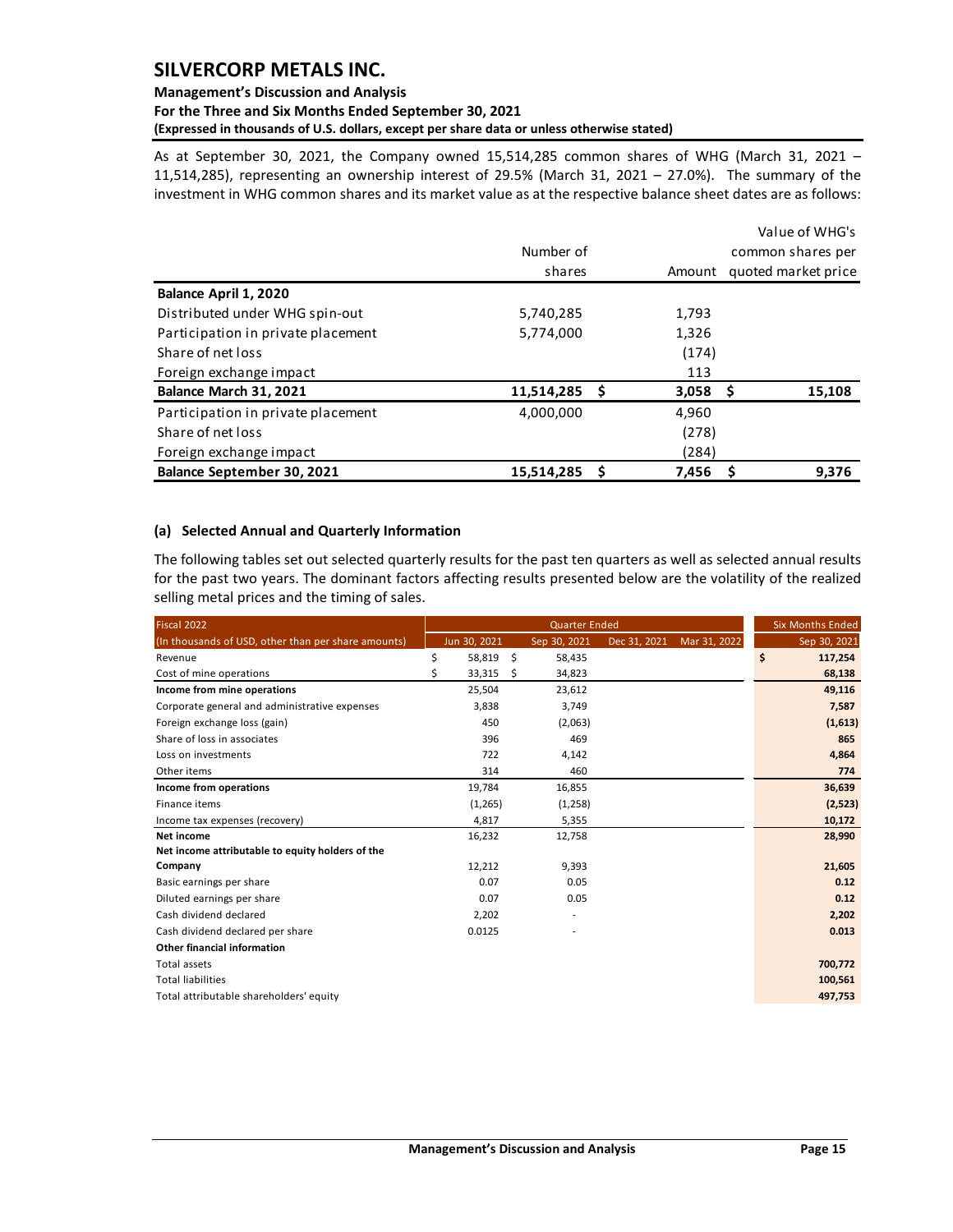As at September 30, 2021, the Company owned 15,514,285 common shares of WHG (March 31, 2021 – 11,514,285), representing an ownership interest of 29.5% (March 31, 2021 – 27.0%). The summary of the investment in WHG common shares and its market value as at the respective balance sheet dates are as follows:

| | Number of shares | Amount | Value of WHG's common shares per quoted market price |
|---|---|---|---|
| **Balance April 1, 2020** | | | |
| Distributed under WHG spin-out | 5,740,285 | 1,793 | |
| Participation in private placement | 5,774,000 | 1,326 | |
| Share of net loss | | (174) | |
| Foreign exchange impact | | 113 | |
| **Balance March 31, 2021** | **11,514,285** | **$ 3,058** | **$ 15,108** |
| Participation in private placement | 4,000,000 | 4,960 | |
| Share of net loss | | (278) | |
| Foreign exchange impact | | (284) | |
| **Balance September 30, 2021** | **15,514,285** | **$ 7,456** | **$ 9,376** |

### (a) Selected Annual and Quarterly Information

The following tables set out selected quarterly results for the past ten quarters as well as selected annual results for the past two years. The dominant factors affecting results presented below are the volatility of the realized selling metal prices and the timing of sales.

| Fiscal 2022 | Quarter Ended | | | | Six Months Ended |
|---|---|---|---|---|---|
| (In thousands of USD, other than per share amounts) | Jun 30, 2021 | Sep 30, 2021 | Dec 31, 2021 | Mar 31, 2022 | Sep 30, 2021 |
| Revenue | $ 58,819 | $ 58,435 | | | **$ 117,254** |
| Cost of mine operations | $ 33,315 | $ 34,823 | | | **68,138** |
| **Income from mine operations** | 25,504 | 23,612 | | | **49,116** |
| Corporate general and administrative expenses | 3,838 | 3,749 | | | **7,587** |
| Foreign exchange loss (gain) | 450 | (2,063) | | | **(1,613)** |
| Share of loss in associates | 396 | 469 | | | **865** |
| Loss on investments | 722 | 4,142 | | | **4,864** |
| Other items | 314 | 460 | | | **774** |
| **Income from operations** | 19,784 | 16,855 | | | **36,639** |
| Finance items | (1,265) | (1,258) | | | **(2,523)** |
| Income tax expenses (recovery) | 4,817 | 5,355 | | | **10,172** |
| **Net income** | 16,232 | 12,758 | | | **28,990** |
| **Net income attributable to equity holders of the Company** | 12,212 | 9,393 | | | **21,605** |
| Basic earnings per share | 0.07 | 0.05 | | | **0.12** |
| Diluted earnings per share | 0.07 | 0.05 | | | **0.12** |
| Cash dividend declared | 2,202 | - | | | **2,202** |
| Cash dividend declared per share | 0.0125 | - | | | **0.013** |
| **Other financial information** | | | | | |
| Total assets | | | | | **700,772** |
| Total liabilities | | | | | **100,561** |
| Total attributable shareholders' equity | | | | | **497,753** |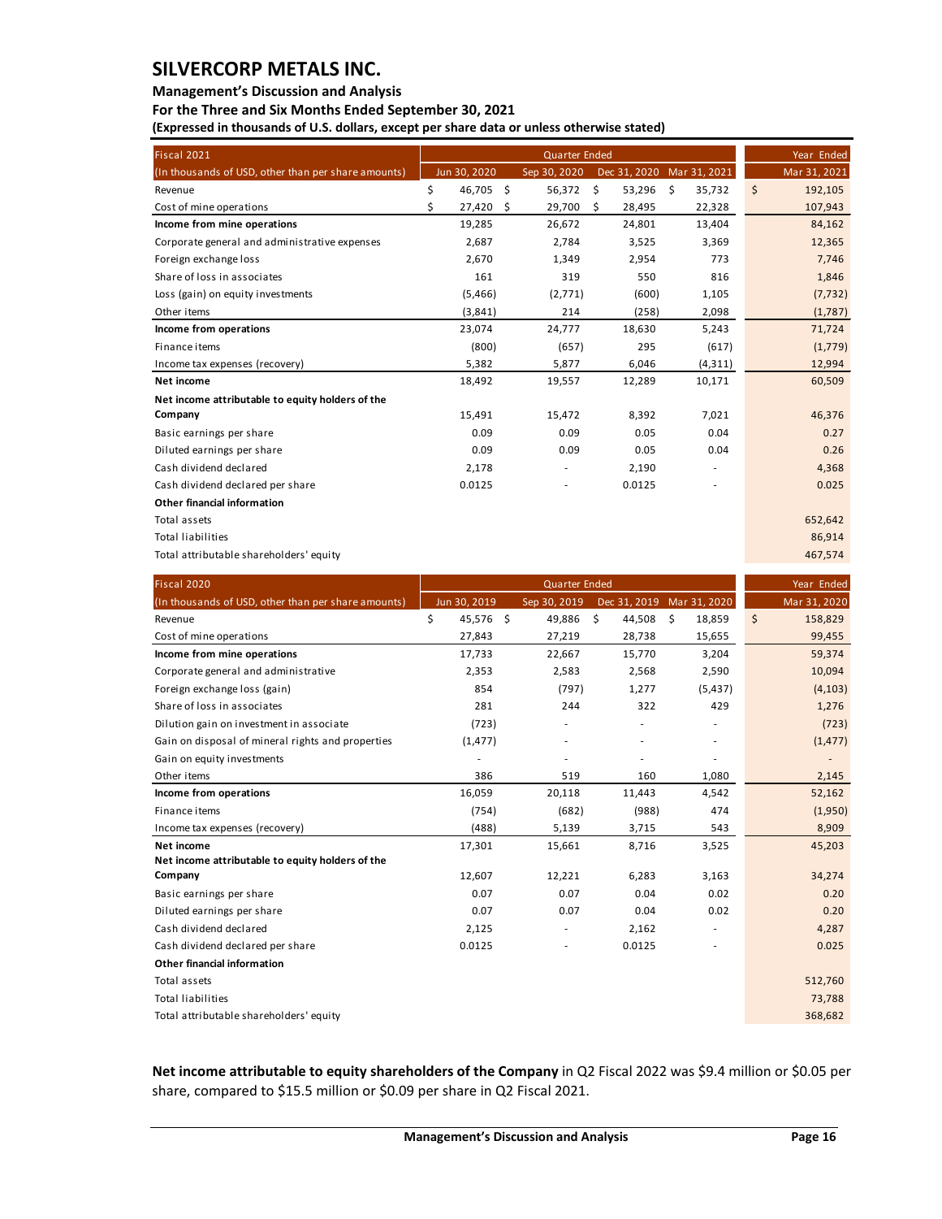| Fiscal 2021 | Quarter Ended | | | | Year Ended |
|---|---|---|---|---|---|
| (In thousands of USD, other than per share amounts) | Jun 30, 2020 | Sep 30, 2020 | Dec 31, 2020 | Mar 31, 2021 | Mar 31, 2021 |
| Revenue | $ 46,705 | $ 56,372 | $ 53,296 | $ 35,732 | $ 192,105 |
| Cost of mine operations | $ 27,420 | $ 29,700 | $ 28,495 | 22,328 | 107,943 |
| **Income from mine operations** | 19,285 | 26,672 | 24,801 | 13,404 | 84,162 |
| Corporate general and administrative expenses | 2,687 | 2,784 | 3,525 | 3,369 | 12,365 |
| Foreign exchange loss | 2,670 | 1,349 | 2,954 | 773 | 7,746 |
| Share of loss in associates | 161 | 319 | 550 | 816 | 1,846 |
| Loss (gain) on equity investments | (5,466) | (2,771) | (600) | 1,105 | (7,732) |
| Other items | (3,841) | 214 | (258) | 2,098 | (1,787) |
| **Income from operations** | 23,074 | 24,777 | 18,630 | 5,243 | 71,724 |
| Finance items | (800) | (657) | 295 | (617) | (1,779) |
| Income tax expenses (recovery) | 5,382 | 5,877 | 6,046 | (4,311) | 12,994 |
| **Net income** | 18,492 | 19,557 | 12,289 | 10,171 | 60,509 |
| **Net income attributable to equity holders of the Company** | 15,491 | 15,472 | 8,392 | 7,021 | 46,376 |
| Basic earnings per share | 0.09 | 0.09 | 0.05 | 0.04 | 0.27 |
| Diluted earnings per share | 0.09 | 0.09 | 0.05 | 0.04 | 0.26 |
| Cash dividend declared | 2,178 | - | 2,190 | - | 4,368 |
| Cash dividend declared per share | 0.0125 | - | 0.0125 | - | 0.025 |
| **Other financial information** | | | | | |
| Total assets | | | | | 652,642 |
| Total liabilities | | | | | 86,914 |
| Total attributable shareholders' equity | | | | | 467,574 |

| Fiscal 2020 | Quarter Ended | | | | Year Ended |
|---|---|---|---|---|---|
| (In thousands of USD, other than per share amounts) | Jun 30, 2019 | Sep 30, 2019 | Dec 31, 2019 | Mar 31, 2020 | Mar 31, 2020 |
| Revenue | $ 45,576 | $ 49,886 | $ 44,508 | $ 18,859 | $ 158,829 |
| Cost of mine operations | 27,843 | 27,219 | 28,738 | 15,655 | 99,455 |
| **Income from mine operations** | 17,733 | 22,667 | 15,770 | 3,204 | 59,374 |
| Corporate general and administrative | 2,353 | 2,583 | 2,568 | 2,590 | 10,094 |
| Foreign exchange loss (gain) | 854 | (797) | 1,277 | (5,437) | (4,103) |
| Share of loss in associates | 281 | 244 | 322 | 429 | 1,276 |
| Dilution gain on investment in associate | (723) | - | - | - | (723) |
| Gain on disposal of mineral rights and properties | (1,477) | - | - | - | (1,477) |
| Gain on equity investments | - | - | - | - | - |
| Other items | 386 | 519 | 160 | 1,080 | 2,145 |
| **Income from operations** | 16,059 | 20,118 | 11,443 | 4,542 | 52,162 |
| Finance items | (754) | (682) | (988) | 474 | (1,950) |
| Income tax expenses (recovery) | (488) | 5,139 | 3,715 | 543 | 8,909 |
| **Net income** | 17,301 | 15,661 | 8,716 | 3,525 | 45,203 |
| **Net income attributable to equity holders of the Company** | 12,607 | 12,221 | 6,283 | 3,163 | 34,274 |
| Basic earnings per share | 0.07 | 0.07 | 0.04 | 0.02 | 0.20 |
| Diluted earnings per share | 0.07 | 0.07 | 0.04 | 0.02 | 0.20 |
| Cash dividend declared | 2,125 | - | 2,162 | - | 4,287 |
| Cash dividend declared per share | 0.0125 | - | 0.0125 | - | 0.025 |
| **Other financial information** | | | | | |
| Total assets | | | | | 512,760 |
| Total liabilities | | | | | 73,788 |
| Total attributable shareholders' equity | | | | | 368,682 |

**Net income attributable to equity shareholders of the Company** in Q2 Fiscal 2022 was $9.4 million or $0.05 per share, compared to $15.5 million or $0.09 per share in Q2 Fiscal 2021.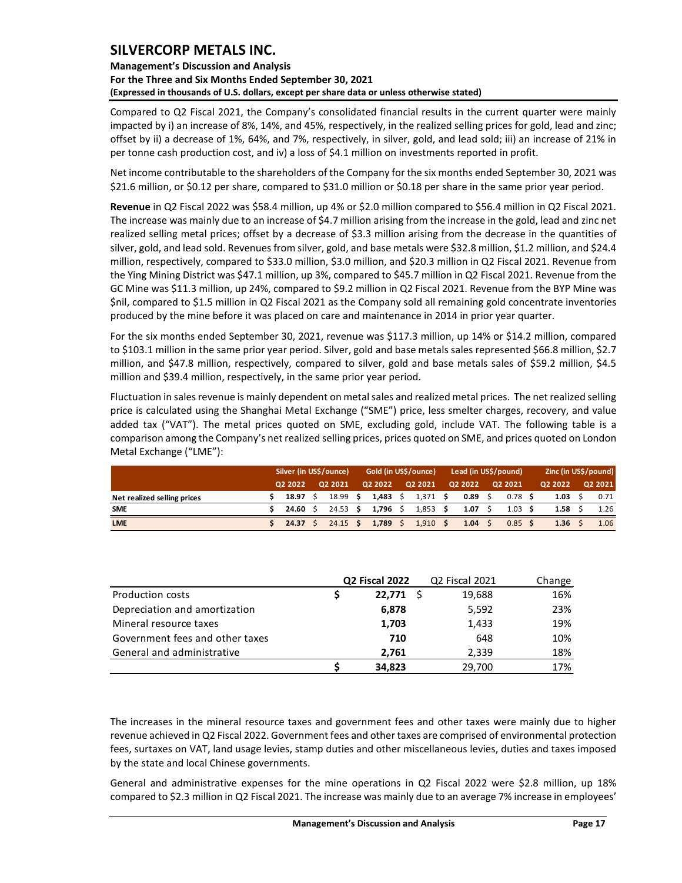Compared to Q2 Fiscal 2021, the Company's consolidated financial results in the current quarter were mainly impacted by i) an increase of 8%, 14%, and 45%, respectively, in the realized selling prices for gold, lead and zinc; offset by ii) a decrease of 1%, 64%, and 7%, respectively, in silver, gold, and lead sold; iii) an increase of 21% in per tonne cash production cost, and iv) a loss of $4.1 million on investments reported in profit.

Net income contributable to the shareholders of the Company for the six months ended September 30, 2021 was $21.6 million, or $0.12 per share, compared to $31.0 million or $0.18 per share in the same prior year period.

**Revenue** in Q2 Fiscal 2022 was $58.4 million, up 4% or $2.0 million compared to $56.4 million in Q2 Fiscal 2021. The increase was mainly due to an increase of $4.7 million arising from the increase in the gold, lead and zinc net realized selling metal prices; offset by a decrease of $3.3 million arising from the decrease in the quantities of silver, gold, and lead sold. Revenues from silver, gold, and base metals were $32.8 million, $1.2 million, and $24.4 million, respectively, compared to $33.0 million, $3.0 million, and $20.3 million in Q2 Fiscal 2021. Revenue from the Ying Mining District was $47.1 million, up 3%, compared to $45.7 million in Q2 Fiscal 2021. Revenue from the GC Mine was $11.3 million, up 24%, compared to $9.2 million in Q2 Fiscal 2021. Revenue from the BYP Mine was $nil, compared to $1.5 million in Q2 Fiscal 2021 as the Company sold all remaining gold concentrate inventories produced by the mine before it was placed on care and maintenance in 2014 in prior year quarter.

For the six months ended September 30, 2021, revenue was $117.3 million, up 14% or $14.2 million, compared to $103.1 million in the same prior year period. Silver, gold and base metals sales represented $66.8 million, $2.7 million, and $47.8 million, respectively, compared to silver, gold and base metals sales of $59.2 million, $4.5 million and $39.4 million, respectively, in the same prior year period.

Fluctuation in sales revenue is mainly dependent on metal sales and realized metal prices. The net realized selling price is calculated using the Shanghai Metal Exchange ("SME") price, less smelter charges, recovery, and value added tax ("VAT"). The metal prices quoted on SME, excluding gold, include VAT. The following table is a comparison among the Company's net realized selling prices, prices quoted on SME, and prices quoted on London Metal Exchange ("LME"):

| | Silver (in US$/ounce) | | Gold (in US$/ounce) | | Lead (in US$/pound) | | Zinc (in US$/pound) | |
|---|---|---|---|---|---|---|---|---|
| | **Q2 2022** | Q2 2021 | **Q2 2022** | Q2 2021 | **Q2 2022** | Q2 2021 | **Q2 2022** | Q2 2021 |
| **Net realized selling prices** | **$ 18.97** | $ 18.99 | **$ 1,483** | $ 1,371 | **$ 0.89** | $ 0.78 | **$ 1.03** | $ 0.71 |
| **SME** | **$ 24.60** | $ 24.53 | **$ 1,796** | $ 1,853 | **$ 1.07** | $ 1.03 | **$ 1.58** | $ 1.26 |
| **LME** | **$ 24.37** | $ 24.15 | **$ 1,789** | $ 1,910 | **$ 1.04** | $ 0.85 | **$ 1.36** | $ 1.06 |

| | **Q2 Fiscal 2022** | Q2 Fiscal 2021 | Change |
|---|---|---|---|
| Production costs | **$ 22,771** | $ 19,688 | 16% |
| Depreciation and amortization | **6,878** | 5,592 | 23% |
| Mineral resource taxes | **1,703** | 1,433 | 19% |
| Government fees and other taxes | **710** | 648 | 10% |
| General and administrative | **2,761** | 2,339 | 18% |
| | **$ 34,823** | 29,700 | 17% |

The increases in the mineral resource taxes and government fees and other taxes were mainly due to higher revenue achieved in Q2 Fiscal 2022. Government fees and other taxes are comprised of environmental protection fees, surtaxes on VAT, land usage levies, stamp duties and other miscellaneous levies, duties and taxes imposed by the state and local Chinese governments.

General and administrative expenses for the mine operations in Q2 Fiscal 2022 were $2.8 million, up 18% compared to $2.3 million in Q2 Fiscal 2021. The increase was mainly due to an average 7% increase in employees'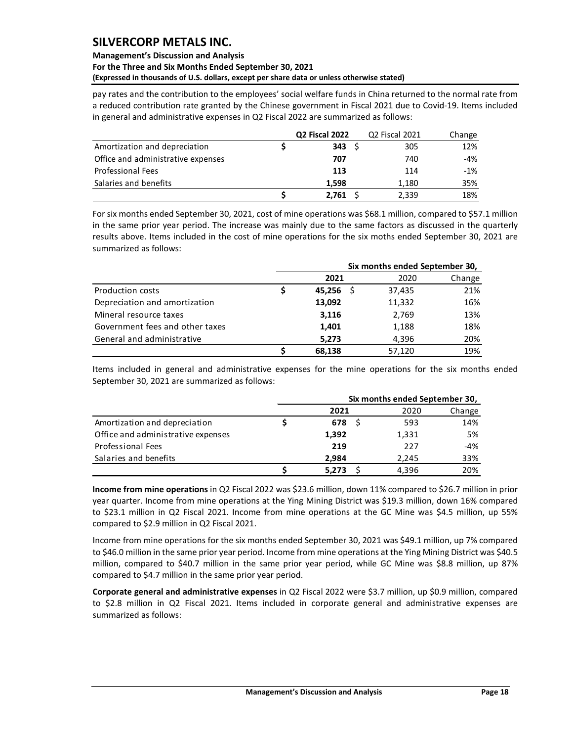pay rates and the contribution to the employees' social welfare funds in China returned to the normal rate from a reduced contribution rate granted by the Chinese government in Fiscal 2021 due to Covid-19. Items included in general and administrative expenses in Q2 Fiscal 2022 are summarized as follows:

| | Q2 Fiscal 2022 | Q2 Fiscal 2021 | Change |
|---|---|---|---|
| Amortization and depreciation | $ **343** | $ 305 | 12% |
| Office and administrative expenses | **707** | 740 | -4% |
| Professional Fees | **113** | 114 | -1% |
| Salaries and benefits | **1,598** | 1,180 | 35% |
| | $ **2,761** | $ 2,339 | 18% |

For six months ended September 30, 2021, cost of mine operations was $68.1 million, compared to $57.1 million in the same prior year period. The increase was mainly due to the same factors as discussed in the quarterly results above. Items included in the cost of mine operations for the six moths ended September 30, 2021 are summarized as follows:

| | Six months ended September 30, | | |
|---|---|---|---|
| | **2021** | 2020 | Change |
| Production costs | $ **45,256** | $ 37,435 | 21% |
| Depreciation and amortization | **13,092** | 11,332 | 16% |
| Mineral resource taxes | **3,116** | 2,769 | 13% |
| Government fees and other taxes | **1,401** | 1,188 | 18% |
| General and administrative | **5,273** | 4,396 | 20% |
| | $ **68,138** | 57,120 | 19% |

Items included in general and administrative expenses for the mine operations for the six months ended September 30, 2021 are summarized as follows:

| | Six months ended September 30, | | |
|---|---|---|---|
| | **2021** | 2020 | Change |
| Amortization and depreciation | $ **678** | $ 593 | 14% |
| Office and administrative expenses | **1,392** | 1,331 | 5% |
| Professional Fees | **219** | 227 | -4% |
| Salaries and benefits | **2,984** | 2,245 | 33% |
| | $ **5,273** | $ 4,396 | 20% |

**Income from mine operations** in Q2 Fiscal 2022 was $23.6 million, down 11% compared to $26.7 million in prior year quarter. Income from mine operations at the Ying Mining District was $19.3 million, down 16% compared to $23.1 million in Q2 Fiscal 2021. Income from mine operations at the GC Mine was $4.5 million, up 55% compared to $2.9 million in Q2 Fiscal 2021.

Income from mine operations for the six months ended September 30, 2021 was $49.1 million, up 7% compared to $46.0 million in the same prior year period. Income from mine operations at the Ying Mining District was $40.5 million, compared to $40.7 million in the same prior year period, while GC Mine was $8.8 million, up 87% compared to $4.7 million in the same prior year period.

**Corporate general and administrative expenses** in Q2 Fiscal 2022 were $3.7 million, up $0.9 million, compared to $2.8 million in Q2 Fiscal 2021. Items included in corporate general and administrative expenses are summarized as follows: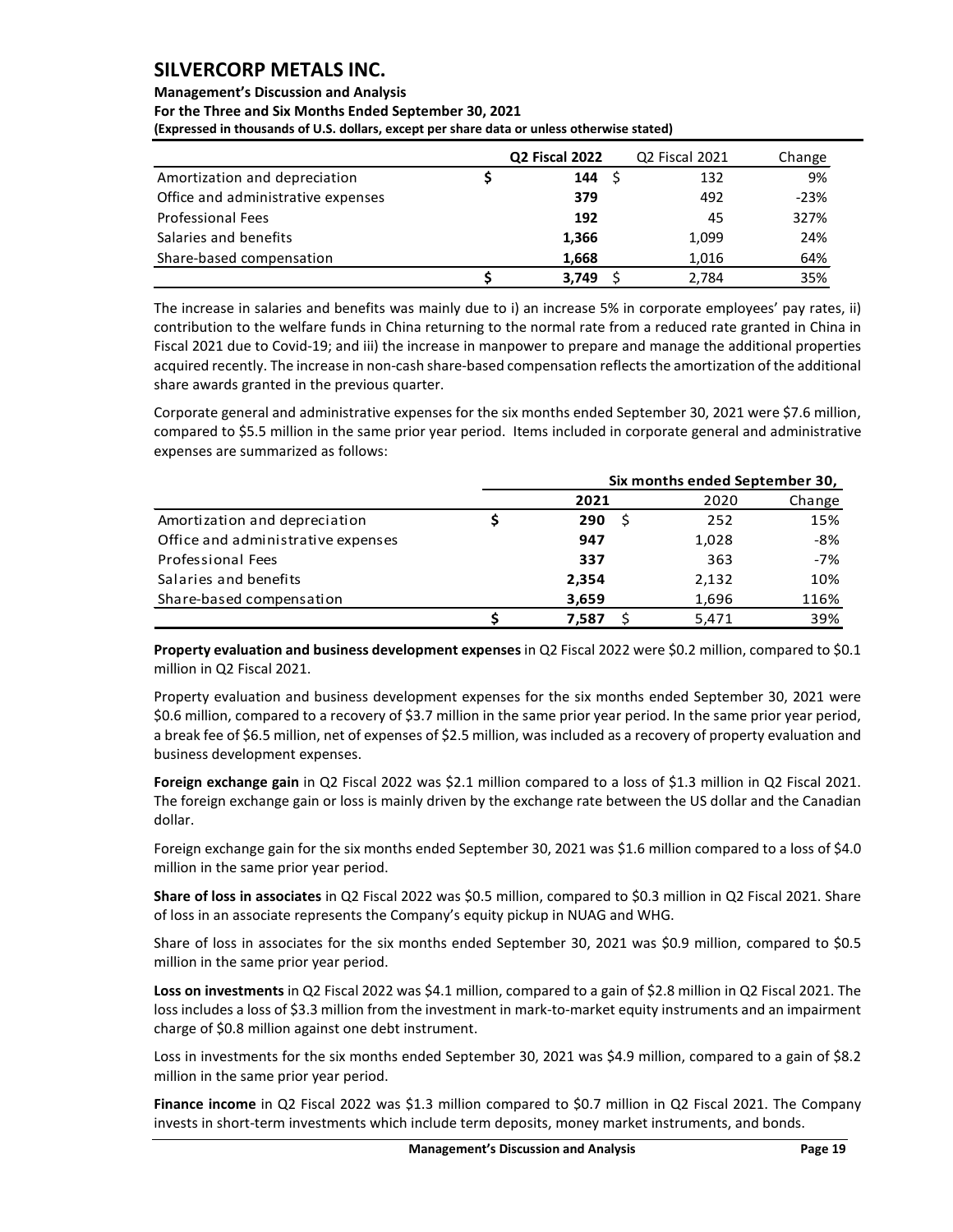| | Q2 Fiscal 2022 | Q2 Fiscal 2021 | Change |
|---|---|---|---|
| Amortization and depreciation | $ **144** | $ 132 | 9% |
| Office and administrative expenses | **379** | 492 | -23% |
| Professional Fees | **192** | 45 | 327% |
| Salaries and benefits | **1,366** | 1,099 | 24% |
| Share-based compensation | **1,668** | 1,016 | 64% |
| | $ **3,749** | $ 2,784 | 35% |

The increase in salaries and benefits was mainly due to i) an increase 5% in corporate employees' pay rates, ii) contribution to the welfare funds in China returning to the normal rate from a reduced rate granted in China in Fiscal 2021 due to Covid-19; and iii) the increase in manpower to prepare and manage the additional properties acquired recently. The increase in non-cash share-based compensation reflects the amortization of the additional share awards granted in the previous quarter.

Corporate general and administrative expenses for the six months ended September 30, 2021 were $7.6 million, compared to $5.5 million in the same prior year period. Items included in corporate general and administrative expenses are summarized as follows:

| | Six months ended September 30, | | |
|---|---|---|---|
| | 2021 | 2020 | Change |
| Amortization and depreciation | $ **290** | $ 252 | 15% |
| Office and administrative expenses | **947** | 1,028 | -8% |
| Professional Fees | **337** | 363 | -7% |
| Salaries and benefits | **2,354** | 2,132 | 10% |
| Share-based compensation | **3,659** | 1,696 | 116% |
| | $ **7,587** | $ 5,471 | 39% |

**Property evaluation and business development expenses** in Q2 Fiscal 2022 were $0.2 million, compared to $0.1 million in Q2 Fiscal 2021.

Property evaluation and business development expenses for the six months ended September 30, 2021 were $0.6 million, compared to a recovery of $3.7 million in the same prior year period. In the same prior year period, a break fee of $6.5 million, net of expenses of $2.5 million, was included as a recovery of property evaluation and business development expenses.

**Foreign exchange gain** in Q2 Fiscal 2022 was $2.1 million compared to a loss of $1.3 million in Q2 Fiscal 2021. The foreign exchange gain or loss is mainly driven by the exchange rate between the US dollar and the Canadian dollar.

Foreign exchange gain for the six months ended September 30, 2021 was $1.6 million compared to a loss of $4.0 million in the same prior year period.

**Share of loss in associates** in Q2 Fiscal 2022 was $0.5 million, compared to $0.3 million in Q2 Fiscal 2021. Share of loss in an associate represents the Company's equity pickup in NUAG and WHG.

Share of loss in associates for the six months ended September 30, 2021 was $0.9 million, compared to $0.5 million in the same prior year period.

**Loss on investments** in Q2 Fiscal 2022 was $4.1 million, compared to a gain of $2.8 million in Q2 Fiscal 2021. The loss includes a loss of $3.3 million from the investment in mark-to-market equity instruments and an impairment charge of $0.8 million against one debt instrument.

Loss in investments for the six months ended September 30, 2021 was $4.9 million, compared to a gain of $8.2 million in the same prior year period.

**Finance income** in Q2 Fiscal 2022 was $1.3 million compared to $0.7 million in Q2 Fiscal 2021. The Company invests in short-term investments which include term deposits, money market instruments, and bonds.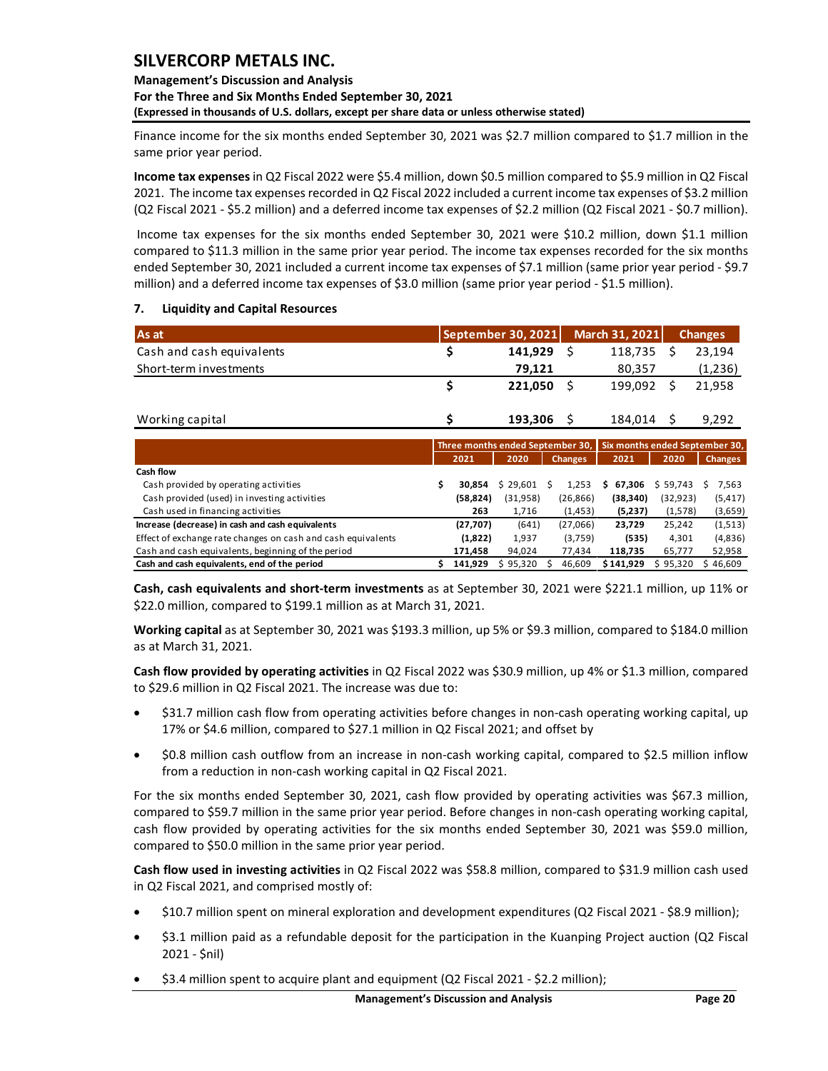Finance income for the six months ended September 30, 2021 was $2.7 million compared to $1.7 million in the same prior year period.

**Income tax expenses** in Q2 Fiscal 2022 were $5.4 million, down $0.5 million compared to $5.9 million in Q2 Fiscal 2021. The income tax expenses recorded in Q2 Fiscal 2022 included a current income tax expenses of $3.2 million (Q2 Fiscal 2021 - $5.2 million) and a deferred income tax expenses of $2.2 million (Q2 Fiscal 2021 - $0.7 million).

Income tax expenses for the six months ended September 30, 2021 were $10.2 million, down $1.1 million compared to $11.3 million in the same prior year period. The income tax expenses recorded for the six months ended September 30, 2021 included a current income tax expenses of $7.1 million (same prior year period - $9.7 million) and a deferred income tax expenses of $3.0 million (same prior year period - $1.5 million).

## 7. Liquidity and Capital Resources

| As at | September 30, 2021 | March 31, 2021 | Changes |
|---|---|---|---|
| Cash and cash equivalents | $ 141,929 | $ 118,735 | $ 23,194 |
| Short-term investments | 79,121 | 80,357 | (1,236) |
| | $ 221,050 | $ 199,092 | $ 21,958 |
| Working capital | $ 193,306 | $ 184,014 | $ 9,292 |

| | Three months ended September 30, | | | Six months ended September 30, | | |
|---|---|---|---|---|---|---|
| | 2021 | 2020 | Changes | 2021 | 2020 | Changes |
| **Cash flow** | | | | | | |
| Cash provided by operating activities | $ 30,854 | $ 29,601 | $ 1,253 | $ 67,306 | $ 59,743 | $ 7,563 |
| Cash provided (used) in investing activities | (58,824) | (31,958) | (26,866) | (38,340) | (32,923) | (5,417) |
| Cash used in financing activities | 263 | 1,716 | (1,453) | (5,237) | (1,578) | (3,659) |
| **Increase (decrease) in cash and cash equivalents** | (27,707) | (641) | (27,066) | 23,729 | 25,242 | (1,513) |
| Effect of exchange rate changes on cash and cash equivalents | (1,822) | 1,937 | (3,759) | (535) | 4,301 | (4,836) |
| Cash and cash equivalents, beginning of the period | 171,458 | 94,024 | 77,434 | 118,735 | 65,777 | 52,958 |
| **Cash and cash equivalents, end of the period** | $ 141,929 | $ 95,320 | $ 46,609 | $ 141,929 | $ 95,320 | $ 46,609 |

**Cash, cash equivalents and short-term investments** as at September 30, 2021 were $221.1 million, up 11% or $22.0 million, compared to $199.1 million as at March 31, 2021.

**Working capital** as at September 30, 2021 was $193.3 million, up 5% or $9.3 million, compared to $184.0 million as at March 31, 2021.

**Cash flow provided by operating activities** in Q2 Fiscal 2022 was $30.9 million, up 4% or $1.3 million, compared to $29.6 million in Q2 Fiscal 2021. The increase was due to:

- $31.7 million cash flow from operating activities before changes in non-cash operating working capital, up 17% or $4.6 million, compared to $27.1 million in Q2 Fiscal 2021; and offset by
- $0.8 million cash outflow from an increase in non-cash working capital, compared to $2.5 million inflow from a reduction in non-cash working capital in Q2 Fiscal 2021.

For the six months ended September 30, 2021, cash flow provided by operating activities was $67.3 million, compared to $59.7 million in the same prior year period. Before changes in non-cash operating working capital, cash flow provided by operating activities for the six months ended September 30, 2021 was $59.0 million, compared to $50.0 million in the same prior year period.

**Cash flow used in investing activities** in Q2 Fiscal 2022 was $58.8 million, compared to $31.9 million cash used in Q2 Fiscal 2021, and comprised mostly of:

- $10.7 million spent on mineral exploration and development expenditures (Q2 Fiscal 2021 - $8.9 million);
- $3.1 million paid as a refundable deposit for the participation in the Kuanping Project auction (Q2 Fiscal 2021 - $nil)
- $3.4 million spent to acquire plant and equipment (Q2 Fiscal 2021 - $2.2 million);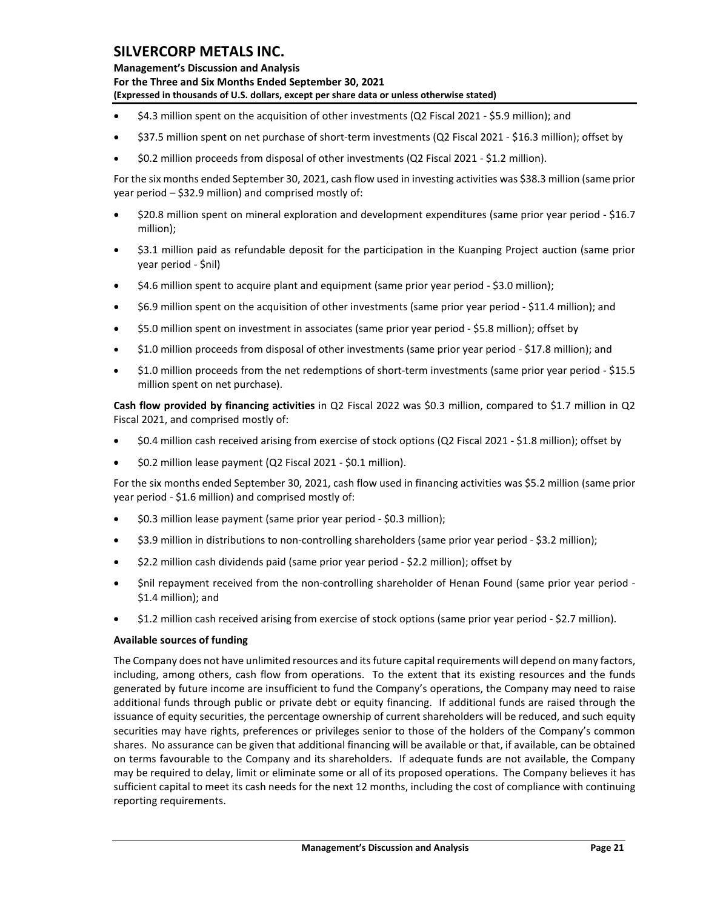- \$4.3 million spent on the acquisition of other investments (Q2 Fiscal 2021 - \$5.9 million); and
- \$37.5 million spent on net purchase of short-term investments (Q2 Fiscal 2021 - \$16.3 million); offset by
- \$0.2 million proceeds from disposal of other investments (Q2 Fiscal 2021 - \$1.2 million).

For the six months ended September 30, 2021, cash flow used in investing activities was \$38.3 million (same prior year period – \$32.9 million) and comprised mostly of:

- \$20.8 million spent on mineral exploration and development expenditures (same prior year period - \$16.7 million);
- \$3.1 million paid as refundable deposit for the participation in the Kuanping Project auction (same prior year period - \$nil)
- \$4.6 million spent to acquire plant and equipment (same prior year period - \$3.0 million);
- \$6.9 million spent on the acquisition of other investments (same prior year period - \$11.4 million); and
- \$5.0 million spent on investment in associates (same prior year period - \$5.8 million); offset by
- \$1.0 million proceeds from disposal of other investments (same prior year period - \$17.8 million); and
- \$1.0 million proceeds from the net redemptions of short-term investments (same prior year period - \$15.5 million spent on net purchase).

**Cash flow provided by financing activities** in Q2 Fiscal 2022 was \$0.3 million, compared to \$1.7 million in Q2 Fiscal 2021, and comprised mostly of:

- \$0.4 million cash received arising from exercise of stock options (Q2 Fiscal 2021 - \$1.8 million); offset by
- \$0.2 million lease payment (Q2 Fiscal 2021 - \$0.1 million).

For the six months ended September 30, 2021, cash flow used in financing activities was \$5.2 million (same prior year period - \$1.6 million) and comprised mostly of:

- \$0.3 million lease payment (same prior year period - \$0.3 million);
- \$3.9 million in distributions to non-controlling shareholders (same prior year period - \$3.2 million);
- \$2.2 million cash dividends paid (same prior year period - \$2.2 million); offset by
- \$nil repayment received from the non-controlling shareholder of Henan Found (same prior year period - \$1.4 million); and
- \$1.2 million cash received arising from exercise of stock options (same prior year period - \$2.7 million).

**Available sources of funding**

The Company does not have unlimited resources and its future capital requirements will depend on many factors, including, among others, cash flow from operations. To the extent that its existing resources and the funds generated by future income are insufficient to fund the Company's operations, the Company may need to raise additional funds through public or private debt or equity financing. If additional funds are raised through the issuance of equity securities, the percentage ownership of current shareholders will be reduced, and such equity securities may have rights, preferences or privileges senior to those of the holders of the Company's common shares. No assurance can be given that additional financing will be available or that, if available, can be obtained on terms favourable to the Company and its shareholders. If adequate funds are not available, the Company may be required to delay, limit or eliminate some or all of its proposed operations. The Company believes it has sufficient capital to meet its cash needs for the next 12 months, including the cost of compliance with continuing reporting requirements.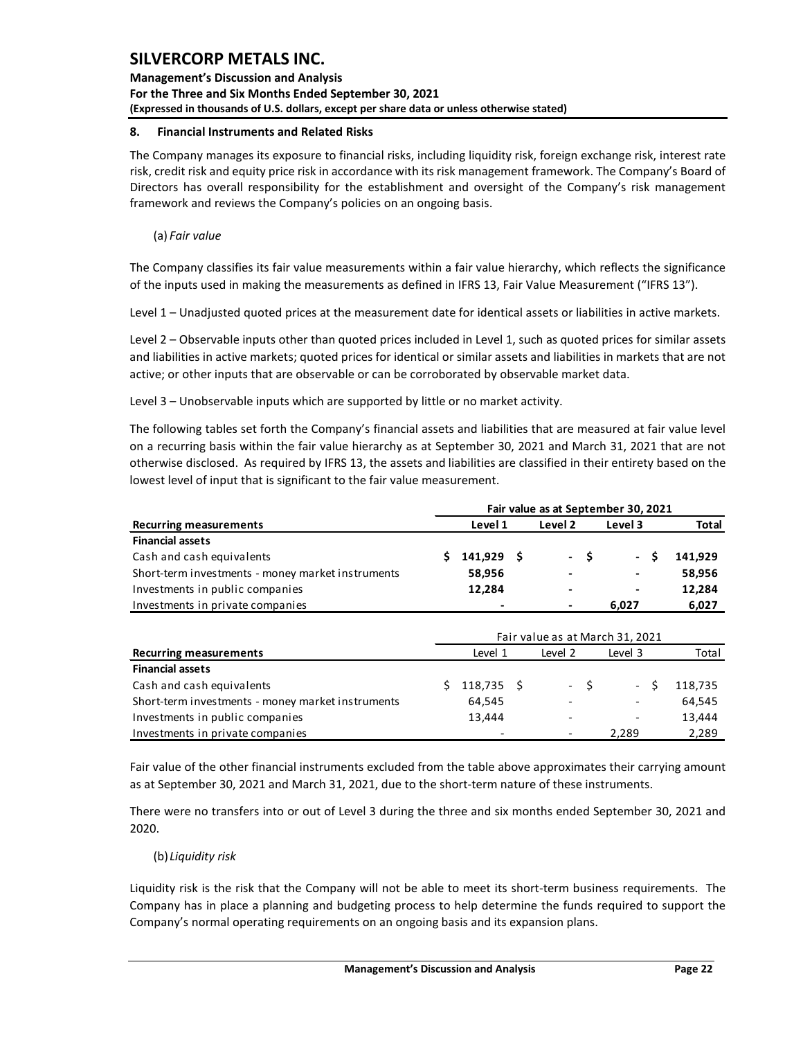## 8. Financial Instruments and Related Risks

The Company manages its exposure to financial risks, including liquidity risk, foreign exchange risk, interest rate risk, credit risk and equity price risk in accordance with its risk management framework. The Company's Board of Directors has overall responsibility for the establishment and oversight of the Company's risk management framework and reviews the Company's policies on an ongoing basis.

(a) *Fair value*

The Company classifies its fair value measurements within a fair value hierarchy, which reflects the significance of the inputs used in making the measurements as defined in IFRS 13, Fair Value Measurement ("IFRS 13").

Level 1 – Unadjusted quoted prices at the measurement date for identical assets or liabilities in active markets.

Level 2 – Observable inputs other than quoted prices included in Level 1, such as quoted prices for similar assets and liabilities in active markets; quoted prices for identical or similar assets and liabilities in markets that are not active; or other inputs that are observable or can be corroborated by observable market data.

Level 3 – Unobservable inputs which are supported by little or no market activity.

The following tables set forth the Company's financial assets and liabilities that are measured at fair value level on a recurring basis within the fair value hierarchy as at September 30, 2021 and March 31, 2021 that are not otherwise disclosed. As required by IFRS 13, the assets and liabilities are classified in their entirety based on the lowest level of input that is significant to the fair value measurement.

| | **Fair value as at September 30, 2021** | | | |
|---|---|---|---|---|
| **Recurring measurements** | **Level 1** | **Level 2** | **Level 3** | **Total** |
| **Financial assets** | | | | |
| Cash and cash equivalents | **$ 141,929** | **$ -** | **$ -** | **$ 141,929** |
| Short-term investments - money market instruments | **58,956** | **-** | **-** | **58,956** |
| Investments in public companies | **12,284** | **-** | **-** | **12,284** |
| Investments in private companies | **-** | **-** | **6,027** | **6,027** |

| | Fair value as at March 31, 2021 | | | |
|---|---|---|---|---|
| **Recurring measurements** | Level 1 | Level 2 | Level 3 | Total |
| **Financial assets** | | | | |
| Cash and cash equivalents | $ 118,735 | $ - | $ - | $ 118,735 |
| Short-term investments - money market instruments | 64,545 | - | - | 64,545 |
| Investments in public companies | 13,444 | - | - | 13,444 |
| Investments in private companies | - | - | 2,289 | 2,289 |

Fair value of the other financial instruments excluded from the table above approximates their carrying amount as at September 30, 2021 and March 31, 2021, due to the short-term nature of these instruments.

There were no transfers into or out of Level 3 during the three and six months ended September 30, 2021 and 2020.

(b) *Liquidity risk*

Liquidity risk is the risk that the Company will not be able to meet its short-term business requirements. The Company has in place a planning and budgeting process to help determine the funds required to support the Company's normal operating requirements on an ongoing basis and its expansion plans.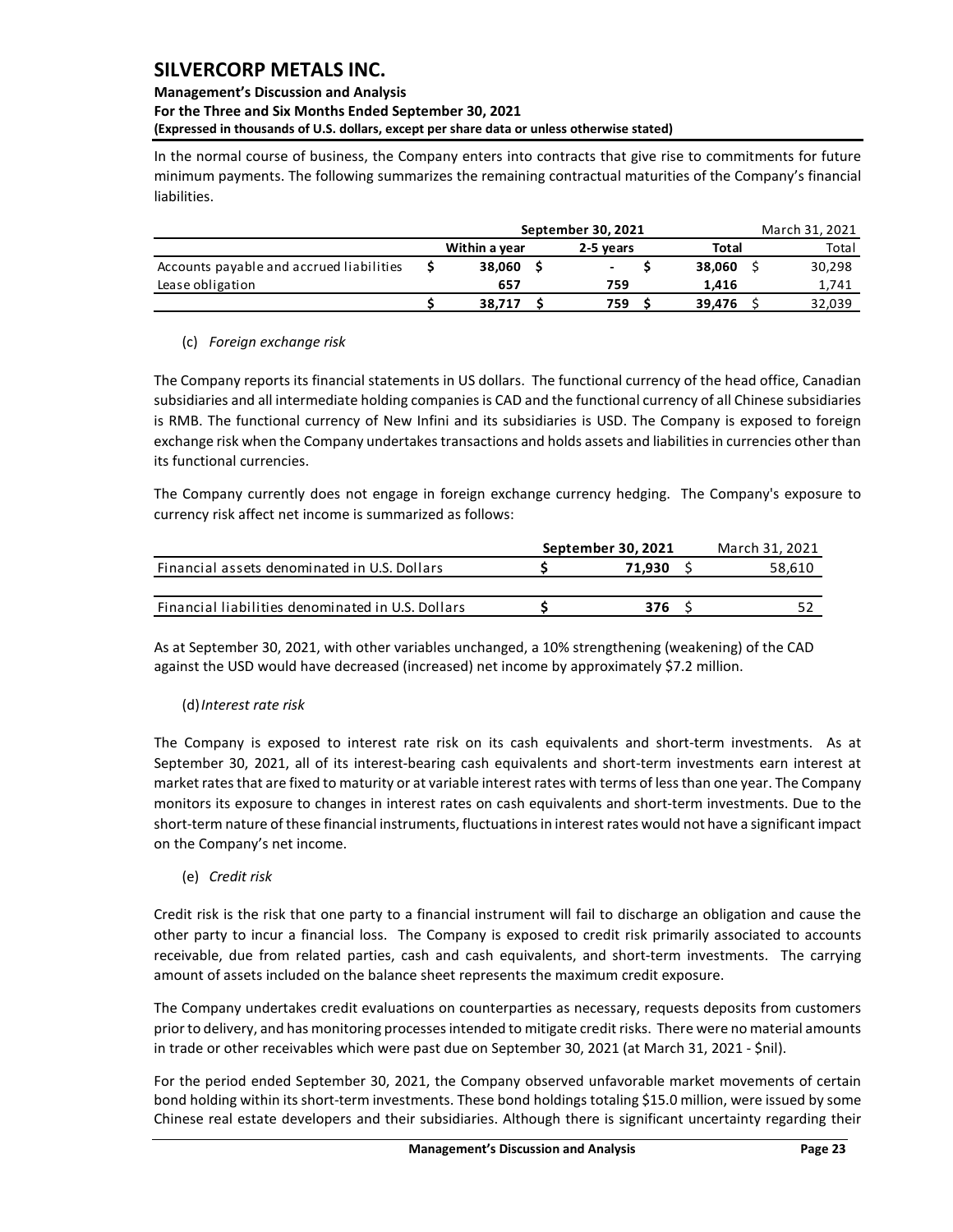In the normal course of business, the Company enters into contracts that give rise to commitments for future minimum payments. The following summarizes the remaining contractual maturities of the Company's financial liabilities.

| | September 30, 2021 | | | March 31, 2021 |
|---|---|---|---|---|
| | Within a year | 2-5 years | Total | Total |
| Accounts payable and accrued liabilities | $ 38,060 | $ - | $ 38,060 | $ 30,298 |
| Lease obligation | 657 | 759 | 1,416 | 1,741 |
| | $ 38,717 | $ 759 | $ 39,476 | $ 32,039 |

(c) *Foreign exchange risk*

The Company reports its financial statements in US dollars. The functional currency of the head office, Canadian subsidiaries and all intermediate holding companies is CAD and the functional currency of all Chinese subsidiaries is RMB. The functional currency of New Infini and its subsidiaries is USD. The Company is exposed to foreign exchange risk when the Company undertakes transactions and holds assets and liabilities in currencies other than its functional currencies.

The Company currently does not engage in foreign exchange currency hedging. The Company's exposure to currency risk affect net income is summarized as follows:

| | September 30, 2021 | March 31, 2021 |
|---|---|---|
| Financial assets denominated in U.S. Dollars | $ 71,930 | $ 58,610 |
| Financial liabilities denominated in U.S. Dollars | $ 376 | $ 52 |

As at September 30, 2021, with other variables unchanged, a 10% strengthening (weakening) of the CAD against the USD would have decreased (increased) net income by approximately $7.2 million.

(d) *Interest rate risk*

The Company is exposed to interest rate risk on its cash equivalents and short-term investments. As at September 30, 2021, all of its interest-bearing cash equivalents and short-term investments earn interest at market rates that are fixed to maturity or at variable interest rates with terms of less than one year. The Company monitors its exposure to changes in interest rates on cash equivalents and short-term investments. Due to the short-term nature of these financial instruments, fluctuations in interest rates would not have a significant impact on the Company's net income.

(e) *Credit risk*

Credit risk is the risk that one party to a financial instrument will fail to discharge an obligation and cause the other party to incur a financial loss. The Company is exposed to credit risk primarily associated to accounts receivable, due from related parties, cash and cash equivalents, and short-term investments. The carrying amount of assets included on the balance sheet represents the maximum credit exposure.

The Company undertakes credit evaluations on counterparties as necessary, requests deposits from customers prior to delivery, and has monitoring processes intended to mitigate credit risks. There were no material amounts in trade or other receivables which were past due on September 30, 2021 (at March 31, 2021 - $nil).

For the period ended September 30, 2021, the Company observed unfavorable market movements of certain bond holding within its short-term investments. These bond holdings totaling $15.0 million, were issued by some Chinese real estate developers and their subsidiaries. Although there is significant uncertainty regarding their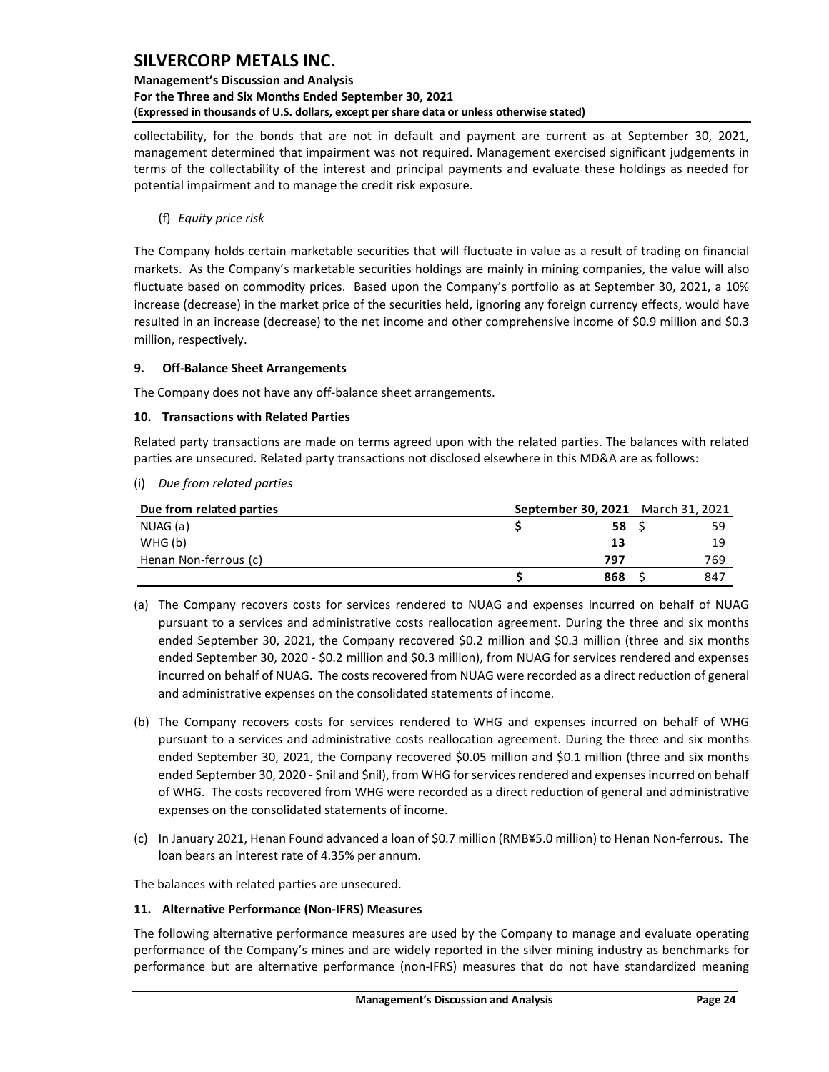collectability, for the bonds that are not in default and payment are current as at September 30, 2021, management determined that impairment was not required. Management exercised significant judgements in terms of the collectability of the interest and principal payments and evaluate these holdings as needed for potential impairment and to manage the credit risk exposure.

(f) *Equity price risk*

The Company holds certain marketable securities that will fluctuate in value as a result of trading on financial markets. As the Company's marketable securities holdings are mainly in mining companies, the value will also fluctuate based on commodity prices. Based upon the Company's portfolio as at September 30, 2021, a 10% increase (decrease) in the market price of the securities held, ignoring any foreign currency effects, would have resulted in an increase (decrease) to the net income and other comprehensive income of $0.9 million and $0.3 million, respectively.

## 9. Off-Balance Sheet Arrangements

The Company does not have any off-balance sheet arrangements.

## 10. Transactions with Related Parties

Related party transactions are made on terms agreed upon with the related parties. The balances with related parties are unsecured. Related party transactions not disclosed elsewhere in this MD&A are as follows:

(i) *Due from related parties*

| Due from related parties | September 30, 2021 | March 31, 2021 |
|---|---|---|
| NUAG (a) | $ 58 | $ 59 |
| WHG (b) | 13 | 19 |
| Henan Non-ferrous (c) | 797 | 769 |
| | $ 868 | $ 847 |

(a) The Company recovers costs for services rendered to NUAG and expenses incurred on behalf of NUAG pursuant to a services and administrative costs reallocation agreement. During the three and six months ended September 30, 2021, the Company recovered $0.2 million and $0.3 million (three and six months ended September 30, 2020 - $0.2 million and $0.3 million), from NUAG for services rendered and expenses incurred on behalf of NUAG. The costs recovered from NUAG were recorded as a direct reduction of general and administrative expenses on the consolidated statements of income.

(b) The Company recovers costs for services rendered to WHG and expenses incurred on behalf of WHG pursuant to a services and administrative costs reallocation agreement. During the three and six months ended September 30, 2021, the Company recovered $0.05 million and $0.1 million (three and six months ended September 30, 2020 - $nil and $nil), from WHG for services rendered and expenses incurred on behalf of WHG. The costs recovered from WHG were recorded as a direct reduction of general and administrative expenses on the consolidated statements of income.

(c) In January 2021, Henan Found advanced a loan of $0.7 million (RMB¥5.0 million) to Henan Non-ferrous. The loan bears an interest rate of 4.35% per annum.

The balances with related parties are unsecured.

## 11. Alternative Performance (Non-IFRS) Measures

The following alternative performance measures are used by the Company to manage and evaluate operating performance of the Company's mines and are widely reported in the silver mining industry as benchmarks for performance but are alternative performance (non-IFRS) measures that do not have standardized meaning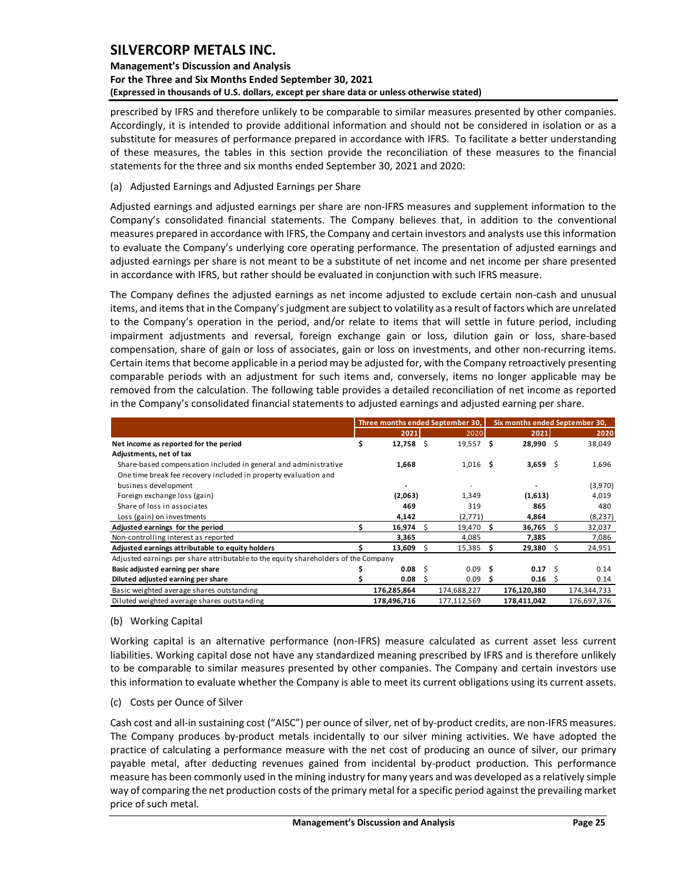prescribed by IFRS and therefore unlikely to be comparable to similar measures presented by other companies. Accordingly, it is intended to provide additional information and should not be considered in isolation or as a substitute for measures of performance prepared in accordance with IFRS. To facilitate a better understanding of these measures, the tables in this section provide the reconciliation of these measures to the financial statements for the three and six months ended September 30, 2021 and 2020:

(a) Adjusted Earnings and Adjusted Earnings per Share

Adjusted earnings and adjusted earnings per share are non-IFRS measures and supplement information to the Company's consolidated financial statements. The Company believes that, in addition to the conventional measures prepared in accordance with IFRS, the Company and certain investors and analysts use this information to evaluate the Company's underlying core operating performance. The presentation of adjusted earnings and adjusted earnings per share is not meant to be a substitute of net income and net income per share presented in accordance with IFRS, but rather should be evaluated in conjunction with such IFRS measure.

The Company defines the adjusted earnings as net income adjusted to exclude certain non-cash and unusual items, and items that in the Company's judgment are subject to volatility as a result of factors which are unrelated to the Company's operation in the period, and/or relate to items that will settle in future period, including impairment adjustments and reversal, foreign exchange gain or loss, dilution gain or loss, share-based compensation, share of gain or loss of associates, gain or loss on investments, and other non-recurring items. Certain items that become applicable in a period may be adjusted for, with the Company retroactively presenting comparable periods with an adjustment for such items and, conversely, items no longer applicable may be removed from the calculation. The following table provides a detailed reconciliation of net income as reported in the Company's consolidated financial statements to adjusted earnings and adjusted earning per share.

| | Three months ended September 30, | | Six months ended September 30, | |
|---|---|---|---|---|
| | 2021 | 2020 | 2021 | 2020 |
| **Net income as reported for the period** | **$ 12,758** | $ 19,557 | **$ 28,990** | $ 38,049 |
| **Adjustments, net of tax** | | | | |
| Share-based compensation included in general and administrative | **1,668** | 1,016 | **$ 3,659** | $ 1,696 |
| One time break fee recovery included in property evaluation and business development | **-** | - | **-** | (3,970) |
| Foreign exchange loss (gain) | **(2,063)** | 1,349 | **(1,613)** | 4,019 |
| Share of loss in associates | **469** | 319 | **865** | 480 |
| Loss (gain) on investments | **4,142** | (2,771) | **4,864** | (8,237) |
| **Adjusted earnings for the period** | **$ 16,974** | $ 19,470 | **$ 36,765** | $ 32,037 |
| Non-controlling interest as reported | **3,365** | 4,085 | **7,385** | 7,086 |
| **Adjusted earnings attributable to equity holders** | **$ 13,609** | $ 15,385 | **$ 29,380** | $ 24,951 |
| Adjusted earnings per share attributable to the equity shareholders of the Company | | | | |
| **Basic adjusted earning per share** | **$ 0.08** | $ 0.09 | **$ 0.17** | $ 0.14 |
| **Diluted adjusted earning per share** | **$ 0.08** | $ 0.09 | **$ 0.16** | $ 0.14 |
| Basic weighted average shares outstanding | **176,285,864** | 174,688,227 | **176,120,380** | 174,344,733 |
| Diluted weighted average shares outstanding | **178,496,716** | 177,112,569 | **178,411,042** | 176,697,376 |

(b) Working Capital

Working capital is an alternative performance (non-IFRS) measure calculated as current asset less current liabilities. Working capital dose not have any standardized meaning prescribed by IFRS and is therefore unlikely to be comparable to similar measures presented by other companies. The Company and certain investors use this information to evaluate whether the Company is able to meet its current obligations using its current assets.

(c) Costs per Ounce of Silver

Cash cost and all-in sustaining cost ("AISC") per ounce of silver, net of by-product credits, are non-IFRS measures. The Company produces by-product metals incidentally to our silver mining activities. We have adopted the practice of calculating a performance measure with the net cost of producing an ounce of silver, our primary payable metal, after deducting revenues gained from incidental by-product production. This performance measure has been commonly used in the mining industry for many years and was developed as a relatively simple way of comparing the net production costs of the primary metal for a specific period against the prevailing market price of such metal.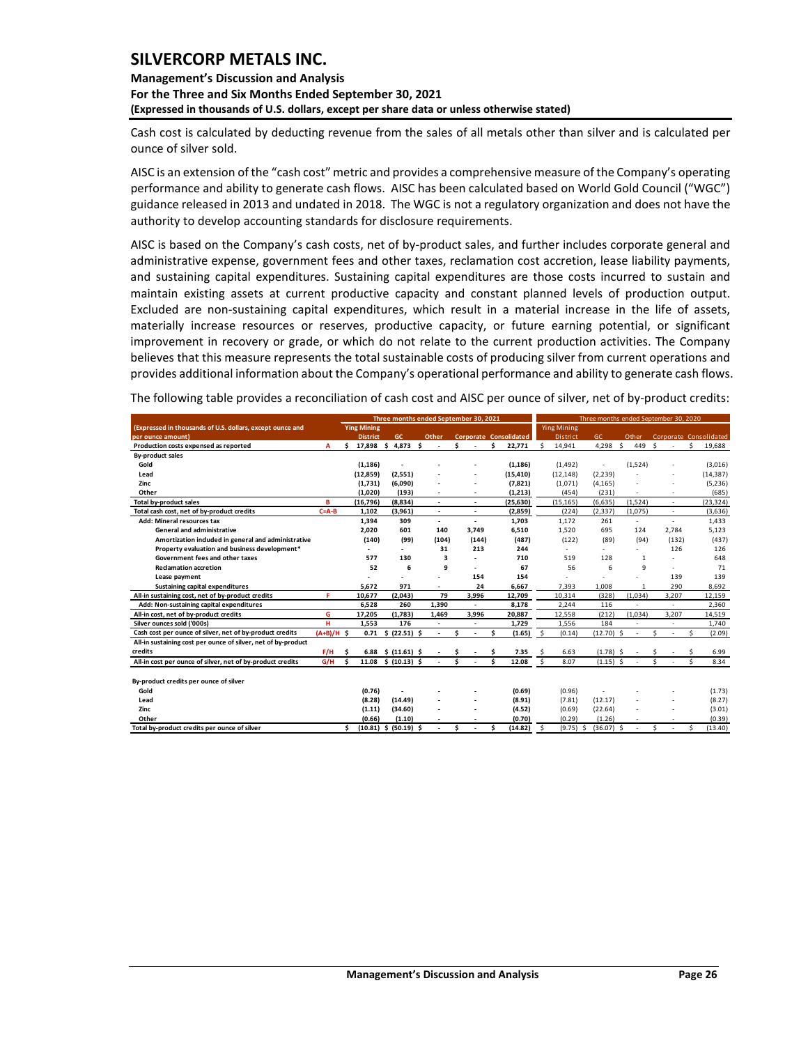Cash cost is calculated by deducting revenue from the sales of all metals other than silver and is calculated per ounce of silver sold.

AISC is an extension of the "cash cost" metric and provides a comprehensive measure of the Company's operating performance and ability to generate cash flows. AISC has been calculated based on World Gold Council ("WGC") guidance released in 2013 and undated in 2018. The WGC is not a regulatory organization and does not have the authority to develop accounting standards for disclosure requirements.

AISC is based on the Company's cash costs, net of by-product sales, and further includes corporate general and administrative expense, government fees and other taxes, reclamation cost accretion, lease liability payments, and sustaining capital expenditures. Sustaining capital expenditures are those costs incurred to sustain and maintain existing assets at current productive capacity and constant planned levels of production output. Excluded are non-sustaining capital expenditures, which result in a material increase in the life of assets, materially increase resources or reserves, productive capacity, or future earning potential, or significant improvement in recovery or grade, or which do not relate to the current production activities. The Company believes that this measure represents the total sustainable costs of producing silver from current operations and provides additional information about the Company's operational performance and ability to generate cash flows.

The following table provides a reconciliation of cash cost and AISC per ounce of silver, net of by-product credits:

| (Expressed in thousands of U.S. dollars, except ounce and per ounce amount) | | Three months ended September 30, 2021 | | | | | Three months ended September 30, 2020 | | | | |
|---|---|---|---|---|---|---|---|---|---|---|---|
| | | Ying Mining District | GC | Other | Corporate | Consolidated | Ying Mining District | GC | Other | Corporate | Consolidated |
| **Production costs expensed as reported** | A | $ 17,898 | $ 4,873 | $ - | $ - | $ 22,771 | $ 14,941 | 4,298 | $ 449 | $ - | $ 19,688 |
| **By-product sales** | | | | | | | | | | | |
| Gold | | (1,186) | - | - | - | (1,186) | (1,492) | - | (1,524) | - | (3,016) |
| Lead | | (12,859) | (2,551) | - | - | (15,410) | (12,148) | (2,239) | - | - | (14,387) |
| Zinc | | (1,731) | (6,090) | - | - | (7,821) | (1,071) | (4,165) | - | - | (5,236) |
| Other | | (1,020) | (193) | - | - | (1,213) | (454) | (231) | - | - | (685) |
| **Total by-product sales** | B | (16,796) | (8,834) | - | - | (25,630) | (15,165) | (6,635) | (1,524) | - | (23,324) |
| **Total cash cost, net of by-product credits** | C=A-B | 1,102 | (3,961) | - | - | (2,859) | (224) | (2,337) | (1,075) | - | (3,636) |
| Add: Mineral resources tax | | 1,394 | 309 | - | - | 1,703 | 1,172 | 261 | - | - | 1,433 |
| General and administrative | | 2,020 | 601 | 140 | 3,749 | 6,510 | 1,520 | 695 | 124 | 2,784 | 5,123 |
| Amortization included in general and administrative | | (140) | (99) | (104) | (144) | (487) | (122) | (89) | (94) | (132) | (437) |
| Property evaluation and business development* | | - | - | 31 | 213 | 244 | - | - | - | 126 | 126 |
| Government fees and other taxes | | 577 | 130 | 3 | - | 710 | 519 | 128 | 1 | - | 648 |
| Reclamation accretion | | 52 | 6 | 9 | - | 67 | 56 | 6 | 9 | - | 71 |
| Lease payment | | - | - | - | 154 | 154 | - | - | - | 139 | 139 |
| Sustaining capital expenditures | | 5,672 | 971 | - | 24 | 6,667 | 7,393 | 1,008 | 1 | 290 | 8,692 |
| **All-in sustaining cost, net of by-product credits** | F | 10,677 | (2,043) | 79 | 3,996 | 12,709 | 10,314 | (328) | (1,034) | 3,207 | 12,159 |
| Add: Non-sustaining capital expenditures | | 6,528 | 260 | 1,390 | - | 8,178 | 2,244 | 116 | - | - | 2,360 |
| **All-in cost, net of by-product credits** | G | 17,205 | (1,783) | 1,469 | 3,996 | 20,887 | 12,558 | (212) | (1,034) | 3,207 | 14,519 |
| **Silver ounces sold ('000s)** | H | 1,553 | 176 | - | - | 1,729 | 1,556 | 184 | - | - | 1,740 |
| **Cash cost per ounce of silver, net of by-product credits** | (A+B)/H | $ 0.71 | $ (22.51) | $ - | $ - | $ (1.65) | $ (0.14) | (12.70) | $ - | $ - | $ (2.09) |
| **All-in sustaining cost per ounce of silver, net of by-product credits** | F/H | $ 6.88 | $ (11.61) | $ - | $ - | $ 7.35 | $ 6.63 | (1.78) | $ - | $ - | $ 6.99 |
| **All-in cost per ounce of silver, net of by-product credits** | G/H | $ 11.08 | $ (10.13) | $ - | $ - | $ 12.08 | $ 8.07 | (1.15) | $ - | $ - | $ 8.34 |
| | | | | | | | | | | | |
| **By-product credits per ounce of silver** | | | | | | | | | | | |
| Gold | | (0.76) | - | - | - | (0.69) | (0.96) | - | - | - | (1.73) |
| Lead | | (8.28) | (14.49) | - | - | (8.91) | (7.81) | (12.17) | - | - | (8.27) |
| Zinc | | (1.11) | (34.60) | - | - | (4.52) | (0.69) | (22.64) | - | - | (3.01) |
| Other | | (0.66) | (1.10) | - | - | (0.70) | (0.29) | (1.26) | - | - | (0.39) |
| **Total by-product credits per ounce of silver** | | $ (10.81) | $ (50.19) | $ - | $ - | $ (14.82) | $ (9.75) | $ (36.07) | $ - | $ - | $ (13.40) |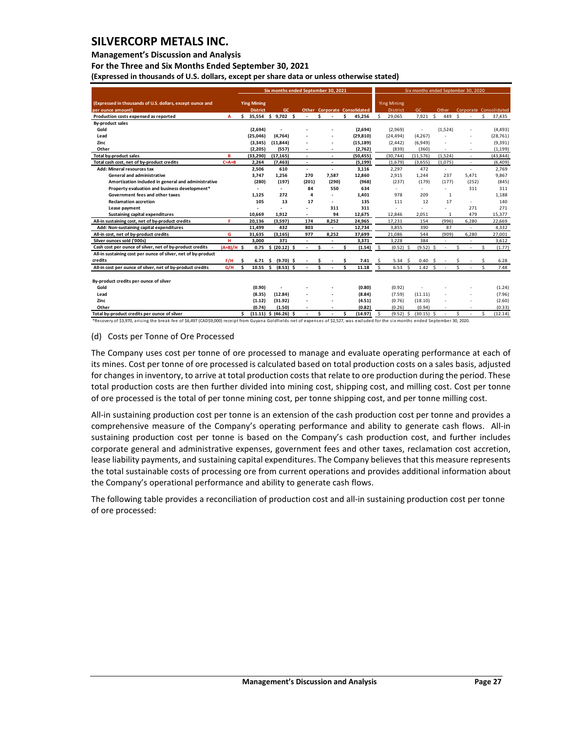| (Expressed in thousands of U.S. dollars, except ounce and per ounce amount) | | Six months ended September 30, 2021 | | | | | Six months ended September 30, 2020 | | | | |
|---|---|---|---|---|---|---|---|---|---|---|---|
| | | Ying Mining District | GC | Other | Corporate | Consolidated | Ying Mining District | GC | Other | Corporate | Consolidated |
| Production costs expensed as reported | A | $ 35,554 | $ 9,702 | $ - | $ - | $ 45,256 | $ 29,065 | 7,921 | $ 449 | $ - | $ 37,435 |
| By-product sales | | | | | | | | | | | |
| Gold | | (2,694) | - | - | - | (2,694) | (2,969) | - | (1,524) | - | (4,493) |
| Lead | | (25,046) | (4,764) | - | - | (29,810) | (24,494) | (4,267) | - | - | (28,761) |
| Zinc | | (3,345) | (11,844) | - | - | (15,189) | (2,442) | (6,949) | - | - | (9,391) |
| Other | | (2,205) | (557) | - | - | (2,762) | (839) | (360) | - | - | (1,199) |
| Total by-product sales | B | (33,290) | (17,165) | - | - | (50,455) | (30,744) | (11,576) | (1,524) | - | (43,844) |
| Total cash cost, net of by-product credits | C=A+B | 2,264 | (7,463) | - | - | (5,199) | (1,679) | (3,655) | (1,075) | - | (6,409) |
| Add: Mineral resources tax | | 2,506 | 610 | - | - | 3,116 | 2,297 | 472 | - | - | 2,769 |
| General and administrative | | 3,747 | 1,256 | 270 | 7,587 | 12,860 | 2,915 | 1,244 | 237 | 5,471 | 9,867 |
| Amortization included in general and administrative | | (280) | (197) | (201) | (290) | (968) | (237) | (179) | (177) | (252) | (845) |
| Property evaluation and business development* | | - | - | 84 | 550 | 634 | - | - | - | 311 | 311 |
| Government fees and other taxes | | 1,125 | 272 | 4 | - | 1,401 | 978 | 209 | 1 | | 1,188 |
| Reclamation accretion | | 105 | 13 | 17 | - | 135 | 111 | 12 | 17 | - | 140 |
| Lease payment | | - | - | - | 311 | 311 | - | - | - | 271 | 271 |
| Sustaining capital expenditures | | 10,669 | 1,912 | - | 94 | 12,675 | 12,846 | 2,051 | 1 | 479 | 15,377 |
| All-in sustaining cost, net of by-product credits | F | 20,136 | (3,597) | 174 | 8,252 | 24,965 | 17,231 | 154 | (996) | 6,280 | 22,669 |
| Add: Non-sustaining capital expenditures | | 11,499 | 432 | 803 | - | 12,734 | 3,855 | 390 | 87 | - | 4,332 |
| All-in cost, net of by-product credits | G | 31,635 | (3,165) | 977 | 8,252 | 37,699 | 21,086 | 544 | (909) | 6,280 | 27,001 |
| Silver ounces sold ('000s) | H | 3,000 | 371 | - | - | 3,371 | 3,228 | 384 | - | - | 3,612 |
| Cash cost per ounce of silver, net of by-product credits | (A+B)/H | $ 0.75 | $ (20.12) | $ - | $ - | $ (1.54) | $ (0.52) | $ (9.52) | $ - | $ - | $ (1.77) |
| All-in sustaining cost per ounce of silver, net of by-product credits | F/H | $ 6.71 | $ (9.70) | $ - | $ - | $ 7.41 | $ 5.34 | $ 0.40 | $ - | $ - | $ 6.28 |
| All-in cost per ounce of silver, net of by-product credits | G/H | $ 10.55 | $ (8.53) | $ - | $ - | $ 11.18 | $ 6.53 | $ 1.42 | $ - | $ - | $ 7.48 |
| By-product credits per ounce of silver | | | | | | | | | | | |
| Gold | | (0.90) | - | - | - | (0.80) | (0.92) | - | - | - | (1.24) |
| Lead | | (8.35) | (12.84) | - | - | (8.84) | (7.59) | (11.11) | - | - | (7.96) |
| Zinc | | (1.12) | (31.92) | - | - | (4.51) | (0.76) | (18.10) | - | - | (2.60) |
| Other | | (0.74) | (1.50) | - | - | (0.82) | (0.26) | (0.94) | - | - | (0.33) |
| Total by-product credits per ounce of silver | | $ (11.11) | $ (46.26) | $ - | $ - | $ (14.97) | $ (9.52) | $ (30.15) | $ - | $ - | $ (12.14) |

*Recovery of $3,970, arising the break fee of $6,497 (CAD$9,000) receipt from Guyana Goldfields net of expenses of $2,527, was excluded for the six months ended September 30, 2020.

(d) Costs per Tonne of Ore Processed

The Company uses cost per tonne of ore processed to manage and evaluate operating performance at each of its mines. Cost per tonne of ore processed is calculated based on total production costs on a sales basis, adjusted for changes in inventory, to arrive at total production costs that relate to ore production during the period. These total production costs are then further divided into mining cost, shipping cost, and milling cost. Cost per tonne of ore processed is the total of per tonne mining cost, per tonne shipping cost, and per tonne milling cost.

All-in sustaining production cost per tonne is an extension of the cash production cost per tonne and provides a comprehensive measure of the Company's operating performance and ability to generate cash flows. All-in sustaining production cost per tonne is based on the Company's cash production cost, and further includes corporate general and administrative expenses, government fees and other taxes, reclamation cost accretion, lease liability payments, and sustaining capital expenditures. The Company believes that this measure represents the total sustainable costs of processing ore from current operations and provides additional information about the Company's operational performance and ability to generate cash flows.

The following table provides a reconciliation of production cost and all-in sustaining production cost per tonne of ore processed: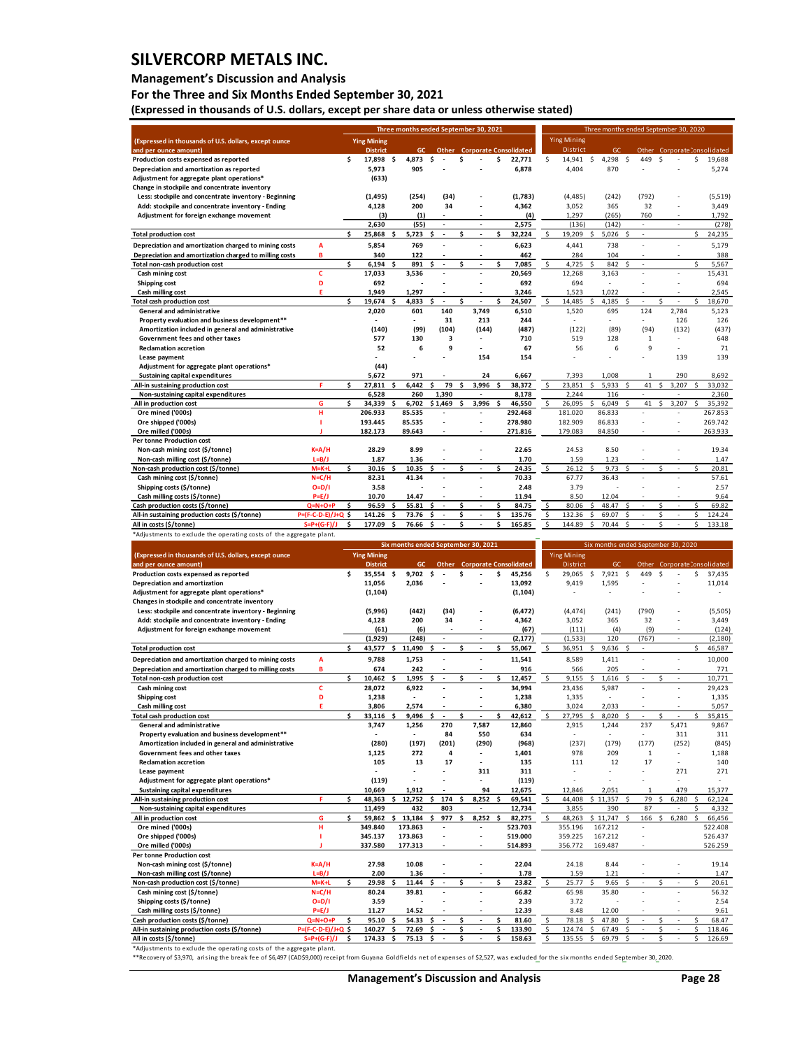# SILVERCORP METALS INC.

## Management's Discussion and Analysis

## For the Three and Six Months Ended September 30, 2021

## (Expressed in thousands of U.S. dollars, except per share data or unless otherwise stated)

| (Expressed in thousands of U.S. dollars, except ounce and per ounce amount) | | Three months ended September 30, 2021 Ying Mining District | GC | Other | Corporate | Consolidated | Three months ended September 30, 2020 Ying Mining District | GC | Other | Corporate | Consolidated |
|---|---|---|---|---|---|---|---|---|---|---|---|
| Production costs expensed as reported | | $ 17,898 | $ 4,873 | $ - | $ - | $ 22,771 | $ 14,941 | $ 4,298 | $ 449 | $ - | $ 19,688 |
| Depreciation and amortization as reported | | 5,973 | 905 | | | 6,878 | 4,404 | 870 | | | 5,274 |
| Adjustment for aggregate plant operations* | | (633) | | | | | | | | | |
| Change in stockpile and concentrate inventory | | | | | | | | | | | |
| Less: stockpile and concentrate inventory - Beginning | | (1,495) | (254) | (34) | - | (1,783) | (4,485) | (242) | (792) | - | (5,519) |
| Add: stockpile and concentrate inventory - Ending | | 4,128 | 200 | 34 | - | 4,362 | 3,052 | 365 | 32 | - | 3,449 |
| Adjustment for foreign exchange movement | | (3) | (1) | - | - | (4) | 1,297 | (265) | 760 | - | 1,792 |
| | | 2,630 | (55) | - | - | 2,575 | (136) | (142) | - | - | (278) |
| Total production cost | | $ 25,868 | $ 5,723 | $ - | $ - | $ 32,224 | $ 19,209 | $ 5,026 | $ - | | $ 24,235 |
| Depreciation and amortization charged to mining costs | A | 5,854 | 769 | - | - | 6,623 | 4,441 | 738 | - | - | 5,179 |
| Depreciation and amortization charged to milling costs | B | 340 | 122 | - | - | 462 | 284 | 104 | - | - | 388 |
| Total non-cash production cost | | $ 6,194 | $ 891 | $ - | $ - | $ 7,085 | $ 4,725 | $ 842 | $ - | | $ 5,567 |
| Cash mining cost | C | 17,033 | 3,536 | - | - | 20,569 | 12,268 | 3,163 | - | - | 15,431 |
| Shipping cost | D | 692 | - | - | - | 692 | 694 | - | - | - | 694 |
| Cash milling cost | E | 1,949 | 1,297 | - | - | 3,246 | 1,523 | 1,022 | - | - | 2,545 |
| Total cash production cost | | $ 19,674 | $ 4,833 | $ - | $ - | $ 24,507 | $ 14,485 | $ 4,185 | $ - | | $ 18,670 |
| General and administrative | | 2,020 | 601 | 140 | 3,749 | 6,510 | 1,520 | 695 | 124 | 2,784 | 5,123 |
| Property evaluation and business development** | | - | - | 31 | 213 | 244 | - | - | - | 126 | 126 |
| Amortization included in general and administrative | | (140) | (99) | (104) | (144) | (487) | (122) | (89) | (94) | (132) | (437) |
| Government fees and other taxes | | 577 | 130 | 3 | - | 710 | 519 | 128 | 1 | - | 648 |
| Reclamation accretion | | 52 | 6 | 9 | - | 67 | 56 | 6 | 9 | - | 71 |
| Lease payment | | - | - | - | 154 | 154 | - | - | - | 139 | 139 |
| Adjustment for aggregate plant operations* | | (44) | | | | | | | | | |
| Sustaining capital expenditures | | 5,672 | 971 | - | 24 | 6,667 | 7,393 | 1,008 | 1 | 290 | 8,692 |
| All-in sustaining production cost | F | $ 27,811 | $ 6,442 | $ 79 | $ 3,996 | $ 38,372 | $ 23,851 | $ 5,933 | $ 41 | $ 3,207 | $ 33,032 |
| Non-sustaining capital expenditures | | 6,528 | 260 | 1,390 | - | 8,178 | 2,244 | 116 | - | - | 2,360 |
| All in production cost | G | $ 34,339 | $ 6,702 | $ 1,469 | $ 3,996 | $ 46,550 | $ 26,095 | $ 6,049 | $ 41 | $ 3,207 | $ 35,392 |
| Ore mined ('000s) | H | 206.933 | 85.535 | - | - | 292.468 | 181.020 | 86.833 | - | - | 267.853 |
| Ore shipped ('000s) | I | 193.445 | 85.535 | - | - | 278.980 | 182.909 | 86.833 | - | - | 269.742 |
| Ore milled ('000s) | J | 182.173 | 89.643 | - | - | 271.816 | 179.083 | 84.850 | - | - | 263.933 |
| Per tonne Production cost | | | | | | | | | | | |
| Non-cash mining cost ($/tonne) | K=A/H | 28.29 | 8.99 | - | - | 22.65 | 24.53 | 8.50 | - | - | 19.34 |
| Non-cash milling cost ($/tonne) | L=B/J | 1.87 | 1.36 | - | - | 1.70 | 1.59 | 1.23 | - | - | 1.47 |
| Non-cash production cost ($/tonne) | M=K+L | $ 30.16 | $ 10.35 | $ - | $ - | $ 24.35 | $ 26.12 | $ 9.73 | $ - | $ - | $ 20.81 |
| Cash mining cost ($/tonne) | N=C/H | 82.31 | 41.34 | - | - | 70.33 | 67.77 | 36.43 | - | - | 57.61 |
| Shipping costs ($/tonne) | O=D/I | 3.58 | - | - | - | 2.48 | 3.79 | - | - | - | 2.57 |
| Cash milling costs ($/tonne) | P=E/J | 10.70 | 14.47 | - | - | 11.94 | 8.50 | 12.04 | - | - | 9.64 |
| Cash production costs ($/tonne) | Q=N+O+P | $ 96.59 | $ 55.81 | $ - | $ - | $ 84.75 | $ 80.06 | $ 48.47 | $ - | $ - | $ 69.82 |
| All-in sustaining production costs ($/tonne) | P=(F-C-D-E)/J+Q | $ 141.26 | $ 73.76 | $ - | $ - | $ 135.76 | $ 132.36 | $ 69.07 | $ - | $ - | $ 124.24 |
| All in costs ($/tonne) | S=P+(G-F)/J | $ 177.09 | $ 76.66 | $ - | $ - | $ 165.85 | $ 144.89 | $ 70.44 | $ - | $ - | $ 133.18 |

*Adjustments to exclude the operating costs of the aggregate plant.

| (Expressed in thousands of U.S. dollars, except ounce and per ounce amount) | | Six months ended September 30, 2021 Ying Mining District | GC | Other | Corporate | Consolidated | Six months ended September 30, 2020 Ying Mining District | GC | Other | Corporate | Consolidated |
|---|---|---|---|---|---|---|---|---|---|---|---|
| Production costs expensed as reported | | $ 35,554 | $ 9,702 | $ - | $ - | $ 45,256 | $ 29,065 | $ 7,921 | $ 449 | $ - | $ 37,435 |
| Depreciation and amortization | | 11,056 | 2,036 | | | 13,092 | 9,419 | 1,595 | - | - | 11,014 |
| Adjustment for aggregate plant operations* | | (1,104) | | | | (1,104) | - | - | - | - | - |
| Changes in stockpile and concentrate inventory | | | | | | | | | | | |
| Less: stockpile and concentrate inventory - Beginning | | (5,996) | (442) | (34) | - | (6,472) | (4,474) | (241) | (790) | - | (5,505) |
| Add: stockpile and concentrate inventory - Ending | | 4,128 | 200 | 34 | - | 4,362 | 3,052 | 365 | 32 | - | 3,449 |
| Adjustment for foreign exchange movement | | (61) | (6) | - | - | (67) | (111) | (4) | (9) | - | (124) |
| | | (1,929) | (248) | - | - | (2,177) | (1,533) | 120 | (767) | - | (2,180) |
| Total production cost | | $ 43,577 | $ 11,490 | $ - | $ - | $ 55,067 | $ 36,951 | $ 9,636 | $ - | | $ 46,587 |
| Depreciation and amortization charged to mining costs | A | 9,788 | 1,753 | - | - | 11,541 | 8,589 | 1,411 | - | - | 10,000 |
| Depreciation and amortization charged to milling costs | B | 674 | 242 | - | - | 916 | 566 | 205 | - | - | 771 |
| Total non-cash production cost | | $ 10,462 | $ 1,995 | $ - | $ - | $ 12,457 | $ 9,155 | $ 1,616 | $ - | $ - | $ 10,771 |
| Cash mining cost | C | 28,072 | 6,922 | - | - | 34,994 | 23,436 | 5,987 | - | - | 29,423 |
| Shipping cost | D | 1,238 | - | - | - | 1,238 | 1,335 | - | - | - | 1,335 |
| Cash milling cost | E | 3,806 | 2,574 | - | - | 6,380 | 3,024 | 2,033 | - | - | 5,057 |
| Total cash production cost | | $ 33,116 | $ 9,496 | $ - | $ - | $ 42,612 | $ 27,795 | $ 8,020 | $ - | $ - | $ 35,815 |
| General and administrative | | 3,747 | 1,256 | 270 | 7,587 | 12,860 | 2,915 | 1,244 | 237 | 5,471 | 9,867 |
| Property evaluation and business development** | | - | - | 84 | 550 | 634 | - | - | - | 311 | 311 |
| Amortization included in general and administrative | | (280) | (197) | (201) | (290) | (968) | (237) | (179) | (177) | (252) | (845) |
| Government fees and other taxes | | 1,125 | 272 | 4 | - | 1,401 | 978 | 209 | 1 | - | 1,188 |
| Reclamation accretion | | 105 | 13 | 17 | - | 135 | 111 | 12 | 17 | - | 140 |
| Lease payment | | - | - | - | 311 | 311 | - | - | - | 271 | 271 |
| Adjustment for aggregate plant operations* | | (119) | - | - | - | (119) | - | - | - | - | - |
| Sustaining capital expenditures | | 10,669 | 1,912 | - | 94 | 12,675 | 12,846 | 2,051 | 1 | 479 | 15,377 |
| All-in sustaining production cost | F | $ 48,363 | $ 12,752 | $ 174 | $ 8,252 | $ 69,541 | $ 44,408 | $ 11,357 | $ 79 | $ 6,280 | $ 62,124 |
| Non-sustaining capital expenditures | | 11,499 | 432 | 803 | - | 12,734 | 3,855 | 390 | 87 | - | $ 4,332 |
| All in production cost | G | $ 59,862 | $ 13,184 | $ 977 | $ 8,252 | $ 82,275 | $ 48,263 | $ 11,747 | $ 166 | $ 6,280 | $ 66,456 |
| Ore mined ('000s) | H | 349.840 | 173.863 | - | - | 523.703 | 355.196 | 167.212 | - | | 522.408 |
| Ore shipped ('000s) | I | 345.137 | 173.863 | - | - | 519.000 | 359.225 | 167.212 | - | | 526.437 |
| Ore milled ('000s) | J | 337.580 | 177.313 | - | - | 514.893 | 356.772 | 169.487 | - | | 526.259 |
| Per tonne Production cost | | | | | | | | | | | |
| Non-cash mining cost ($/tonne) | K=A/H | 27.98 | 10.08 | - | - | 22.04 | 24.18 | 8.44 | - | - | 19.14 |
| Non-cash milling cost ($/tonne) | L=B/J | 2.00 | 1.36 | - | - | 1.78 | 1.59 | 1.21 | - | - | 1.47 |
| Non-cash production cost ($/tonne) | M=K+L | $ 29.98 | $ 11.44 | $ - | $ - | $ 23.82 | $ 25.77 | $ 9.65 | $ - | $ - | $ 20.61 |
| Cash mining cost ($/tonne) | N=C/H | 80.24 | 39.81 | - | - | 66.82 | 65.98 | 35.80 | - | - | 56.32 |
| Shipping costs ($/tonne) | O=D/I | 3.59 | - | - | - | 2.39 | 3.72 | - | - | - | 2.54 |
| Cash milling costs ($/tonne) | P=E/J | 11.27 | 14.52 | - | - | 12.39 | 8.48 | 12.00 | - | - | 9.61 |
| Cash production costs ($/tonne) | Q=N+O+P | $ 95.10 | $ 54.33 | $ - | $ - | $ 81.60 | $ 78.18 | $ 47.80 | $ - | $ - | $ 68.47 |
| All-in sustaining production costs ($/tonne) | P=(F-C-D-E)/J+Q | $ 140.27 | $ 72.69 | $ - | $ - | $ 133.90 | $ 124.74 | $ 67.49 | $ - | $ - | $ 118.46 |
| All in costs ($/tonne) | S=P+(G-F)/J | $ 174.33 | $ 75.13 | $ - | $ - | $ 158.63 | $ 135.55 | $ 69.79 | $ - | $ - | $ 126.69 |

*Adjustments to exclude the operating costs of the aggregate plant.

**Recovery of $3,970, arising the break fee of $6,497 (CAD$9,000) receipt from Guyana Goldfields net of expenses of $2,527, was excluded for the six months ended September 30, 2020.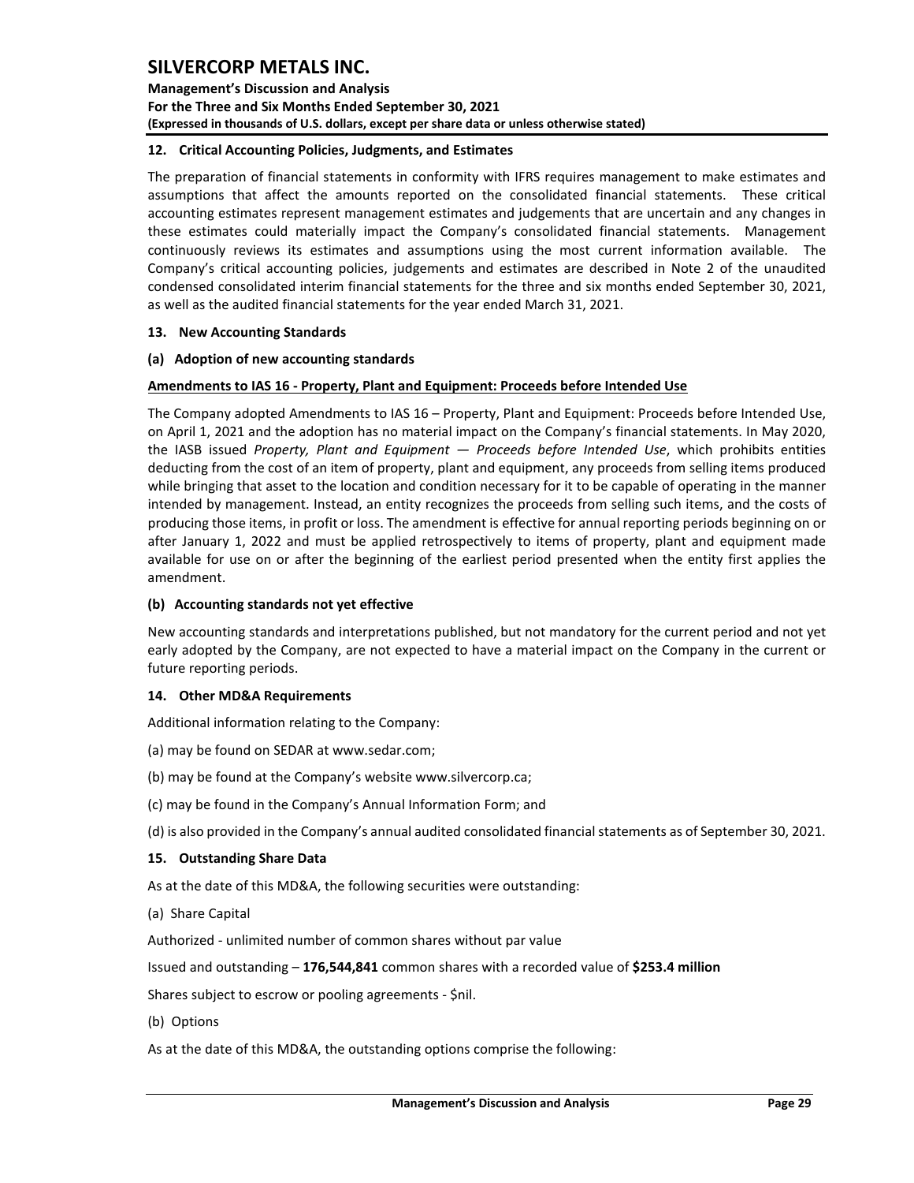## 12. Critical Accounting Policies, Judgments, and Estimates

The preparation of financial statements in conformity with IFRS requires management to make estimates and assumptions that affect the amounts reported on the consolidated financial statements. These critical accounting estimates represent management estimates and judgements that are uncertain and any changes in these estimates could materially impact the Company's consolidated financial statements. Management continuously reviews its estimates and assumptions using the most current information available. The Company's critical accounting policies, judgements and estimates are described in Note 2 of the unaudited condensed consolidated interim financial statements for the three and six months ended September 30, 2021, as well as the audited financial statements for the year ended March 31, 2021.

## 13. New Accounting Standards

### (a) Adoption of new accounting standards

**Amendments to IAS 16 - Property, Plant and Equipment: Proceeds before Intended Use**

The Company adopted Amendments to IAS 16 – Property, Plant and Equipment: Proceeds before Intended Use, on April 1, 2021 and the adoption has no material impact on the Company's financial statements. In May 2020, the IASB issued *Property, Plant and Equipment — Proceeds before Intended Use*, which prohibits entities deducting from the cost of an item of property, plant and equipment, any proceeds from selling items produced while bringing that asset to the location and condition necessary for it to be capable of operating in the manner intended by management. Instead, an entity recognizes the proceeds from selling such items, and the costs of producing those items, in profit or loss. The amendment is effective for annual reporting periods beginning on or after January 1, 2022 and must be applied retrospectively to items of property, plant and equipment made available for use on or after the beginning of the earliest period presented when the entity first applies the amendment.

### (b) Accounting standards not yet effective

New accounting standards and interpretations published, but not mandatory for the current period and not yet early adopted by the Company, are not expected to have a material impact on the Company in the current or future reporting periods.

## 14. Other MD&A Requirements

Additional information relating to the Company:

(a) may be found on SEDAR at www.sedar.com;

(b) may be found at the Company's website www.silvercorp.ca;

(c) may be found in the Company's Annual Information Form; and

(d) is also provided in the Company's annual audited consolidated financial statements as of September 30, 2021.

## 15. Outstanding Share Data

As at the date of this MD&A, the following securities were outstanding:

(a) Share Capital

Authorized - unlimited number of common shares without par value

Issued and outstanding – **176,544,841** common shares with a recorded value of **$253.4 million**

Shares subject to escrow or pooling agreements - $nil.

(b) Options

As at the date of this MD&A, the outstanding options comprise the following: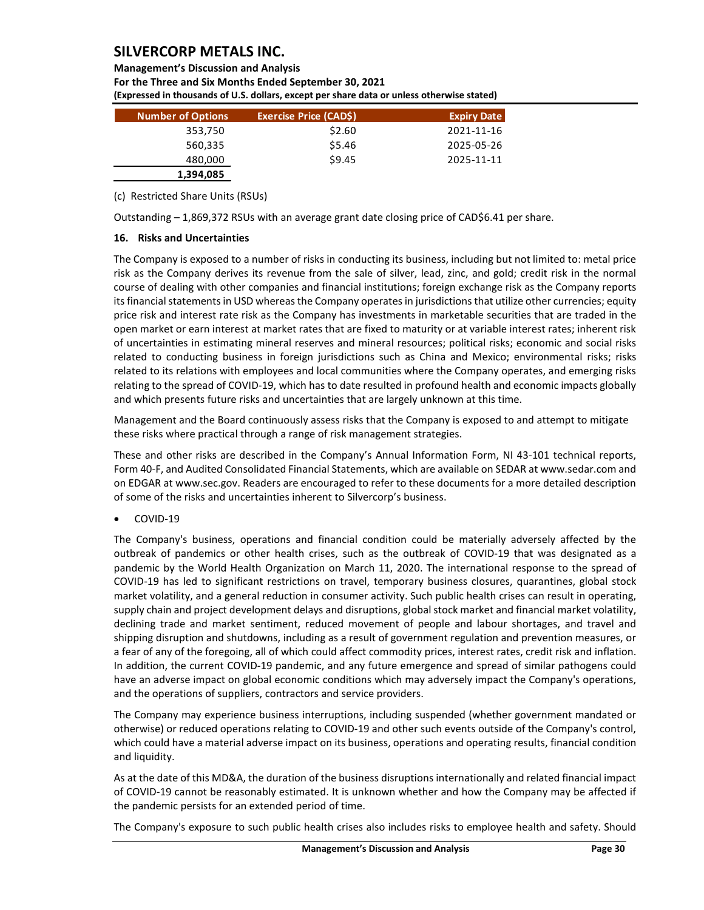| Number of Options | Exercise Price (CAD$) | Expiry Date |
|---|---|---|
| 353,750 | $2.60 | 2021-11-16 |
| 560,335 | $5.46 | 2025-05-26 |
| 480,000 | $9.45 | 2025-11-11 |
| **1,394,085** | | |

(c) Restricted Share Units (RSUs)

Outstanding – 1,869,372 RSUs with an average grant date closing price of CAD$6.41 per share.

**16. Risks and Uncertainties**

The Company is exposed to a number of risks in conducting its business, including but not limited to: metal price risk as the Company derives its revenue from the sale of silver, lead, zinc, and gold; credit risk in the normal course of dealing with other companies and financial institutions; foreign exchange risk as the Company reports its financial statements in USD whereas the Company operates in jurisdictions that utilize other currencies; equity price risk and interest rate risk as the Company has investments in marketable securities that are traded in the open market or earn interest at market rates that are fixed to maturity or at variable interest rates; inherent risk of uncertainties in estimating mineral reserves and mineral resources; political risks; economic and social risks related to conducting business in foreign jurisdictions such as China and Mexico; environmental risks; risks related to its relations with employees and local communities where the Company operates, and emerging risks relating to the spread of COVID-19, which has to date resulted in profound health and economic impacts globally and which presents future risks and uncertainties that are largely unknown at this time.

Management and the Board continuously assess risks that the Company is exposed to and attempt to mitigate these risks where practical through a range of risk management strategies.

These and other risks are described in the Company's Annual Information Form, NI 43-101 technical reports, Form 40-F, and Audited Consolidated Financial Statements, which are available on SEDAR at www.sedar.com and on EDGAR at www.sec.gov. Readers are encouraged to refer to these documents for a more detailed description of some of the risks and uncertainties inherent to Silvercorp's business.

- COVID-19

The Company's business, operations and financial condition could be materially adversely affected by the outbreak of pandemics or other health crises, such as the outbreak of COVID-19 that was designated as a pandemic by the World Health Organization on March 11, 2020. The international response to the spread of COVID-19 has led to significant restrictions on travel, temporary business closures, quarantines, global stock market volatility, and a general reduction in consumer activity. Such public health crises can result in operating, supply chain and project development delays and disruptions, global stock market and financial market volatility, declining trade and market sentiment, reduced movement of people and labour shortages, and travel and shipping disruption and shutdowns, including as a result of government regulation and prevention measures, or a fear of any of the foregoing, all of which could affect commodity prices, interest rates, credit risk and inflation. In addition, the current COVID-19 pandemic, and any future emergence and spread of similar pathogens could have an adverse impact on global economic conditions which may adversely impact the Company's operations, and the operations of suppliers, contractors and service providers.

The Company may experience business interruptions, including suspended (whether government mandated or otherwise) or reduced operations relating to COVID-19 and other such events outside of the Company's control, which could have a material adverse impact on its business, operations and operating results, financial condition and liquidity.

As at the date of this MD&A, the duration of the business disruptions internationally and related financial impact of COVID-19 cannot be reasonably estimated. It is unknown whether and how the Company may be affected if the pandemic persists for an extended period of time.

The Company's exposure to such public health crises also includes risks to employee health and safety. Should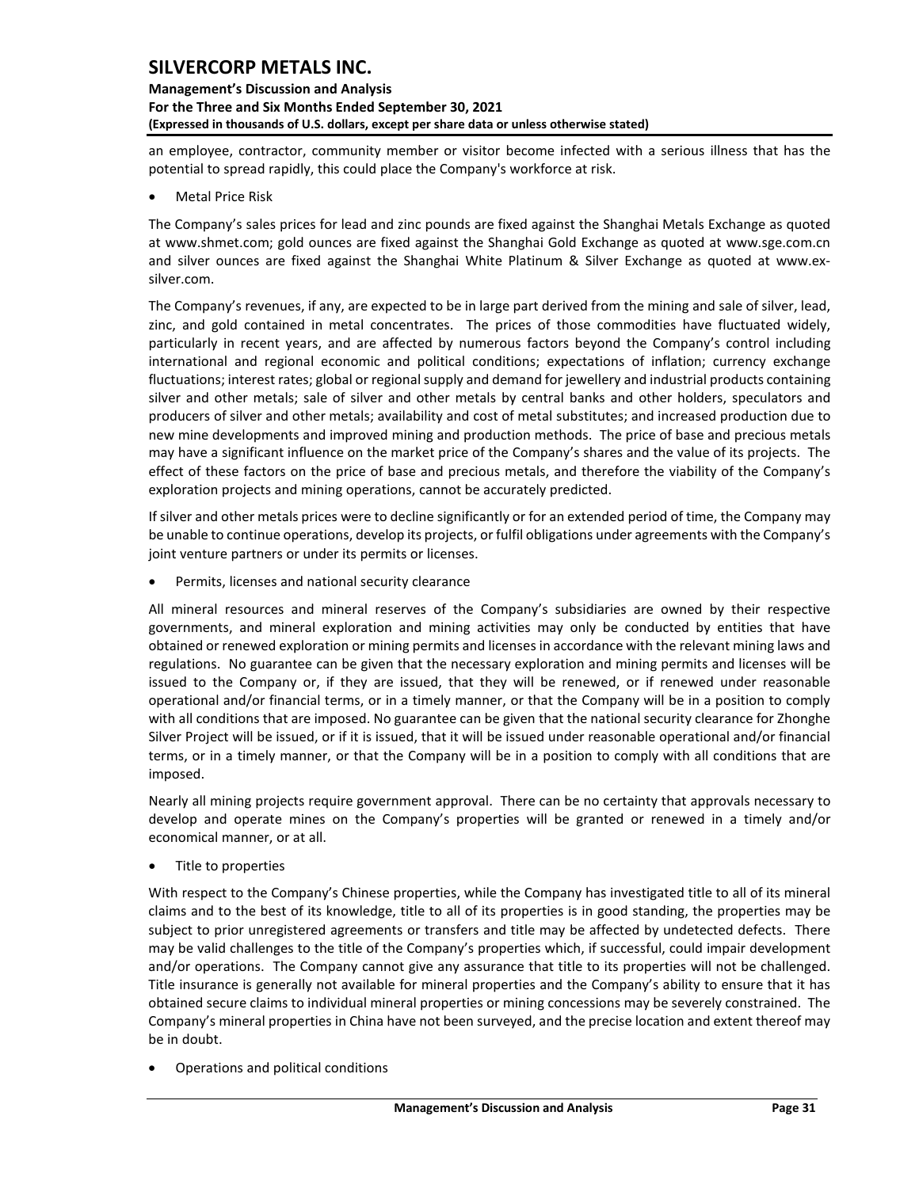an employee, contractor, community member or visitor become infected with a serious illness that has the potential to spread rapidly, this could place the Company's workforce at risk.

- Metal Price Risk

The Company's sales prices for lead and zinc pounds are fixed against the Shanghai Metals Exchange as quoted at www.shmet.com; gold ounces are fixed against the Shanghai Gold Exchange as quoted at www.sge.com.cn and silver ounces are fixed against the Shanghai White Platinum & Silver Exchange as quoted at www.ex-silver.com.

The Company's revenues, if any, are expected to be in large part derived from the mining and sale of silver, lead, zinc, and gold contained in metal concentrates. The prices of those commodities have fluctuated widely, particularly in recent years, and are affected by numerous factors beyond the Company's control including international and regional economic and political conditions; expectations of inflation; currency exchange fluctuations; interest rates; global or regional supply and demand for jewellery and industrial products containing silver and other metals; sale of silver and other metals by central banks and other holders, speculators and producers of silver and other metals; availability and cost of metal substitutes; and increased production due to new mine developments and improved mining and production methods. The price of base and precious metals may have a significant influence on the market price of the Company's shares and the value of its projects. The effect of these factors on the price of base and precious metals, and therefore the viability of the Company's exploration projects and mining operations, cannot be accurately predicted.

If silver and other metals prices were to decline significantly or for an extended period of time, the Company may be unable to continue operations, develop its projects, or fulfil obligations under agreements with the Company's joint venture partners or under its permits or licenses.

- Permits, licenses and national security clearance

All mineral resources and mineral reserves of the Company's subsidiaries are owned by their respective governments, and mineral exploration and mining activities may only be conducted by entities that have obtained or renewed exploration or mining permits and licenses in accordance with the relevant mining laws and regulations. No guarantee can be given that the necessary exploration and mining permits and licenses will be issued to the Company or, if they are issued, that they will be renewed, or if renewed under reasonable operational and/or financial terms, or in a timely manner, or that the Company will be in a position to comply with all conditions that are imposed. No guarantee can be given that the national security clearance for Zhonghe Silver Project will be issued, or if it is issued, that it will be issued under reasonable operational and/or financial terms, or in a timely manner, or that the Company will be in a position to comply with all conditions that are imposed.

Nearly all mining projects require government approval. There can be no certainty that approvals necessary to develop and operate mines on the Company's properties will be granted or renewed in a timely and/or economical manner, or at all.

- Title to properties

With respect to the Company's Chinese properties, while the Company has investigated title to all of its mineral claims and to the best of its knowledge, title to all of its properties is in good standing, the properties may be subject to prior unregistered agreements or transfers and title may be affected by undetected defects. There may be valid challenges to the title of the Company's properties which, if successful, could impair development and/or operations. The Company cannot give any assurance that title to its properties will not be challenged. Title insurance is generally not available for mineral properties and the Company's ability to ensure that it has obtained secure claims to individual mineral properties or mining concessions may be severely constrained. The Company's mineral properties in China have not been surveyed, and the precise location and extent thereof may be in doubt.

- Operations and political conditions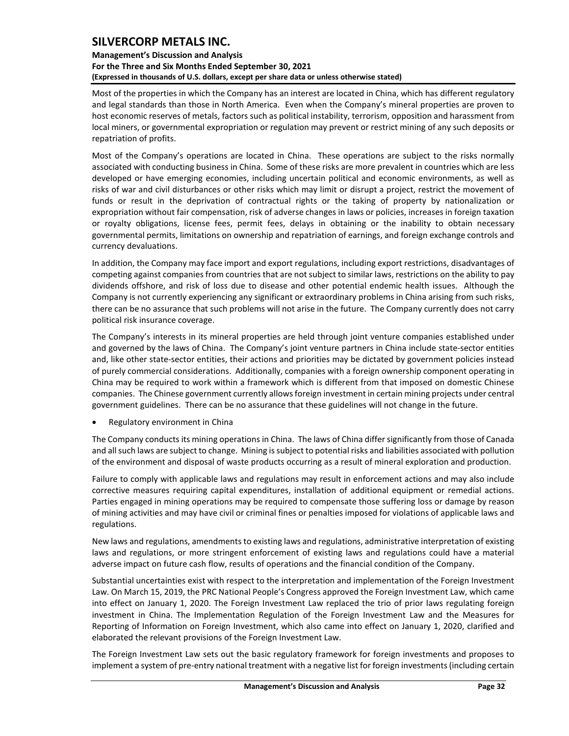Most of the properties in which the Company has an interest are located in China, which has different regulatory and legal standards than those in North America. Even when the Company's mineral properties are proven to host economic reserves of metals, factors such as political instability, terrorism, opposition and harassment from local miners, or governmental expropriation or regulation may prevent or restrict mining of any such deposits or repatriation of profits.

Most of the Company's operations are located in China. These operations are subject to the risks normally associated with conducting business in China. Some of these risks are more prevalent in countries which are less developed or have emerging economies, including uncertain political and economic environments, as well as risks of war and civil disturbances or other risks which may limit or disrupt a project, restrict the movement of funds or result in the deprivation of contractual rights or the taking of property by nationalization or expropriation without fair compensation, risk of adverse changes in laws or policies, increases in foreign taxation or royalty obligations, license fees, permit fees, delays in obtaining or the inability to obtain necessary governmental permits, limitations on ownership and repatriation of earnings, and foreign exchange controls and currency devaluations.

In addition, the Company may face import and export regulations, including export restrictions, disadvantages of competing against companies from countries that are not subject to similar laws, restrictions on the ability to pay dividends offshore, and risk of loss due to disease and other potential endemic health issues. Although the Company is not currently experiencing any significant or extraordinary problems in China arising from such risks, there can be no assurance that such problems will not arise in the future. The Company currently does not carry political risk insurance coverage.

The Company's interests in its mineral properties are held through joint venture companies established under and governed by the laws of China. The Company's joint venture partners in China include state-sector entities and, like other state-sector entities, their actions and priorities may be dictated by government policies instead of purely commercial considerations. Additionally, companies with a foreign ownership component operating in China may be required to work within a framework which is different from that imposed on domestic Chinese companies. The Chinese government currently allows foreign investment in certain mining projects under central government guidelines. There can be no assurance that these guidelines will not change in the future.

- Regulatory environment in China

The Company conducts its mining operations in China. The laws of China differ significantly from those of Canada and all such laws are subject to change. Mining is subject to potential risks and liabilities associated with pollution of the environment and disposal of waste products occurring as a result of mineral exploration and production.

Failure to comply with applicable laws and regulations may result in enforcement actions and may also include corrective measures requiring capital expenditures, installation of additional equipment or remedial actions. Parties engaged in mining operations may be required to compensate those suffering loss or damage by reason of mining activities and may have civil or criminal fines or penalties imposed for violations of applicable laws and regulations.

New laws and regulations, amendments to existing laws and regulations, administrative interpretation of existing laws and regulations, or more stringent enforcement of existing laws and regulations could have a material adverse impact on future cash flow, results of operations and the financial condition of the Company.

Substantial uncertainties exist with respect to the interpretation and implementation of the Foreign Investment Law. On March 15, 2019, the PRC National People's Congress approved the Foreign Investment Law, which came into effect on January 1, 2020. The Foreign Investment Law replaced the trio of prior laws regulating foreign investment in China. The Implementation Regulation of the Foreign Investment Law and the Measures for Reporting of Information on Foreign Investment, which also came into effect on January 1, 2020, clarified and elaborated the relevant provisions of the Foreign Investment Law.

The Foreign Investment Law sets out the basic regulatory framework for foreign investments and proposes to implement a system of pre-entry national treatment with a negative list for foreign investments (including certain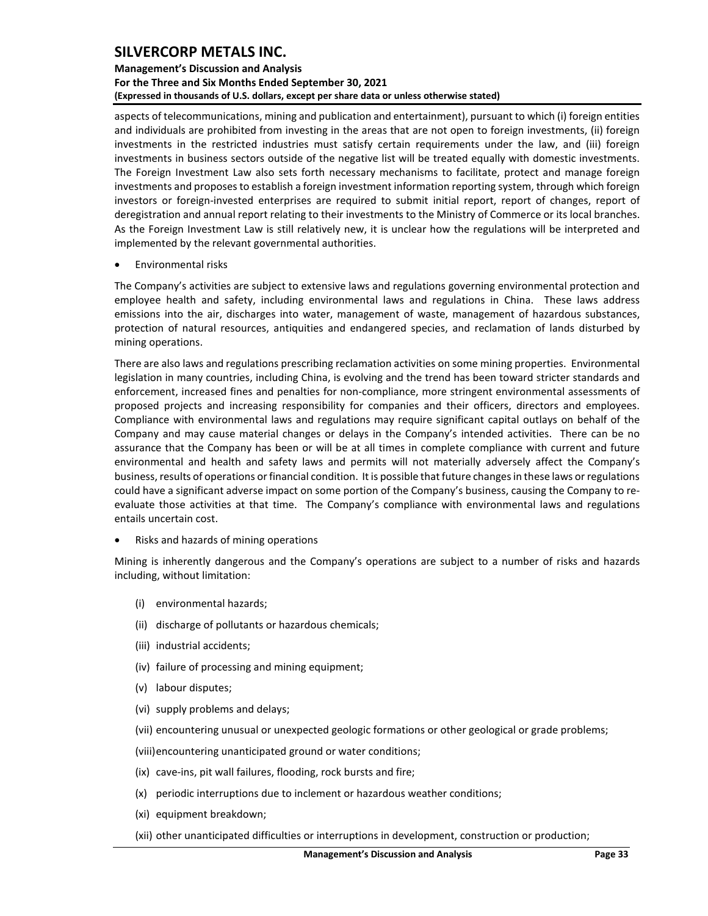aspects of telecommunications, mining and publication and entertainment), pursuant to which (i) foreign entities and individuals are prohibited from investing in the areas that are not open to foreign investments, (ii) foreign investments in the restricted industries must satisfy certain requirements under the law, and (iii) foreign investments in business sectors outside of the negative list will be treated equally with domestic investments. The Foreign Investment Law also sets forth necessary mechanisms to facilitate, protect and manage foreign investments and proposes to establish a foreign investment information reporting system, through which foreign investors or foreign-invested enterprises are required to submit initial report, report of changes, report of deregistration and annual report relating to their investments to the Ministry of Commerce or its local branches. As the Foreign Investment Law is still relatively new, it is unclear how the regulations will be interpreted and implemented by the relevant governmental authorities.

- Environmental risks

The Company's activities are subject to extensive laws and regulations governing environmental protection and employee health and safety, including environmental laws and regulations in China. These laws address emissions into the air, discharges into water, management of waste, management of hazardous substances, protection of natural resources, antiquities and endangered species, and reclamation of lands disturbed by mining operations.

There are also laws and regulations prescribing reclamation activities on some mining properties. Environmental legislation in many countries, including China, is evolving and the trend has been toward stricter standards and enforcement, increased fines and penalties for non-compliance, more stringent environmental assessments of proposed projects and increasing responsibility for companies and their officers, directors and employees. Compliance with environmental laws and regulations may require significant capital outlays on behalf of the Company and may cause material changes or delays in the Company's intended activities. There can be no assurance that the Company has been or will be at all times in complete compliance with current and future environmental and health and safety laws and permits will not materially adversely affect the Company's business, results of operations or financial condition. It is possible that future changes in these laws or regulations could have a significant adverse impact on some portion of the Company's business, causing the Company to re-evaluate those activities at that time. The Company's compliance with environmental laws and regulations entails uncertain cost.

- Risks and hazards of mining operations

Mining is inherently dangerous and the Company's operations are subject to a number of risks and hazards including, without limitation:

(i) environmental hazards;

(ii) discharge of pollutants or hazardous chemicals;

(iii) industrial accidents;

(iv) failure of processing and mining equipment;

(v) labour disputes;

(vi) supply problems and delays;

(vii) encountering unusual or unexpected geologic formations or other geological or grade problems;

(viii) encountering unanticipated ground or water conditions;

(ix) cave-ins, pit wall failures, flooding, rock bursts and fire;

(x) periodic interruptions due to inclement or hazardous weather conditions;

(xi) equipment breakdown;

(xii) other unanticipated difficulties or interruptions in development, construction or production;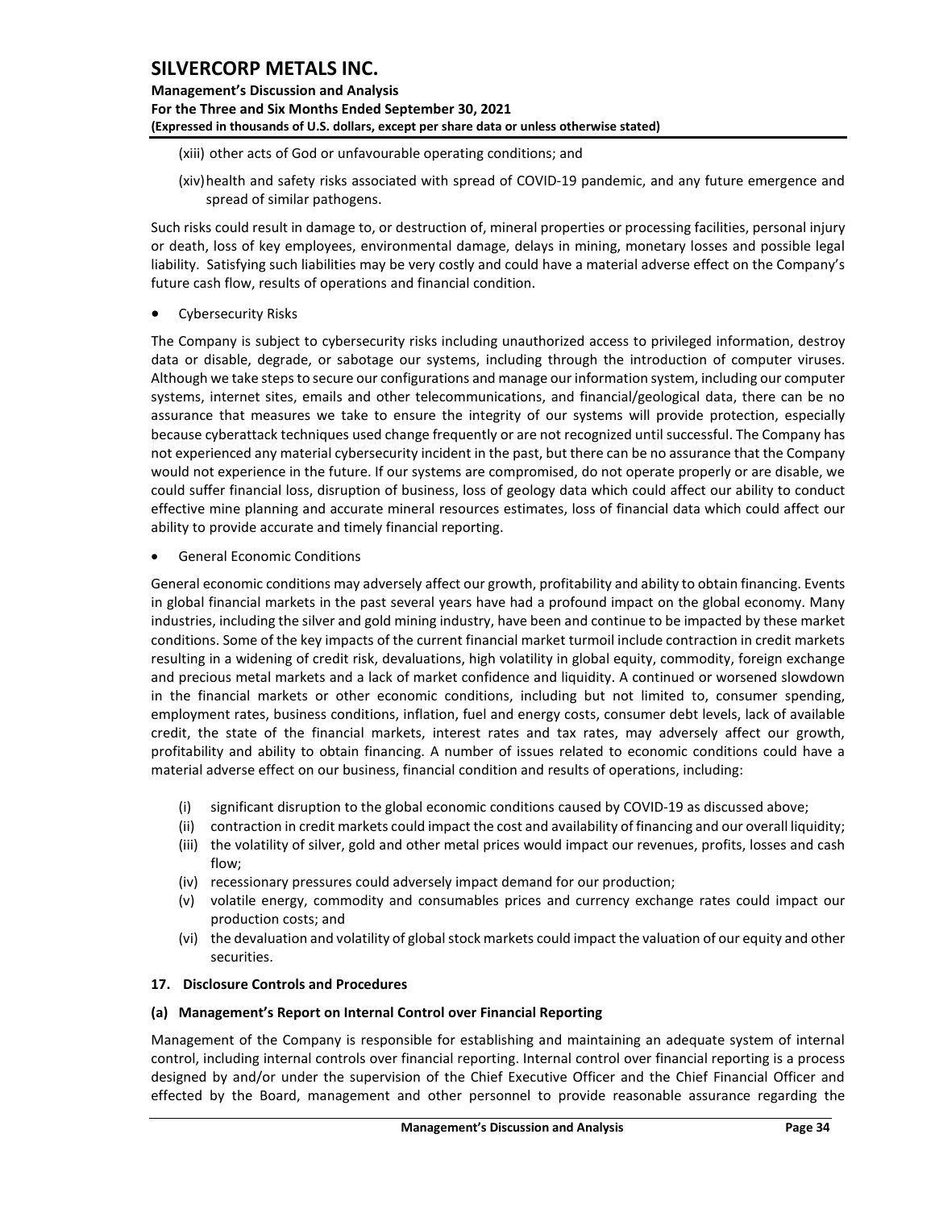(xiii) other acts of God or unfavourable operating conditions; and

(xiv) health and safety risks associated with spread of COVID-19 pandemic, and any future emergence and spread of similar pathogens.

Such risks could result in damage to, or destruction of, mineral properties or processing facilities, personal injury or death, loss of key employees, environmental damage, delays in mining, monetary losses and possible legal liability. Satisfying such liabilities may be very costly and could have a material adverse effect on the Company's future cash flow, results of operations and financial condition.

- Cybersecurity Risks

The Company is subject to cybersecurity risks including unauthorized access to privileged information, destroy data or disable, degrade, or sabotage our systems, including through the introduction of computer viruses. Although we take steps to secure our configurations and manage our information system, including our computer systems, internet sites, emails and other telecommunications, and financial/geological data, there can be no assurance that measures we take to ensure the integrity of our systems will provide protection, especially because cyberattack techniques used change frequently or are not recognized until successful. The Company has not experienced any material cybersecurity incident in the past, but there can be no assurance that the Company would not experience in the future. If our systems are compromised, do not operate properly or are disable, we could suffer financial loss, disruption of business, loss of geology data which could affect our ability to conduct effective mine planning and accurate mineral resources estimates, loss of financial data which could affect our ability to provide accurate and timely financial reporting.

- General Economic Conditions

General economic conditions may adversely affect our growth, profitability and ability to obtain financing. Events in global financial markets in the past several years have had a profound impact on the global economy. Many industries, including the silver and gold mining industry, have been and continue to be impacted by these market conditions. Some of the key impacts of the current financial market turmoil include contraction in credit markets resulting in a widening of credit risk, devaluations, high volatility in global equity, commodity, foreign exchange and precious metal markets and a lack of market confidence and liquidity. A continued or worsened slowdown in the financial markets or other economic conditions, including but not limited to, consumer spending, employment rates, business conditions, inflation, fuel and energy costs, consumer debt levels, lack of available credit, the state of the financial markets, interest rates and tax rates, may adversely affect our growth, profitability and ability to obtain financing. A number of issues related to economic conditions could have a material adverse effect on our business, financial condition and results of operations, including:

(i) significant disruption to the global economic conditions caused by COVID-19 as discussed above;
(ii) contraction in credit markets could impact the cost and availability of financing and our overall liquidity;
(iii) the volatility of silver, gold and other metal prices would impact our revenues, profits, losses and cash flow;
(iv) recessionary pressures could adversely impact demand for our production;
(v) volatile energy, commodity and consumables prices and currency exchange rates could impact our production costs; and
(vi) the devaluation and volatility of global stock markets could impact the valuation of our equity and other securities.

## 17. Disclosure Controls and Procedures

### (a) Management's Report on Internal Control over Financial Reporting

Management of the Company is responsible for establishing and maintaining an adequate system of internal control, including internal controls over financial reporting. Internal control over financial reporting is a process designed by and/or under the supervision of the Chief Executive Officer and the Chief Financial Officer and effected by the Board, management and other personnel to provide reasonable assurance regarding the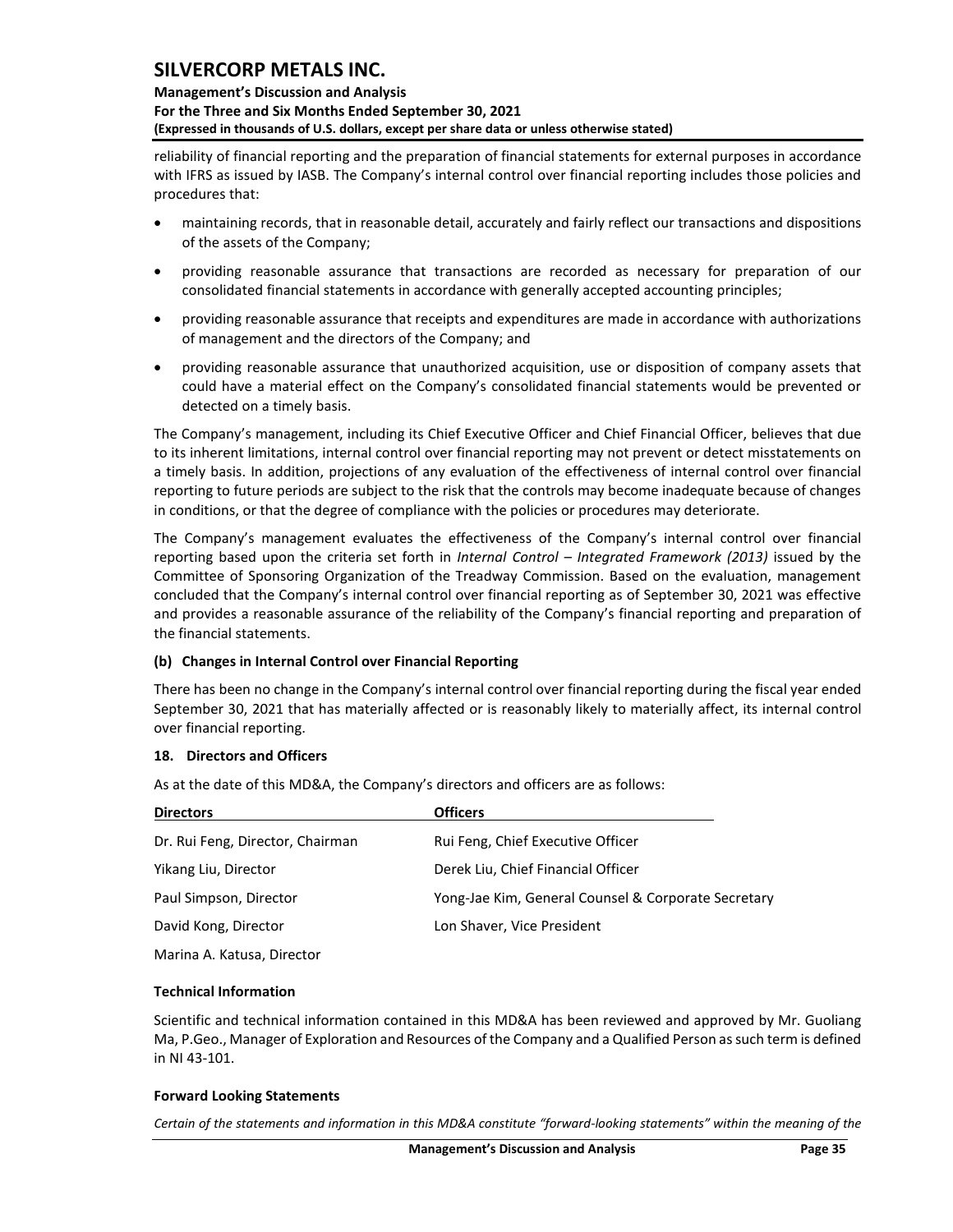reliability of financial reporting and the preparation of financial statements for external purposes in accordance with IFRS as issued by IASB. The Company's internal control over financial reporting includes those policies and procedures that:

- maintaining records, that in reasonable detail, accurately and fairly reflect our transactions and dispositions of the assets of the Company;
- providing reasonable assurance that transactions are recorded as necessary for preparation of our consolidated financial statements in accordance with generally accepted accounting principles;
- providing reasonable assurance that receipts and expenditures are made in accordance with authorizations of management and the directors of the Company; and
- providing reasonable assurance that unauthorized acquisition, use or disposition of company assets that could have a material effect on the Company's consolidated financial statements would be prevented or detected on a timely basis.

The Company's management, including its Chief Executive Officer and Chief Financial Officer, believes that due to its inherent limitations, internal control over financial reporting may not prevent or detect misstatements on a timely basis. In addition, projections of any evaluation of the effectiveness of internal control over financial reporting to future periods are subject to the risk that the controls may become inadequate because of changes in conditions, or that the degree of compliance with the policies or procedures may deteriorate.

The Company's management evaluates the effectiveness of the Company's internal control over financial reporting based upon the criteria set forth in *Internal Control – Integrated Framework (2013)* issued by the Committee of Sponsoring Organization of the Treadway Commission. Based on the evaluation, management concluded that the Company's internal control over financial reporting as of September 30, 2021 was effective and provides a reasonable assurance of the reliability of the Company's financial reporting and preparation of the financial statements.

### (b) Changes in Internal Control over Financial Reporting

There has been no change in the Company's internal control over financial reporting during the fiscal year ended September 30, 2021 that has materially affected or is reasonably likely to materially affect, its internal control over financial reporting.

## 18. Directors and Officers

As at the date of this MD&A, the Company's directors and officers are as follows:

| Directors | Officers |
|---|---|
| Dr. Rui Feng, Director, Chairman | Rui Feng, Chief Executive Officer |
| Yikang Liu, Director | Derek Liu, Chief Financial Officer |
| Paul Simpson, Director | Yong-Jae Kim, General Counsel & Corporate Secretary |
| David Kong, Director | Lon Shaver, Vice President |
| Marina A. Katusa, Director | |

### Technical Information

Scientific and technical information contained in this MD&A has been reviewed and approved by Mr. Guoliang Ma, P.Geo., Manager of Exploration and Resources of the Company and a Qualified Person as such term is defined in NI 43-101.

### Forward Looking Statements

*Certain of the statements and information in this MD&A constitute "forward-looking statements" within the meaning of the*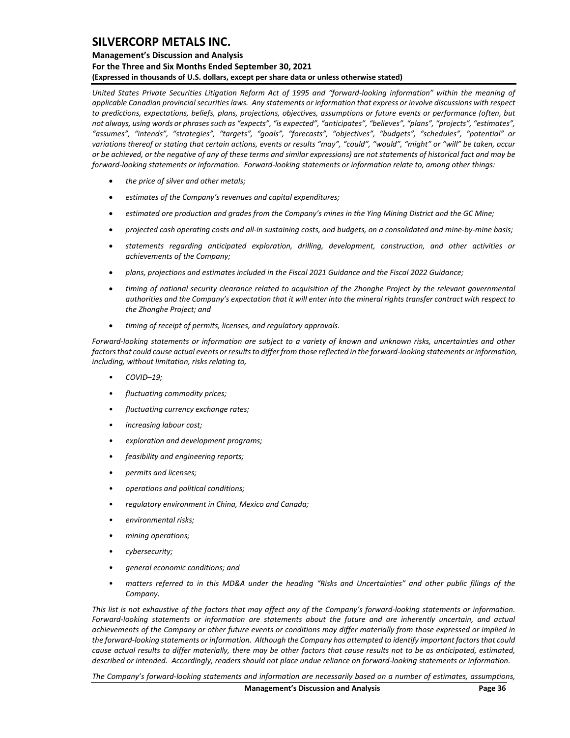*United States Private Securities Litigation Reform Act of 1995 and "forward-looking information" within the meaning of applicable Canadian provincial securities laws. Any statements or information that express or involve discussions with respect to predictions, expectations, beliefs, plans, projections, objectives, assumptions or future events or performance (often, but not always, using words or phrases such as "expects", "is expected", "anticipates", "believes", "plans", "projects", "estimates", "assumes", "intends", "strategies", "targets", "goals", "forecasts", "objectives", "budgets", "schedules", "potential" or variations thereof or stating that certain actions, events or results "may", "could", "would", "might" or "will" be taken, occur or be achieved, or the negative of any of these terms and similar expressions) are not statements of historical fact and may be forward-looking statements or information. Forward-looking statements or information relate to, among other things:*

- *the price of silver and other metals;*
- *estimates of the Company's revenues and capital expenditures;*
- *estimated ore production and grades from the Company's mines in the Ying Mining District and the GC Mine;*
- *projected cash operating costs and all-in sustaining costs, and budgets, on a consolidated and mine-by-mine basis;*
- *statements regarding anticipated exploration, drilling, development, construction, and other activities or achievements of the Company;*
- *plans, projections and estimates included in the Fiscal 2021 Guidance and the Fiscal 2022 Guidance;*
- *timing of national security clearance related to acquisition of the Zhonghe Project by the relevant governmental authorities and the Company's expectation that it will enter into the mineral rights transfer contract with respect to the Zhonghe Project; and*
- *timing of receipt of permits, licenses, and regulatory approvals.*

*Forward-looking statements or information are subject to a variety of known and unknown risks, uncertainties and other factors that could cause actual events or results to differ from those reflected in the forward-looking statements or information, including, without limitation, risks relating to,*

- *COVID–19;*
- *fluctuating commodity prices;*
- *fluctuating currency exchange rates;*
- *increasing labour cost;*
- *exploration and development programs;*
- *feasibility and engineering reports;*
- *permits and licenses;*
- *operations and political conditions;*
- *regulatory environment in China, Mexico and Canada;*
- *environmental risks;*
- *mining operations;*
- *cybersecurity;*
- *general economic conditions; and*
- *matters referred to in this MD&A under the heading "Risks and Uncertainties" and other public filings of the Company.*

*This list is not exhaustive of the factors that may affect any of the Company's forward-looking statements or information. Forward-looking statements or information are statements about the future and are inherently uncertain, and actual achievements of the Company or other future events or conditions may differ materially from those expressed or implied in the forward-looking statements or information. Although the Company has attempted to identify important factors that could cause actual results to differ materially, there may be other factors that cause results not to be as anticipated, estimated, described or intended. Accordingly, readers should not place undue reliance on forward-looking statements or information.*

*The Company's forward-looking statements and information are necessarily based on a number of estimates, assumptions,*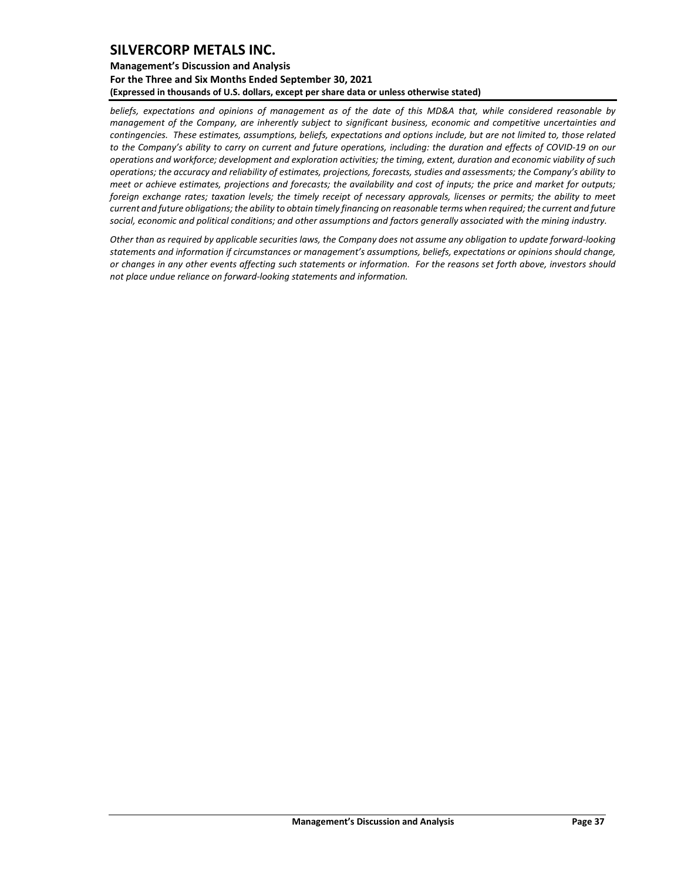*beliefs, expectations and opinions of management as of the date of this MD&A that, while considered reasonable by management of the Company, are inherently subject to significant business, economic and competitive uncertainties and contingencies. These estimates, assumptions, beliefs, expectations and options include, but are not limited to, those related to the Company's ability to carry on current and future operations, including: the duration and effects of COVID-19 on our operations and workforce; development and exploration activities; the timing, extent, duration and economic viability of such operations; the accuracy and reliability of estimates, projections, forecasts, studies and assessments; the Company's ability to meet or achieve estimates, projections and forecasts; the availability and cost of inputs; the price and market for outputs; foreign exchange rates; taxation levels; the timely receipt of necessary approvals, licenses or permits; the ability to meet current and future obligations; the ability to obtain timely financing on reasonable terms when required; the current and future social, economic and political conditions; and other assumptions and factors generally associated with the mining industry.*

*Other than as required by applicable securities laws, the Company does not assume any obligation to update forward-looking statements and information if circumstances or management's assumptions, beliefs, expectations or opinions should change, or changes in any other events affecting such statements or information. For the reasons set forth above, investors should not place undue reliance on forward-looking statements and information.*